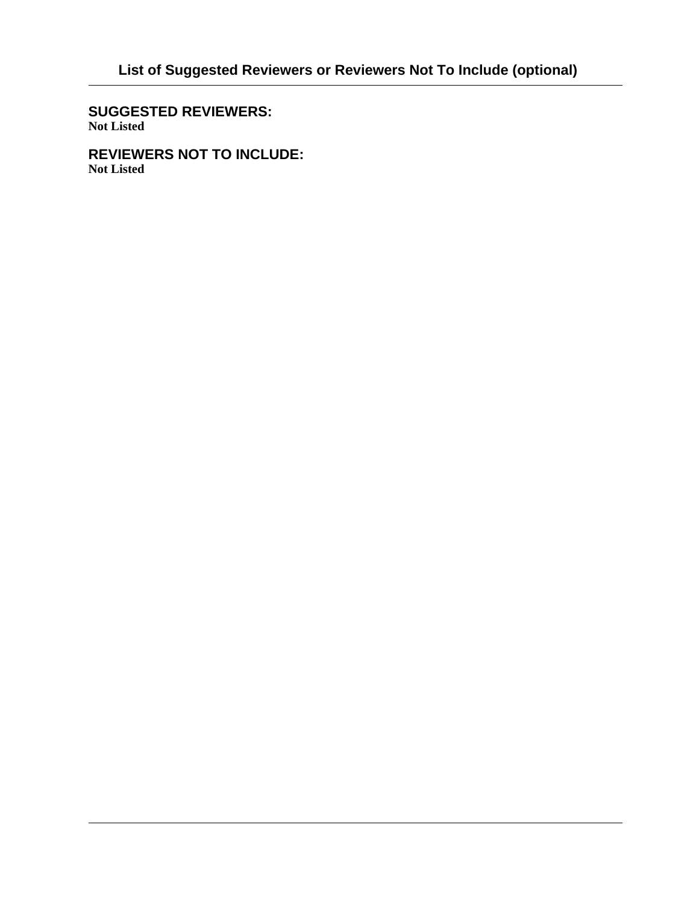# List of Suggested Reviewers or Reviewers Not To Include (optional)

## SUGGESTED REVIEWERS:

**Not Listed**

## REVIEWERS NOT TO INCLUDE:

**Not Listed**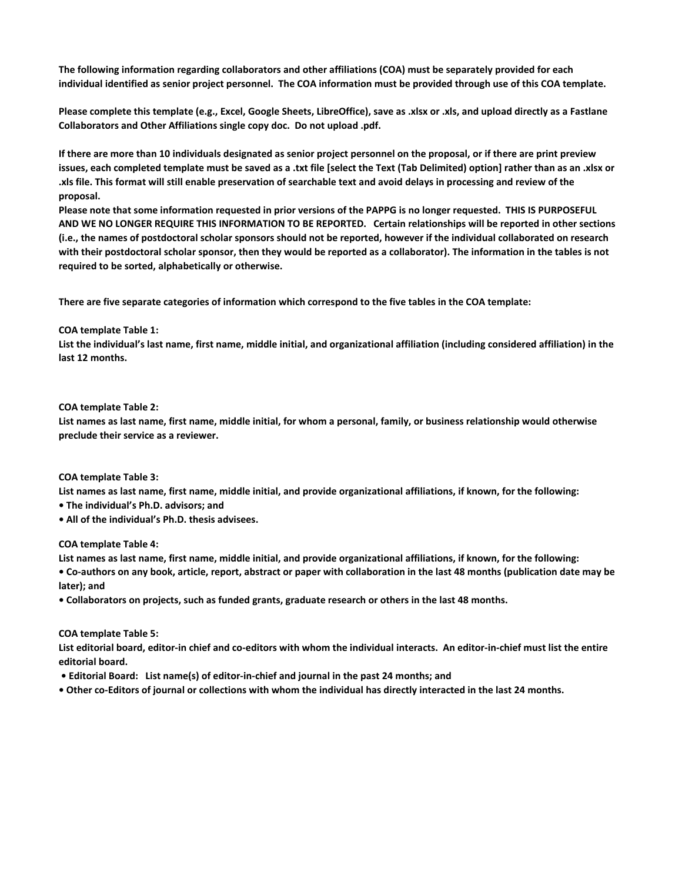**The following information regarding collaborators and other affiliations (COA) must be separately provided for each individual identified as senior project personnel. The COA information must be provided through use of this COA template.**

**Please complete this template (e.g., Excel, Google Sheets, LibreOffice), save as .xlsx or .xls, and upload directly as a Fastlane Collaborators and Other Affiliations single copy doc. Do not upload .pdf.**

**If there are more than 10 individuals designated as senior project personnel on the proposal, or if there are print preview issues, each completed template must be saved as a .txt file [select the Text (Tab Delimited) option] rather than as an .xlsx or .xls file. This format will still enable preservation of searchable text and avoid delays in processing and review of the proposal.**
**Please note that some information requested in prior versions of the PAPPG is no longer requested. THIS IS PURPOSEFUL AND WE NO LONGER REQUIRE THIS INFORMATION TO BE REPORTED. Certain relationships will be reported in other sections (i.e., the names of postdoctoral scholar sponsors should not be reported, however if the individual collaborated on research with their postdoctoral scholar sponsor, then they would be reported as a collaborator). The information in the tables is not required to be sorted, alphabetically or otherwise.**

**There are five separate categories of information which correspond to the five tables in the COA template:**

**COA template Table 1:**
**List the individual's last name, first name, middle initial, and organizational affiliation (including considered affiliation) in the last 12 months.**

**COA template Table 2:**
**List names as last name, first name, middle initial, for whom a personal, family, or business relationship would otherwise preclude their service as a reviewer.**

**COA template Table 3:**
**List names as last name, first name, middle initial, and provide organizational affiliations, if known, for the following:**
- **The individual's Ph.D. advisors; and**
- **All of the individual's Ph.D. thesis advisees.**

**COA template Table 4:**
**List names as last name, first name, middle initial, and provide organizational affiliations, if known, for the following:**
- **Co-authors on any book, article, report, abstract or paper with collaboration in the last 48 months (publication date may be later); and**
- **Collaborators on projects, such as funded grants, graduate research or others in the last 48 months.**

**COA template Table 5:**
**List editorial board, editor-in chief and co-editors with whom the individual interacts. An editor-in-chief must list the entire editorial board.**
- **Editorial Board: List name(s) of editor-in-chief and journal in the past 24 months; and**
- **Other co-Editors of journal or collections with whom the individual has directly interacted in the last 24 months.**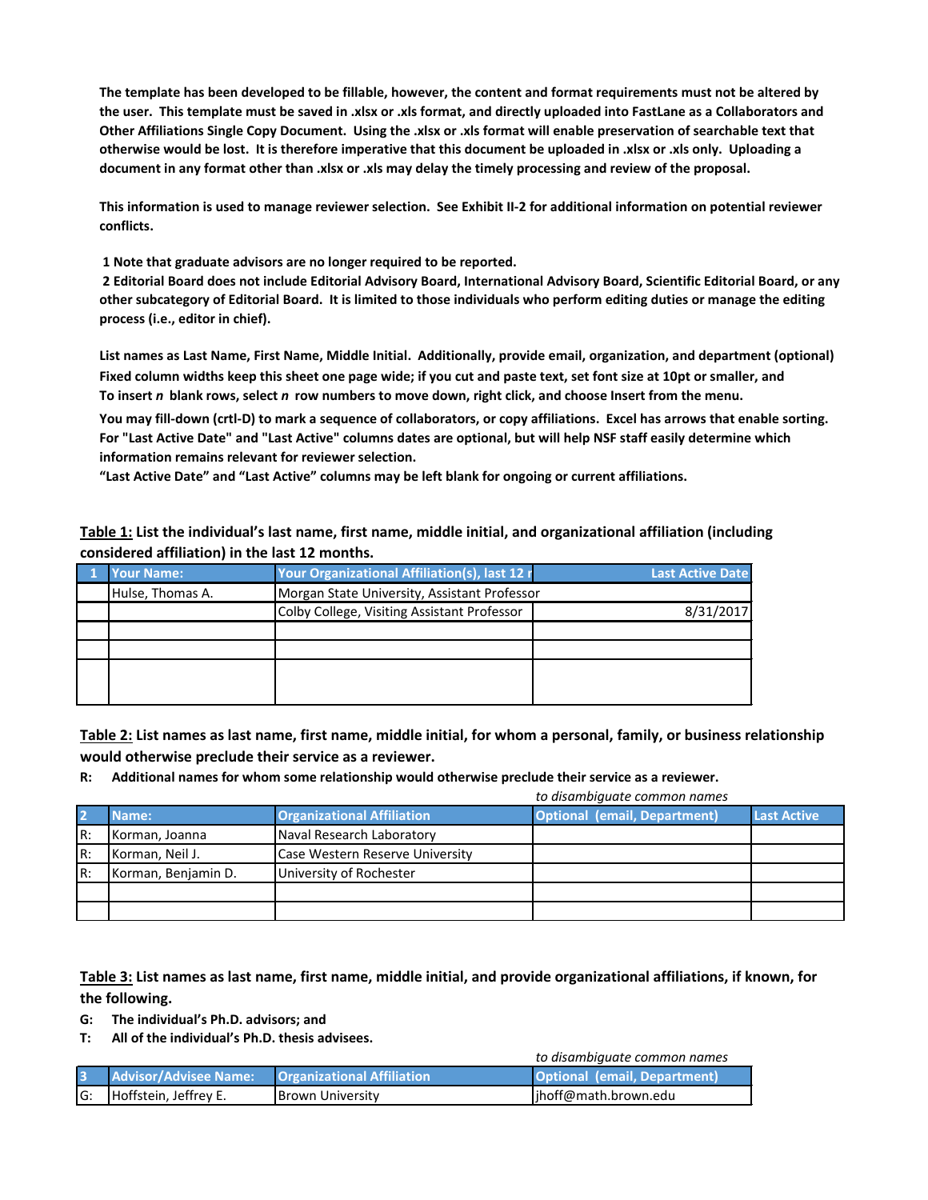**The template has been developed to be fillable, however, the content and format requirements must not be altered by the user. This template must be saved in .xlsx or .xls format, and directly uploaded into FastLane as a Collaborators and Other Affiliations Single Copy Document. Using the .xlsx or .xls format will enable preservation of searchable text that otherwise would be lost. It is therefore imperative that this document be uploaded in .xlsx or .xls only. Uploading a document in any format other than .xlsx or .xls may delay the timely processing and review of the proposal.**

**This information is used to manage reviewer selection. See Exhibit II-2 for additional information on potential reviewer conflicts.**

**1 Note that graduate advisors are no longer required to be reported.**
**2 Editorial Board does not include Editorial Advisory Board, International Advisory Board, Scientific Editorial Board, or any other subcategory of Editorial Board. It is limited to those individuals who perform editing duties or manage the editing process (i.e., editor in chief).**

**List names as Last Name, First Name, Middle Initial. Additionally, provide email, organization, and department (optional)**
**Fixed column widths keep this sheet one page wide; if you cut and paste text, set font size at 10pt or smaller, and**
**To insert *n* blank rows, select *n* row numbers to move down, right click, and choose Insert from the menu.**

**You may fill-down (crtl-D) to mark a sequence of collaborators, or copy affiliations. Excel has arrows that enable sorting.**
**For "Last Active Date" and "Last Active" columns dates are optional, but will help NSF staff easily determine which information remains relevant for reviewer selection.**
**"Last Active Date" and "Last Active" columns may be left blank for ongoing or current affiliations.**

**Table 1: List the individual's last name, first name, middle initial, and organizational affiliation (including considered affiliation) in the last 12 months.**

| 1 | Your Name: | Your Organizational Affiliation(s), last 12 r | Last Active Date |
|---|---|---|---|
| | Hulse, Thomas A. | Morgan State University, Assistant Professor | |
| | | Colby College, Visiting Assistant Professor | 8/31/2017 |
| | | | |
| | | | |
| | | | |

**Table 2: List names as last name, first name, middle initial, for whom a personal, family, or business relationship would otherwise preclude their service as a reviewer.**

**R: Additional names for whom some relationship would otherwise preclude their service as a reviewer.**

*to disambiguate common names*

| 2 | Name: | Organizational Affiliation | Optional (email, Department) | Last Active |
|---|---|---|---|---|
| R: | Korman, Joanna | Naval Research Laboratory | | |
| R: | Korman, Neil J. | Case Western Reserve University | | |
| R: | Korman, Benjamin D. | University of Rochester | | |
| | | | | |
| | | | | |

**Table 3: List names as last name, first name, middle initial, and provide organizational affiliations, if known, for the following.**

**G: The individual's Ph.D. advisors; and**
**T: All of the individual's Ph.D. thesis advisees.**

*to disambiguate common names*

| 3 | Advisor/Advisee Name: | Organizational Affiliation | Optional (email, Department) |
|---|---|---|---|
| G: | Hoffstein, Jeffrey E. | Brown University | jhoff@math.brown.edu |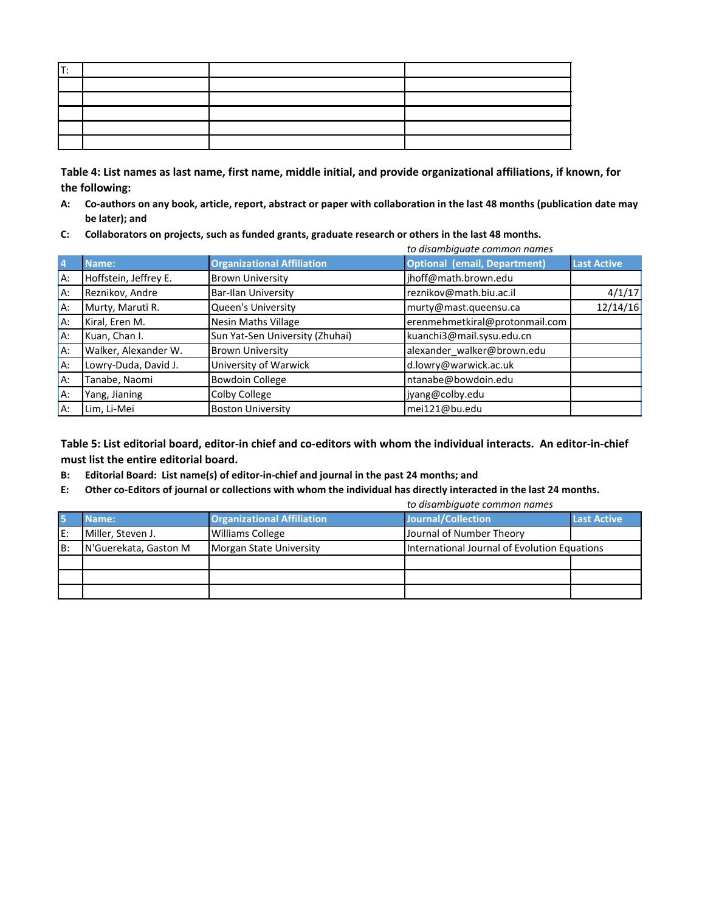| T: | | | |
|---|---|---|---|
| | | | |
| | | | |
| | | | |
| | | | |
| | | | |

**Table 4: List names as last name, first name, middle initial, and provide organizational affiliations, if known, for the following:**

**A:** **Co-authors on any book, article, report, abstract or paper with collaboration in the last 48 months (publication date may be later); and**

**C:** **Collaborators on projects, such as funded grants, graduate research or others in the last 48 months.**

*to disambiguate common names*

| 4 | Name: | Organizational Affiliation | Optional (email, Department) | Last Active |
|---|---|---|---|---|
| A: | Hoffstein, Jeffrey E. | Brown University | jhoff@math.brown.edu | |
| A: | Reznikov, Andre | Bar-Ilan University | reznikov@math.biu.ac.il | 4/1/17 |
| A: | Murty, Maruti R. | Queen's University | murty@mast.queensu.ca | 12/14/16 |
| A: | Kiral, Eren M. | Nesin Maths Village | erenmehmetkiral@protonmail.com | |
| A: | Kuan, Chan I. | Sun Yat-Sen University (Zhuhai) | kuanchi3@mail.sysu.edu.cn | |
| A: | Walker, Alexander W. | Brown University | alexander_walker@brown.edu | |
| A: | Lowry-Duda, David J. | University of Warwick | d.lowry@warwick.ac.uk | |
| A: | Tanabe, Naomi | Bowdoin College | ntanabe@bowdoin.edu | |
| A: | Yang, Jianing | Colby College | jyang@colby.edu | |
| A: | Lim, Li-Mei | Boston University | mei121@bu.edu | |

**Table 5: List editorial board, editor-in chief and co-editors with whom the individual interacts. An editor-in-chief must list the entire editorial board.**

**B:** **Editorial Board: List name(s) of editor-in-chief and journal in the past 24 months; and**

**E:** **Other co-Editors of journal or collections with whom the individual has directly interacted in the last 24 months.**

*to disambiguate common names*

| 5 | Name: | Organizational Affiliation | Journal/Collection | Last Active |
|---|---|---|---|---|
| E: | Miller, Steven J. | Williams College | Journal of Number Theory | |
| B: | N'Guerekata, Gaston M | Morgan State University | International Journal of Evolution Equations | |
| | | | | |
| | | | | |
| | | | | |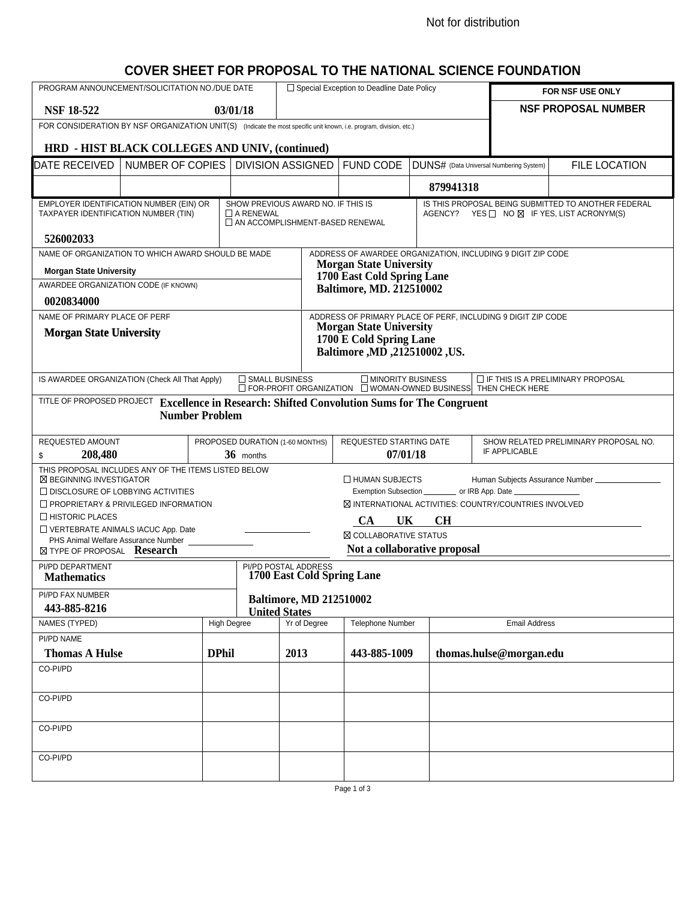Not for distribution

# COVER SHEET FOR PROPOSAL TO THE NATIONAL SCIENCE FOUNDATION

| PROGRAM ANNOUNCEMENT/SOLICITATION NO./DUE DATE | | ☐ Special Exception to Deadline Date Policy | FOR NSF USE ONLY |
|---|---|---|---|
| **NSF 18-522** | **03/01/18** | | **NSF PROPOSAL NUMBER** |

FOR CONSIDERATION BY NSF ORGANIZATION UNIT(S) (Indicate the most specific unit known, i.e. program, division, etc.)

**HRD - HIST BLACK COLLEGES AND UNIV, (continued)**

| DATE RECEIVED | NUMBER OF COPIES | DIVISION ASSIGNED | FUND CODE | DUNS# (Data Universal Numbering System) | FILE LOCATION |
|---|---|---|---|---|---|
| | | | | **879941318** | |

| EMPLOYER IDENTIFICATION NUMBER (EIN) OR TAXPAYER IDENTIFICATION NUMBER (TIN) | SHOW PREVIOUS AWARD NO. IF THIS IS ☐ A RENEWAL ☐ AN ACCOMPLISHMENT-BASED RENEWAL | IS THIS PROPOSAL BEING SUBMITTED TO ANOTHER FEDERAL AGENCY? YES ☐ NO ☒ IF YES, LIST ACRONYM(S) |
|---|---|---|
| **526002033** | | |

| NAME OF ORGANIZATION TO WHICH AWARD SHOULD BE MADE | ADDRESS OF AWARDEE ORGANIZATION, INCLUDING 9 DIGIT ZIP CODE |
|---|---|
| **Morgan State University** | **Morgan State University 1700 East Cold Spring Lane Baltimore, MD. 212510002** |
| AWARDEE ORGANIZATION CODE (IF KNOWN) | |
| **0020834000** | |
| NAME OF PRIMARY PLACE OF PERF | ADDRESS OF PRIMARY PLACE OF PERF, INCLUDING 9 DIGIT ZIP CODE |
| **Morgan State University** | **Morgan State University 1700 E Cold Spring Lane Baltimore ,MD ,212510002 ,US.** |

IS AWARDEE ORGANIZATION (Check All That Apply) ☐ SMALL BUSINESS ☐ MINORITY BUSINESS ☐ FOR-PROFIT ORGANIZATION ☐ WOMAN-OWNED BUSINESS ☐ IF THIS IS A PRELIMINARY PROPOSAL THEN CHECK HERE

TITLE OF PROPOSED PROJECT **Excellence in Research: Shifted Convolution Sums for The Congruent Number Problem**

| REQUESTED AMOUNT | PROPOSED DURATION (1-60 MONTHS) | REQUESTED STARTING DATE | SHOW RELATED PRELIMINARY PROPOSAL NO. IF APPLICABLE |
|---|---|---|---|
| $ **208,480** | **36** months | **07/01/18** | |

THIS PROPOSAL INCLUDES ANY OF THE ITEMS LISTED BELOW

- ☒ BEGINNING INVESTIGATOR
- ☐ DISCLOSURE OF LOBBYING ACTIVITIES
- ☐ PROPRIETARY & PRIVILEGED INFORMATION
- ☐ HISTORIC PLACES
- ☐ VERTEBRATE ANIMALS IACUC App. Date ____ PHS Animal Welfare Assurance Number ____
- ☒ TYPE OF PROPOSAL **Research**
- ☐ HUMAN SUBJECTS Human Subjects Assurance Number ____ Exemption Subsection ____ or IRB App. Date ____
- ☒ INTERNATIONAL ACTIVITIES: COUNTRY/COUNTRIES INVOLVED **CA UK CH**
- ☒ COLLABORATIVE STATUS **Not a collaborative proposal**

| PI/PD DEPARTMENT | PI/PD POSTAL ADDRESS |
|---|---|
| **Mathematics** | **1700 East Cold Spring Lane Baltimore, MD 212510002 United States** |
| PI/PD FAX NUMBER | |
| **443-885-8216** | |

| NAMES (TYPED) | High Degree | Yr of Degree | Telephone Number | Email Address |
|---|---|---|---|---|
| PI/PD NAME **Thomas A Hulse** | **DPhil** | **2013** | **443-885-1009** | **thomas.hulse@morgan.edu** |
| CO-PI/PD | | | | |
| CO-PI/PD | | | | |
| CO-PI/PD | | | | |
| CO-PI/PD | | | | |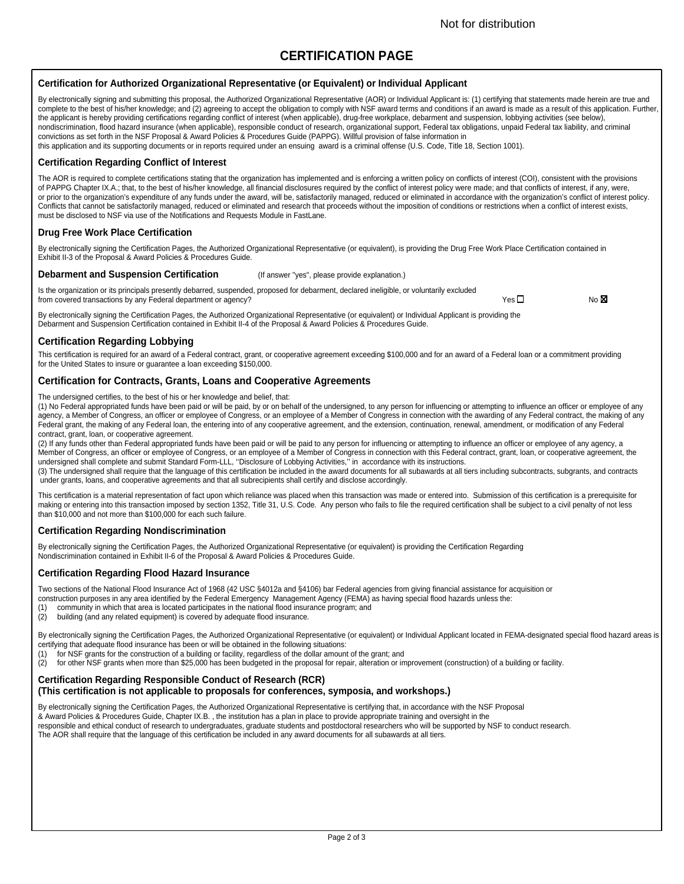Not for distribution

# CERTIFICATION PAGE

### Certification for Authorized Organizational Representative (or Equivalent) or Individual Applicant

By electronically signing and submitting this proposal, the Authorized Organizational Representative (AOR) or Individual Applicant is: (1) certifying that statements made herein are true and complete to the best of his/her knowledge; and (2) agreeing to accept the obligation to comply with NSF award terms and conditions if an award is made as a result of this application. Further, the applicant is hereby providing certifications regarding conflict of interest (when applicable), drug-free workplace, debarment and suspension, lobbying activities (see below), nondiscrimination, flood hazard insurance (when applicable), responsible conduct of research, organizational support, Federal tax obligations, unpaid Federal tax liability, and criminal convictions as set forth in the NSF Proposal & Award Policies & Procedures Guide (PAPPG). Willful provision of false information in this application and its supporting documents or in reports required under an ensuing award is a criminal offense (U.S. Code, Title 18, Section 1001).

### Certification Regarding Conflict of Interest

The AOR is required to complete certifications stating that the organization has implemented and is enforcing a written policy on conflicts of interest (COI), consistent with the provisions of PAPPG Chapter IX.A.; that, to the best of his/her knowledge, all financial disclosures required by the conflict of interest policy were made; and that conflicts of interest, if any, were, or prior to the organization's expenditure of any funds under the award, will be, satisfactorily managed, reduced or eliminated in accordance with the organization's conflict of interest policy. Conflicts that cannot be satisfactorily managed, reduced or eliminated and research that proceeds without the imposition of conditions or restrictions when a conflict of interest exists, must be disclosed to NSF via use of the Notifications and Requests Module in FastLane.

### Drug Free Work Place Certification

By electronically signing the Certification Pages, the Authorized Organizational Representative (or equivalent), is providing the Drug Free Work Place Certification contained in Exhibit II-3 of the Proposal & Award Policies & Procedures Guide.

### Debarment and Suspension Certification

(If answer "yes", please provide explanation.)

Is the organization or its principals presently debarred, suspended, proposed for debarment, declared ineligible, or voluntarily excluded from covered transactions by any Federal department or agency? Yes ☐ No ☒

By electronically signing the Certification Pages, the Authorized Organizational Representative (or equivalent) or Individual Applicant is providing the Debarment and Suspension Certification contained in Exhibit II-4 of the Proposal & Award Policies & Procedures Guide.

### Certification Regarding Lobbying

This certification is required for an award of a Federal contract, grant, or cooperative agreement exceeding $100,000 and for an award of a Federal loan or a commitment providing for the United States to insure or guarantee a loan exceeding $150,000.

### Certification for Contracts, Grants, Loans and Cooperative Agreements

The undersigned certifies, to the best of his or her knowledge and belief, that:

(1) No Federal appropriated funds have been paid or will be paid, by or on behalf of the undersigned, to any person for influencing or attempting to influence an officer or employee of any agency, a Member of Congress, an officer or employee of Congress, or an employee of a Member of Congress in connection with the awarding of any Federal contract, the making of any Federal grant, the making of any Federal loan, the entering into of any cooperative agreement, and the extension, continuation, renewal, amendment, or modification of any Federal contract, grant, loan, or cooperative agreement.

(2) If any funds other than Federal appropriated funds have been paid or will be paid to any person for influencing or attempting to influence an officer or employee of any agency, a Member of Congress, an officer or employee of Congress, or an employee of a Member of Congress in connection with this Federal contract, grant, loan, or cooperative agreement, the undersigned shall complete and submit Standard Form-LLL, ''Disclosure of Lobbying Activities,'' in accordance with its instructions.

(3) The undersigned shall require that the language of this certification be included in the award documents for all subawards at all tiers including subcontracts, subgrants, and contracts under grants, loans, and cooperative agreements and that all subrecipients shall certify and disclose accordingly.

This certification is a material representation of fact upon which reliance was placed when this transaction was made or entered into. Submission of this certification is a prerequisite for making or entering into this transaction imposed by section 1352, Title 31, U.S. Code. Any person who fails to file the required certification shall be subject to a civil penalty of not less than $10,000 and not more than $100,000 for each such failure.

### Certification Regarding Nondiscrimination

By electronically signing the Certification Pages, the Authorized Organizational Representative (or equivalent) is providing the Certification Regarding Nondiscrimination contained in Exhibit II-6 of the Proposal & Award Policies & Procedures Guide.

### Certification Regarding Flood Hazard Insurance

Two sections of the National Flood Insurance Act of 1968 (42 USC §4012a and §4106) bar Federal agencies from giving financial assistance for acquisition or construction purposes in any area identified by the Federal Emergency Management Agency (FEMA) as having special flood hazards unless the:

(1) community in which that area is located participates in the national flood insurance program; and
(2) building (and any related equipment) is covered by adequate flood insurance.

By electronically signing the Certification Pages, the Authorized Organizational Representative (or equivalent) or Individual Applicant located in FEMA-designated special flood hazard areas is certifying that adequate flood insurance has been or will be obtained in the following situations:

(1) for NSF grants for the construction of a building or facility, regardless of the dollar amount of the grant; and
(2) for other NSF grants when more than $25,000 has been budgeted in the proposal for repair, alteration or improvement (construction) of a building or facility.

### Certification Regarding Responsible Conduct of Research (RCR)
### (This certification is not applicable to proposals for conferences, symposia, and workshops.)

By electronically signing the Certification Pages, the Authorized Organizational Representative is certifying that, in accordance with the NSF Proposal & Award Policies & Procedures Guide, Chapter IX.B. , the institution has a plan in place to provide appropriate training and oversight in the responsible and ethical conduct of research to undergraduates, graduate students and postdoctoral researchers who will be supported by NSF to conduct research. The AOR shall require that the language of this certification be included in any award documents for all subawards at all tiers.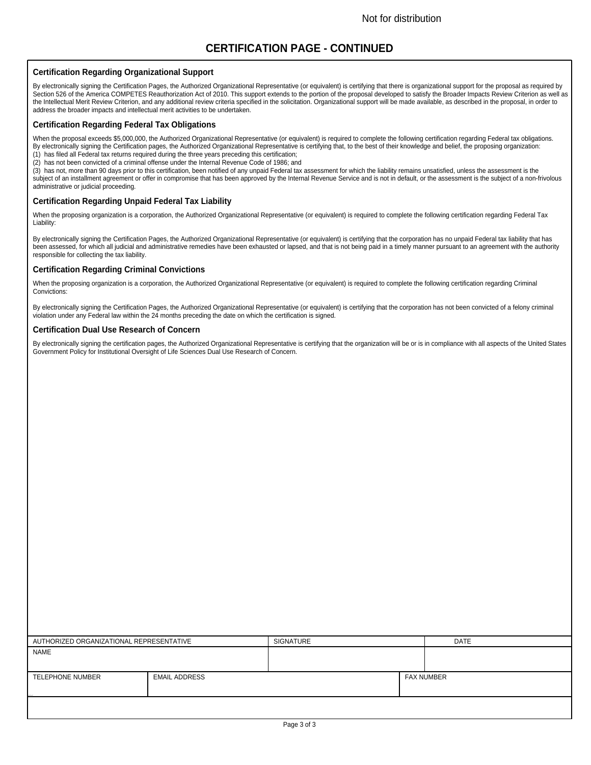Not for distribution

# CERTIFICATION PAGE - CONTINUED

### Certification Regarding Organizational Support

By electronically signing the Certification Pages, the Authorized Organizational Representative (or equivalent) is certifying that there is organizational support for the proposal as required by Section 526 of the America COMPETES Reauthorization Act of 2010. This support extends to the portion of the proposal developed to satisfy the Broader Impacts Review Criterion as well as the Intellectual Merit Review Criterion, and any additional review criteria specified in the solicitation. Organizational support will be made available, as described in the proposal, in order to address the broader impacts and intellectual merit activities to be undertaken.

### Certification Regarding Federal Tax Obligations

When the proposal exceeds $5,000,000, the Authorized Organizational Representative (or equivalent) is required to complete the following certification regarding Federal tax obligations. By electronically signing the Certification pages, the Authorized Organizational Representative is certifying that, to the best of their knowledge and belief, the proposing organization:
(1) has filed all Federal tax returns required during the three years preceding this certification;
(2) has not been convicted of a criminal offense under the Internal Revenue Code of 1986; and
(3) has not, more than 90 days prior to this certification, been notified of any unpaid Federal tax assessment for which the liability remains unsatisfied, unless the assessment is the subject of an installment agreement or offer in compromise that has been approved by the Internal Revenue Service and is not in default, or the assessment is the subject of a non-frivolous administrative or judicial proceeding.

### Certification Regarding Unpaid Federal Tax Liability

When the proposing organization is a corporation, the Authorized Organizational Representative (or equivalent) is required to complete the following certification regarding Federal Tax Liability:

By electronically signing the Certification Pages, the Authorized Organizational Representative (or equivalent) is certifying that the corporation has no unpaid Federal tax liability that has been assessed, for which all judicial and administrative remedies have been exhausted or lapsed, and that is not being paid in a timely manner pursuant to an agreement with the authority responsible for collecting the tax liability.

### Certification Regarding Criminal Convictions

When the proposing organization is a corporation, the Authorized Organizational Representative (or equivalent) is required to complete the following certification regarding Criminal Convictions:

By electronically signing the Certification Pages, the Authorized Organizational Representative (or equivalent) is certifying that the corporation has not been convicted of a felony criminal violation under any Federal law within the 24 months preceding the date on which the certification is signed.

### Certification Dual Use Research of Concern

By electronically signing the certification pages, the Authorized Organizational Representative is certifying that the organization will be or is in compliance with all aspects of the United States Government Policy for Institutional Oversight of Life Sciences Dual Use Research of Concern.

| AUTHORIZED ORGANIZATIONAL REPRESENTATIVE | | SIGNATURE | DATE |
|---|---|---|---|
| NAME | | | |
| TELEPHONE NUMBER | EMAIL ADDRESS | FAX NUMBER | |
| | | | |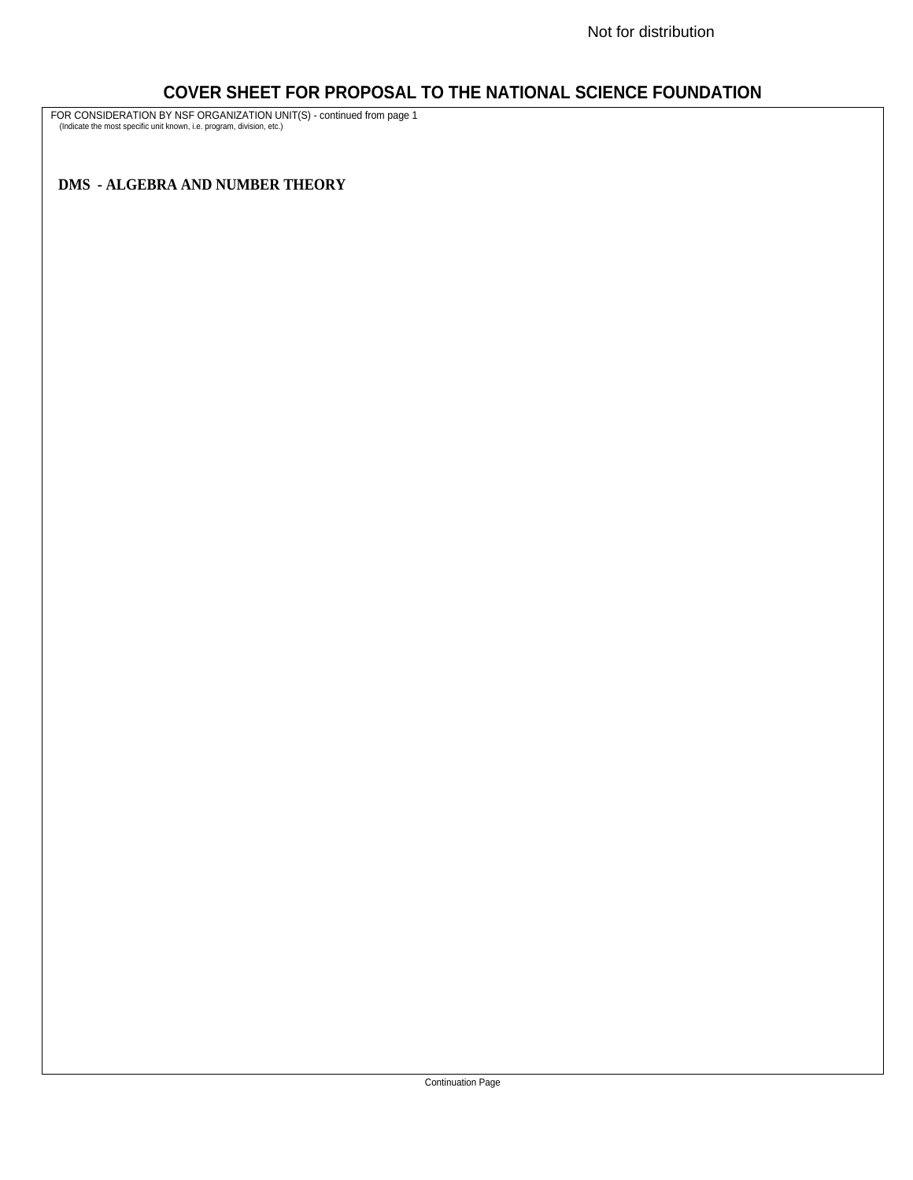Not for distribution

# COVER SHEET FOR PROPOSAL TO THE NATIONAL SCIENCE FOUNDATION

FOR CONSIDERATION BY NSF ORGANIZATION UNIT(S) - continued from page 1
(Indicate the most specific unit known, i.e. program, division, etc.)

**DMS - ALGEBRA AND NUMBER THEORY**

Continuation Page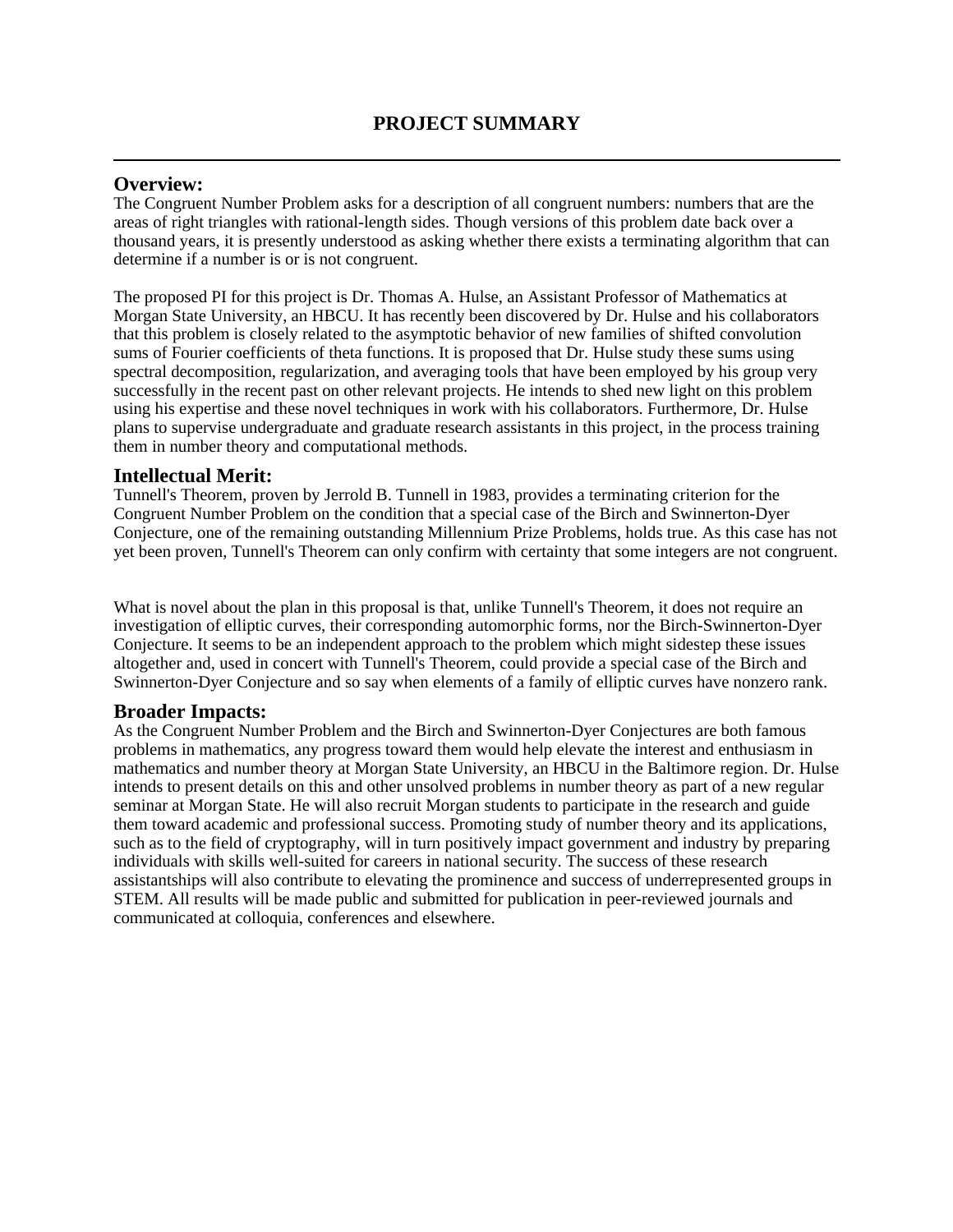# PROJECT SUMMARY

## Overview:

The Congruent Number Problem asks for a description of all congruent numbers: numbers that are the areas of right triangles with rational-length sides. Though versions of this problem date back over a thousand years, it is presently understood as asking whether there exists a terminating algorithm that can determine if a number is or is not congruent.

The proposed PI for this project is Dr. Thomas A. Hulse, an Assistant Professor of Mathematics at Morgan State University, an HBCU. It has recently been discovered by Dr. Hulse and his collaborators that this problem is closely related to the asymptotic behavior of new families of shifted convolution sums of Fourier coefficients of theta functions. It is proposed that Dr. Hulse study these sums using spectral decomposition, regularization, and averaging tools that have been employed by his group very successfully in the recent past on other relevant projects. He intends to shed new light on this problem using his expertise and these novel techniques in work with his collaborators. Furthermore, Dr. Hulse plans to supervise undergraduate and graduate research assistants in this project, in the process training them in number theory and computational methods.

## Intellectual Merit:

Tunnell's Theorem, proven by Jerrold B. Tunnell in 1983, provides a terminating criterion for the Congruent Number Problem on the condition that a special case of the Birch and Swinnerton-Dyer Conjecture, one of the remaining outstanding Millennium Prize Problems, holds true. As this case has not yet been proven, Tunnell's Theorem can only confirm with certainty that some integers are not congruent.

What is novel about the plan in this proposal is that, unlike Tunnell's Theorem, it does not require an investigation of elliptic curves, their corresponding automorphic forms, nor the Birch-Swinnerton-Dyer Conjecture. It seems to be an independent approach to the problem which might sidestep these issues altogether and, used in concert with Tunnell's Theorem, could provide a special case of the Birch and Swinnerton-Dyer Conjecture and so say when elements of a family of elliptic curves have nonzero rank.

## Broader Impacts:

As the Congruent Number Problem and the Birch and Swinnerton-Dyer Conjectures are both famous problems in mathematics, any progress toward them would help elevate the interest and enthusiasm in mathematics and number theory at Morgan State University, an HBCU in the Baltimore region. Dr. Hulse intends to present details on this and other unsolved problems in number theory as part of a new regular seminar at Morgan State. He will also recruit Morgan students to participate in the research and guide them toward academic and professional success. Promoting study of number theory and its applications, such as to the field of cryptography, will in turn positively impact government and industry by preparing individuals with skills well-suited for careers in national security. The success of these research assistantships will also contribute to elevating the prominence and success of underrepresented groups in STEM. All results will be made public and submitted for publication in peer-reviewed journals and communicated at colloquia, conferences and elsewhere.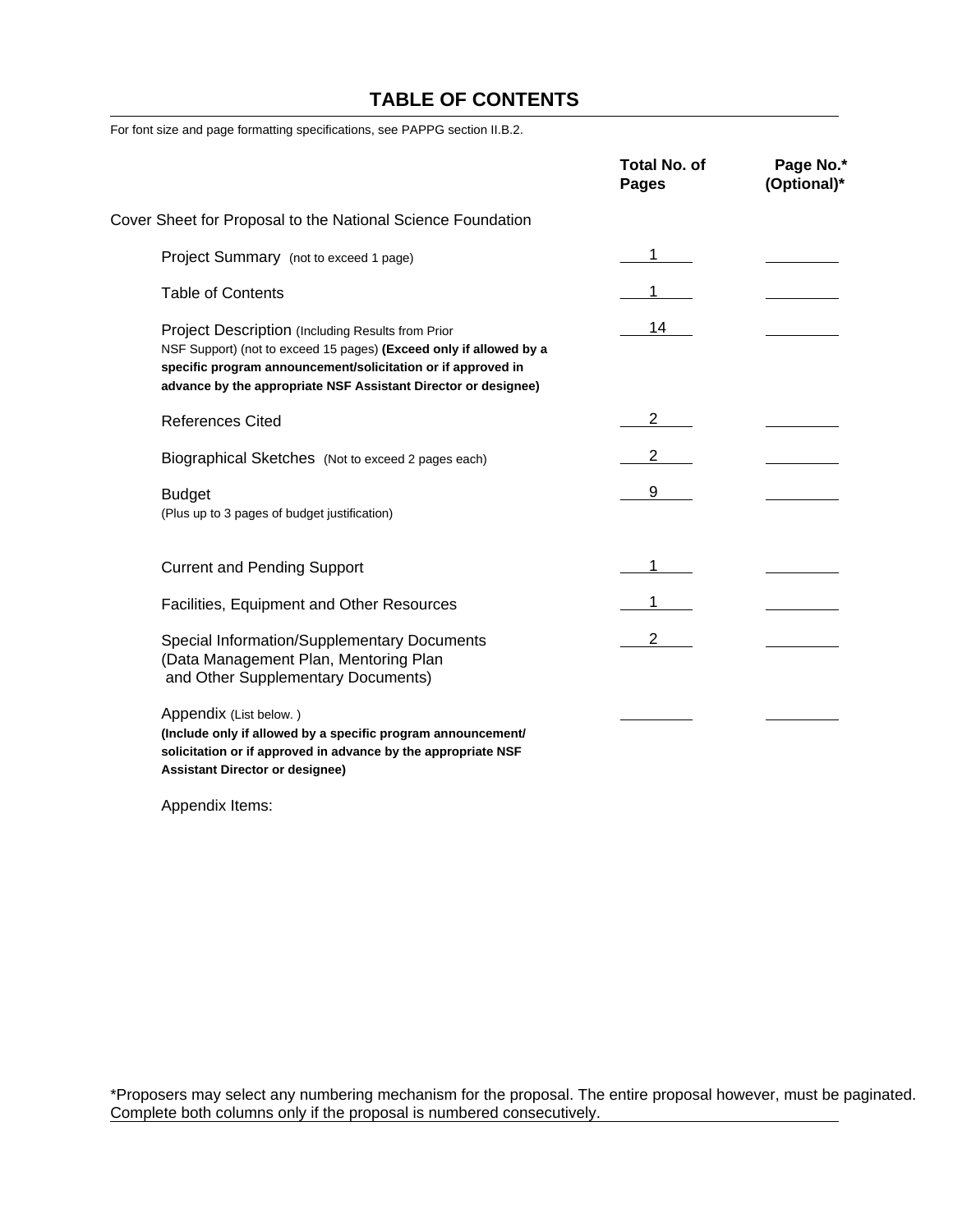# TABLE OF CONTENTS

For font size and page formatting specifications, see PAPPG section II.B.2.

| | Total No. of Pages | Page No.* (Optional)* |
|---|---|---|
| Cover Sheet for Proposal to the National Science Foundation | | |
| Project Summary (not to exceed 1 page) | 1 | |
| Table of Contents | 1 | |
| Project Description (Including Results from Prior NSF Support) (not to exceed 15 pages) **(Exceed only if allowed by a specific program announcement/solicitation or if approved in advance by the appropriate NSF Assistant Director or designee)** | 14 | |
| References Cited | 2 | |
| Biographical Sketches (Not to exceed 2 pages each) | 2 | |
| Budget (Plus up to 3 pages of budget justification) | 9 | |
| Current and Pending Support | 1 | |
| Facilities, Equipment and Other Resources | 1 | |
| Special Information/Supplementary Documents (Data Management Plan, Mentoring Plan and Other Supplementary Documents) | 2 | |
| Appendix (List below. ) **(Include only if allowed by a specific program announcement/ solicitation or if approved in advance by the appropriate NSF Assistant Director or designee)** | | |

Appendix Items:

*Proposers may select any numbering mechanism for the proposal. The entire proposal however, must be paginated. Complete both columns only if the proposal is numbered consecutively.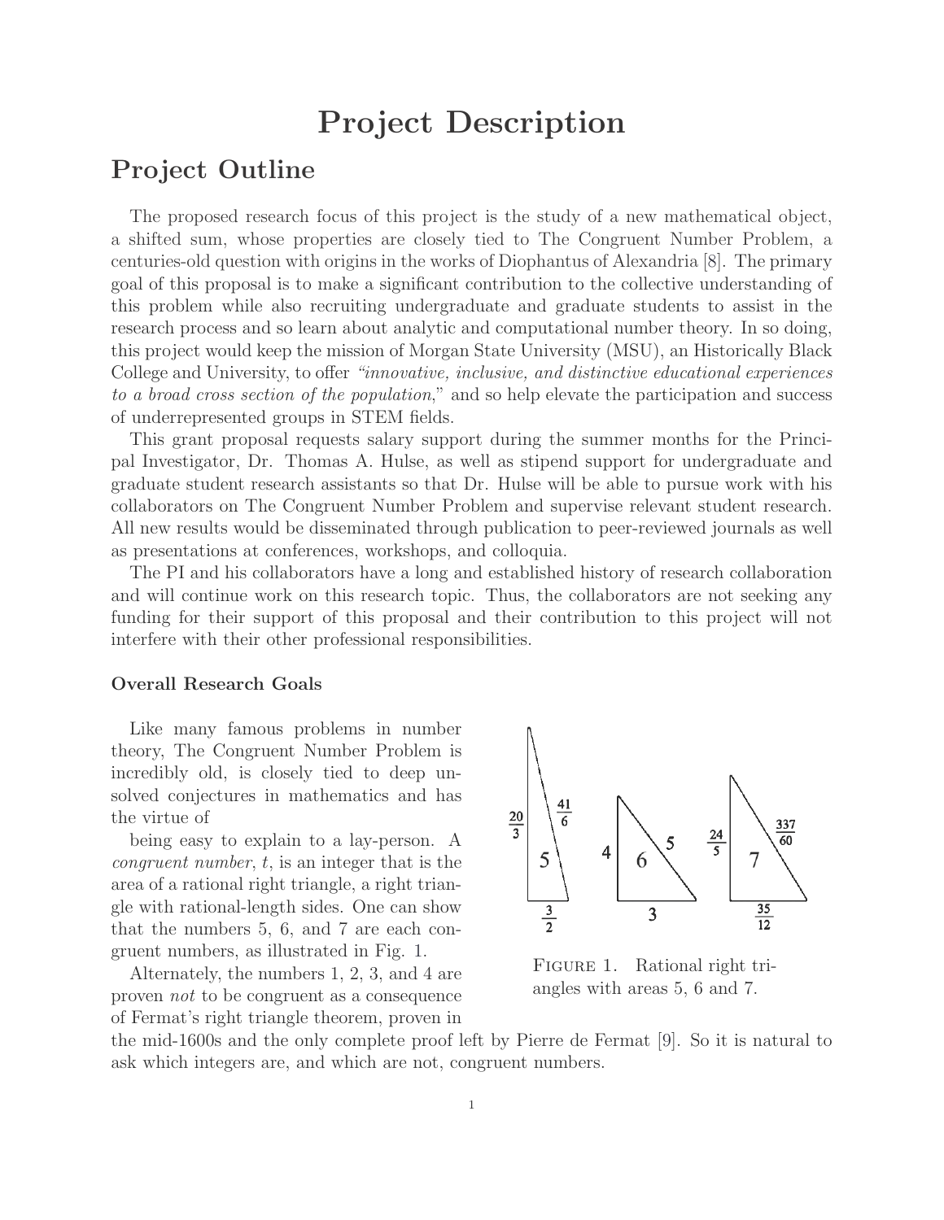# Project Description

## Project Outline

The proposed research focus of this project is the study of a new mathematical object, a shifted sum, whose properties are closely tied to The Congruent Number Problem, a centuries-old question with origins in the works of Diophantus of Alexandria [8]. The primary goal of this proposal is to make a significant contribution to the collective understanding of this problem while also recruiting undergraduate and graduate students to assist in the research process and so learn about analytic and computational number theory. In so doing, this project would keep the mission of Morgan State University (MSU), an Historically Black College and University, to offer *"innovative, inclusive, and distinctive educational experiences to a broad cross section of the population,"* and so help elevate the participation and success of underrepresented groups in STEM fields.

This grant proposal requests salary support during the summer months for the Principal Investigator, Dr. Thomas A. Hulse, as well as stipend support for undergraduate and graduate student research assistants so that Dr. Hulse will be able to pursue work with his collaborators on The Congruent Number Problem and supervise relevant student research. All new results would be disseminated through publication to peer-reviewed journals as well as presentations at conferences, workshops, and colloquia.

The PI and his collaborators have a long and established history of research collaboration and will continue work on this research topic. Thus, the collaborators are not seeking any funding for their support of this proposal and their contribution to this project will not interfere with their other professional responsibilities.

### Overall Research Goals

Like many famous problems in number theory, The Congruent Number Problem is incredibly old, is closely tied to deep unsolved conjectures in mathematics and has the virtue of being easy to explain to a lay-person. A *congruent number*, $t$, is an integer that is the area of a rational right triangle, a right triangle with rational-length sides. One can show that the numbers 5, 6, and 7 are each congruent numbers, as illustrated in Fig. 1.

Figure 1. Rational right triangles with areas 5, 6 and 7.

Alternately, the numbers 1, 2, 3, and 4 are proven *not* to be congruent as a consequence of Fermat's right triangle theorem, proven in the mid-1600s and the only complete proof left by Pierre de Fermat [9]. So it is natural to ask which integers are, and which are not, congruent numbers.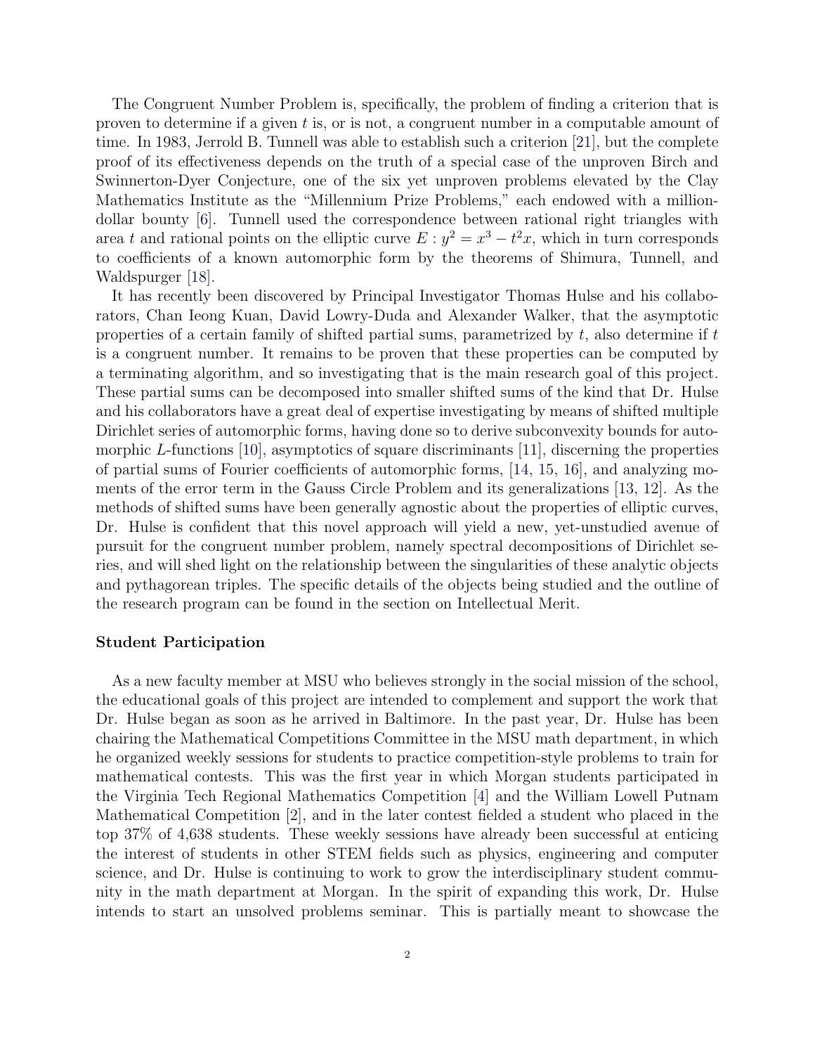The Congruent Number Problem is, specifically, the problem of finding a criterion that is proven to determine if a given $t$ is, or is not, a congruent number in a computable amount of time. In 1983, Jerrold B. Tunnell was able to establish such a criterion [21], but the complete proof of its effectiveness depends on the truth of a special case of the unproven Birch and Swinnerton-Dyer Conjecture, one of the six yet unproven problems elevated by the Clay Mathematics Institute as the "Millennium Prize Problems," each endowed with a million-dollar bounty [6]. Tunnell used the correspondence between rational right triangles with area $t$ and rational points on the elliptic curve $E : y^2 = x^3 - t^2 x$, which in turn corresponds to coefficients of a known automorphic form by the theorems of Shimura, Tunnell, and Waldspurger [18].

It has recently been discovered by Principal Investigator Thomas Hulse and his collaborators, Chan Ieong Kuan, David Lowry-Duda and Alexander Walker, that the asymptotic properties of a certain family of shifted partial sums, parametrized by $t$, also determine if $t$ is a congruent number. It remains to be proven that these properties can be computed by a terminating algorithm, and so investigating that is the main research goal of this project. These partial sums can be decomposed into smaller shifted sums of the kind that Dr. Hulse and his collaborators have a great deal of expertise investigating by means of shifted multiple Dirichlet series of automorphic forms, having done so to derive subconvexity bounds for automorphic $L$-functions [10], asymptotics of square discriminants [11], discerning the properties of partial sums of Fourier coefficients of automorphic forms, [14, 15, 16], and analyzing moments of the error term in the Gauss Circle Problem and its generalizations [13, 12]. As the methods of shifted sums have been generally agnostic about the properties of elliptic curves, Dr. Hulse is confident that this novel approach will yield a new, yet-unstudied avenue of pursuit for the congruent number problem, namely spectral decompositions of Dirichlet series, and will shed light on the relationship between the singularities of these analytic objects and pythagorean triples. The specific details of the objects being studied and the outline of the research program can be found in the section on Intellectual Merit.

**Student Participation**

As a new faculty member at MSU who believes strongly in the social mission of the school, the educational goals of this project are intended to complement and support the work that Dr. Hulse began as soon as he arrived in Baltimore. In the past year, Dr. Hulse has been chairing the Mathematical Competitions Committee in the MSU math department, in which he organized weekly sessions for students to practice competition-style problems to train for mathematical contests. This was the first year in which Morgan students participated in the Virginia Tech Regional Mathematics Competition [4] and the William Lowell Putnam Mathematical Competition [2], and in the later contest fielded a student who placed in the top 37% of 4,638 students. These weekly sessions have already been successful at enticing the interest of students in other STEM fields such as physics, engineering and computer science, and Dr. Hulse is continuing to work to grow the interdisciplinary student community in the math department at Morgan. In the spirit of expanding this work, Dr. Hulse intends to start an unsolved problems seminar. This is partially meant to showcase the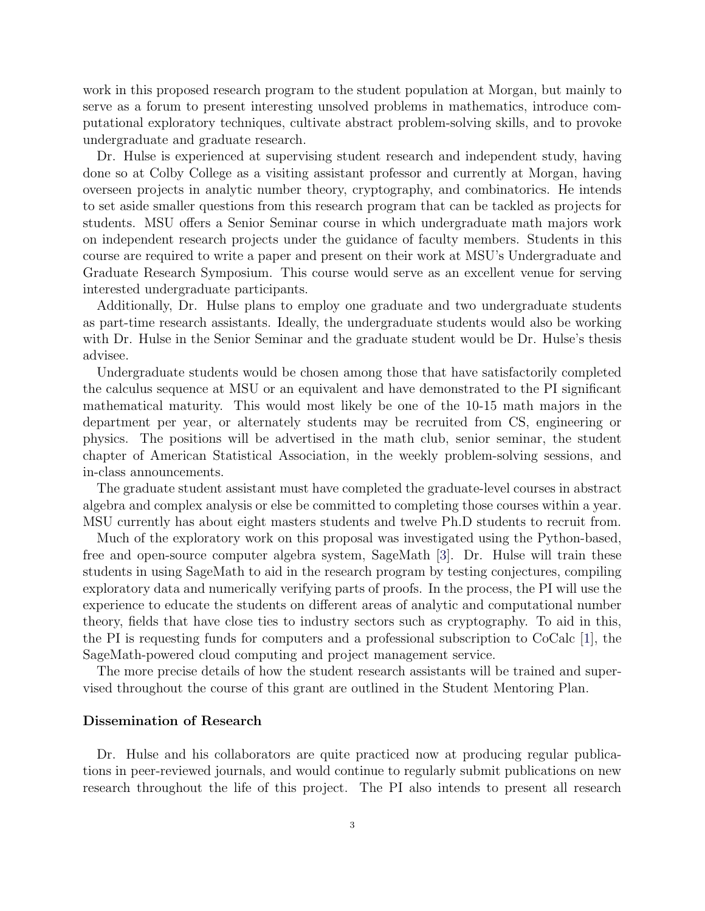work in this proposed research program to the student population at Morgan, but mainly to serve as a forum to present interesting unsolved problems in mathematics, introduce computational exploratory techniques, cultivate abstract problem-solving skills, and to provoke undergraduate and graduate research.

Dr. Hulse is experienced at supervising student research and independent study, having done so at Colby College as a visiting assistant professor and currently at Morgan, having overseen projects in analytic number theory, cryptography, and combinatorics. He intends to set aside smaller questions from this research program that can be tackled as projects for students. MSU offers a Senior Seminar course in which undergraduate math majors work on independent research projects under the guidance of faculty members. Students in this course are required to write a paper and present on their work at MSU's Undergraduate and Graduate Research Symposium. This course would serve as an excellent venue for serving interested undergraduate participants.

Additionally, Dr. Hulse plans to employ one graduate and two undergraduate students as part-time research assistants. Ideally, the undergraduate students would also be working with Dr. Hulse in the Senior Seminar and the graduate student would be Dr. Hulse's thesis advisee.

Undergraduate students would be chosen among those that have satisfactorily completed the calculus sequence at MSU or an equivalent and have demonstrated to the PI significant mathematical maturity. This would most likely be one of the 10-15 math majors in the department per year, or alternately students may be recruited from CS, engineering or physics. The positions will be advertised in the math club, senior seminar, the student chapter of American Statistical Association, in the weekly problem-solving sessions, and in-class announcements.

The graduate student assistant must have completed the graduate-level courses in abstract algebra and complex analysis or else be committed to completing those courses within a year. MSU currently has about eight masters students and twelve Ph.D students to recruit from.

Much of the exploratory work on this proposal was investigated using the Python-based, free and open-source computer algebra system, SageMath [3]. Dr. Hulse will train these students in using SageMath to aid in the research program by testing conjectures, compiling exploratory data and numerically verifying parts of proofs. In the process, the PI will use the experience to educate the students on different areas of analytic and computational number theory, fields that have close ties to industry sectors such as cryptography. To aid in this, the PI is requesting funds for computers and a professional subscription to CoCalc [1], the SageMath-powered cloud computing and project management service.

The more precise details of how the student research assistants will be trained and supervised throughout the course of this grant are outlined in the Student Mentoring Plan.

### Dissemination of Research

Dr. Hulse and his collaborators are quite practiced now at producing regular publications in peer-reviewed journals, and would continue to regularly submit publications on new research throughout the life of this project. The PI also intends to present all research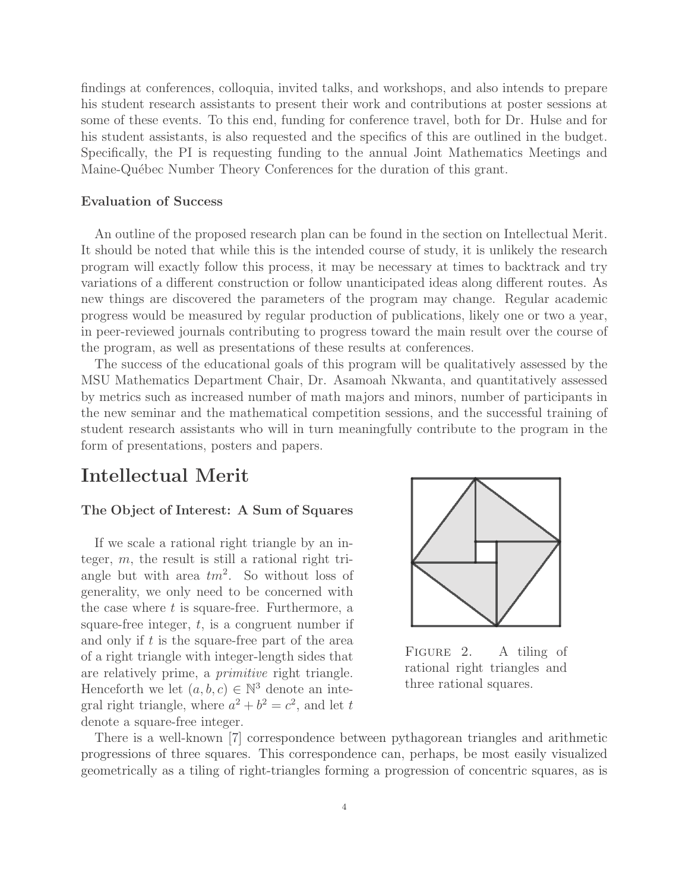findings at conferences, colloquia, invited talks, and workshops, and also intends to prepare his student research assistants to present their work and contributions at poster sessions at some of these events. To this end, funding for conference travel, both for Dr. Hulse and for his student assistants, is also requested and the specifics of this are outlined in the budget. Specifically, the PI is requesting funding to the annual Joint Mathematics Meetings and Maine-Québec Number Theory Conferences for the duration of this grant.

### Evaluation of Success

An outline of the proposed research plan can be found in the section on Intellectual Merit. It should be noted that while this is the intended course of study, it is unlikely the research program will exactly follow this process, it may be necessary at times to backtrack and try variations of a different construction or follow unanticipated ideas along different routes. As new things are discovered the parameters of the program may change. Regular academic progress would be measured by regular production of publications, likely one or two a year, in peer-reviewed journals contributing to progress toward the main result over the course of the program, as well as presentations of these results at conferences.

The success of the educational goals of this program will be qualitatively assessed by the MSU Mathematics Department Chair, Dr. Asamoah Nkwanta, and quantitatively assessed by metrics such as increased number of math majors and minors, number of participants in the new seminar and the mathematical competition sessions, and the successful training of student research assistants who will in turn meaningfully contribute to the program in the form of presentations, posters and papers.

## Intellectual Merit

### The Object of Interest: A Sum of Squares

If we scale a rational right triangle by an integer, $m$, the result is still a rational right triangle but with area $tm^2$. So without loss of generality, we only need to be concerned with the case where $t$ is square-free. Furthermore, a square-free integer, $t$, is a congruent number if and only if $t$ is the square-free part of the area of a right triangle with integer-length sides that are relatively prime, a *primitive* right triangle. Henceforth we let $(a, b, c) \in \mathbb{N}^3$ denote an integral right triangle, where $a^2 + b^2 = c^2$, and let $t$ denote a square-free integer.

FIGURE 2. A tiling of rational right triangles and three rational squares.

There is a well-known [7] correspondence between pythagorean triangles and arithmetic progressions of three squares. This correspondence can, perhaps, be most easily visualized geometrically as a tiling of right-triangles forming a progression of concentric squares, as is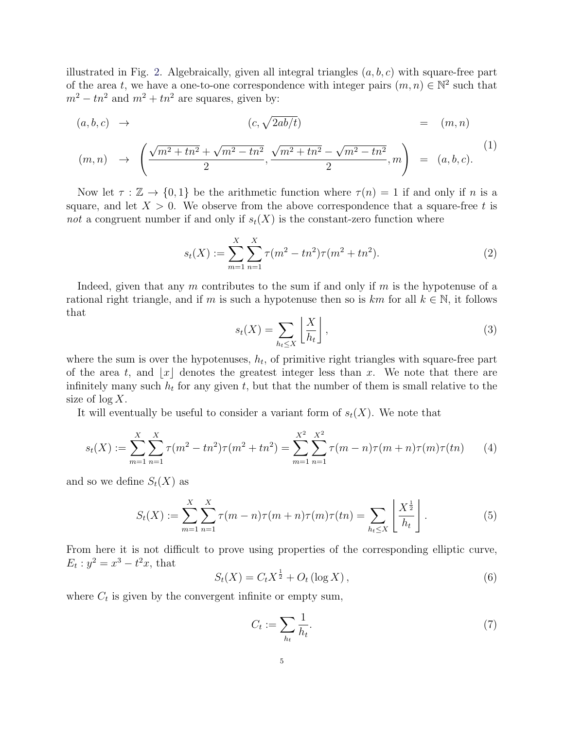illustrated in Fig. 2. Algebraically, given all integral triangles $(a, b, c)$ with square-free part of the area $t$, we have a one-to-one correspondence with integer pairs $(m, n) \in \mathbb{N}^2$ such that $m^2 - tn^2$ and $m^2 + tn^2$ are squares, given by:

$$
\begin{aligned}
(a, b, c) \quad &\rightarrow \quad (c, \sqrt{2ab/t}) &= \quad (m, n) \\
(m, n) \quad &\rightarrow \quad \left( \frac{\sqrt{m^2 + tn^2} + \sqrt{m^2 - tn^2}}{2}, \frac{\sqrt{m^2 + tn^2} - \sqrt{m^2 - tn^2}}{2}, m \right) &= \quad (a, b, c).
\end{aligned}
\tag{1}
$$

Now let $\tau : \mathbb{Z} \to \{0, 1\}$ be the arithmetic function where $\tau(n) = 1$ if and only if $n$ is a square, and let $X > 0$. We observe from the above correspondence that a square-free $t$ is *not* a congruent number if and only if $s_t(X)$ is the constant-zero function where

$$
s_t(X) := \sum_{m=1}^{X} \sum_{n=1}^{X} \tau(m^2 - tn^2)\tau(m^2 + tn^2). \tag{2}
$$

Indeed, given that any $m$ contributes to the sum if and only if $m$ is the hypotenuse of a rational right triangle, and if $m$ is such a hypotenuse then so is $km$ for all $k \in \mathbb{N}$, it follows that

$$
s_t(X) = \sum_{h_t \leq X} \left\lfloor \frac{X}{h_t} \right\rfloor, \tag{3}
$$

where the sum is over the hypotenuses, $h_t$, of primitive right triangles with square-free part of the area $t$, and $\lfloor x \rfloor$ denotes the greatest integer less than $x$. We note that there are infinitely many such $h_t$ for any given $t$, but that the number of them is small relative to the size of $\log X$.

It will eventually be useful to consider a variant form of $s_t(X)$. We note that

$$
s_t(X) := \sum_{m=1}^{X} \sum_{n=1}^{X} \tau(m^2 - tn^2)\tau(m^2 + tn^2) = \sum_{m=1}^{X^2} \sum_{n=1}^{X^2} \tau(m - n)\tau(m + n)\tau(m)\tau(tn) \tag{4}
$$

and so we define $S_t(X)$ as

$$
S_t(X) := \sum_{m=1}^{X} \sum_{n=1}^{X} \tau(m - n)\tau(m + n)\tau(m)\tau(tn) = \sum_{h_t \leq X} \left\lfloor \frac{X^{\frac{1}{2}}}{h_t} \right\rfloor. \tag{5}
$$

From here it is not difficult to prove using properties of the corresponding elliptic curve, $E_t : y^2 = x^3 - t^2 x$, that

$$
S_t(X) = C_t X^{\frac{1}{2}} + O_t(\log X), \tag{6}
$$

where $C_t$ is given by the convergent infinite or empty sum,

$$
C_t := \sum_{h_t} \frac{1}{h_t}. \tag{7}
$$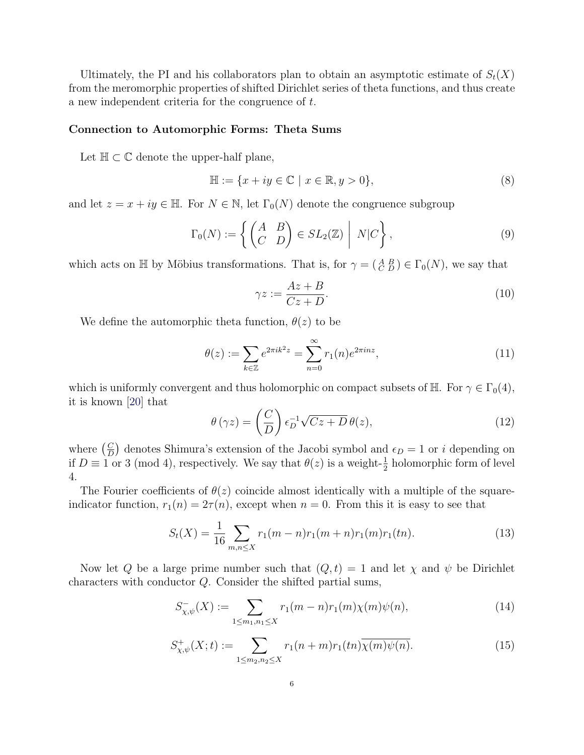Ultimately, the PI and his collaborators plan to obtain an asymptotic estimate of $S_t(X)$ from the meromorphic properties of shifted Dirichlet series of theta functions, and thus create a new independent criteria for the congruence of $t$.

**Connection to Automorphic Forms: Theta Sums**

Let $\mathbb{H} \subset \mathbb{C}$ denote the upper-half plane,

$$\mathbb{H} := \{x + iy \in \mathbb{C} \mid x \in \mathbb{R}, y > 0\}, \tag{8}$$

and let $z = x + iy \in \mathbb{H}$. For $N \in \mathbb{N}$, let $\Gamma_0(N)$ denote the congruence subgroup

$$\Gamma_0(N) := \left\{ \begin{pmatrix} A & B \\ C & D \end{pmatrix} \in SL_2(\mathbb{Z}) \;\middle|\; N|C \right\}, \tag{9}$$

which acts on $\mathbb{H}$ by Möbius transformations. That is, for $\gamma = \left(\begin{smallmatrix} A & B \\ C & D \end{smallmatrix}\right) \in \Gamma_0(N)$, we say that

$$\gamma z := \frac{Az + B}{Cz + D}. \tag{10}$$

We define the automorphic theta function, $\theta(z)$ to be

$$\theta(z) := \sum_{k \in \mathbb{Z}} e^{2\pi i k^2 z} = \sum_{n=0}^{\infty} r_1(n) e^{2\pi i n z}, \tag{11}$$

which is uniformly convergent and thus holomorphic on compact subsets of $\mathbb{H}$. For $\gamma \in \Gamma_0(4)$, it is known [20] that

$$\theta(\gamma z) = \left(\frac{C}{D}\right) \epsilon_D^{-1} \sqrt{Cz + D}\, \theta(z), \tag{12}$$

where $\left(\frac{C}{D}\right)$ denotes Shimura's extension of the Jacobi symbol and $\epsilon_D = 1$ or $i$ depending on if $D \equiv 1$ or $3 \pmod 4$, respectively. We say that $\theta(z)$ is a weight-$\frac{1}{2}$ holomorphic form of level 4.

The Fourier coefficients of $\theta(z)$ coincide almost identically with a multiple of the square-indicator function, $r_1(n) = 2\tau(n)$, except when $n = 0$. From this it is easy to see that

$$S_t(X) = \frac{1}{16} \sum_{m,n \leq X} r_1(m - n) r_1(m + n) r_1(m) r_1(tn). \tag{13}$$

Now let $Q$ be a large prime number such that $(Q, t) = 1$ and let $\chi$ and $\psi$ be Dirichlet characters with conductor $Q$. Consider the shifted partial sums,

$$S^{-}_{\chi,\psi}(X) := \sum_{1 \leq m_1, n_1 \leq X} r_1(m - n) r_1(m) \chi(m) \psi(n), \tag{14}$$

$$S^{+}_{\chi,\psi}(X; t) := \sum_{1 \leq m_2, n_2 \leq X} r_1(n + m) r_1(tn) \overline{\chi(m)\psi(n)}. \tag{15}$$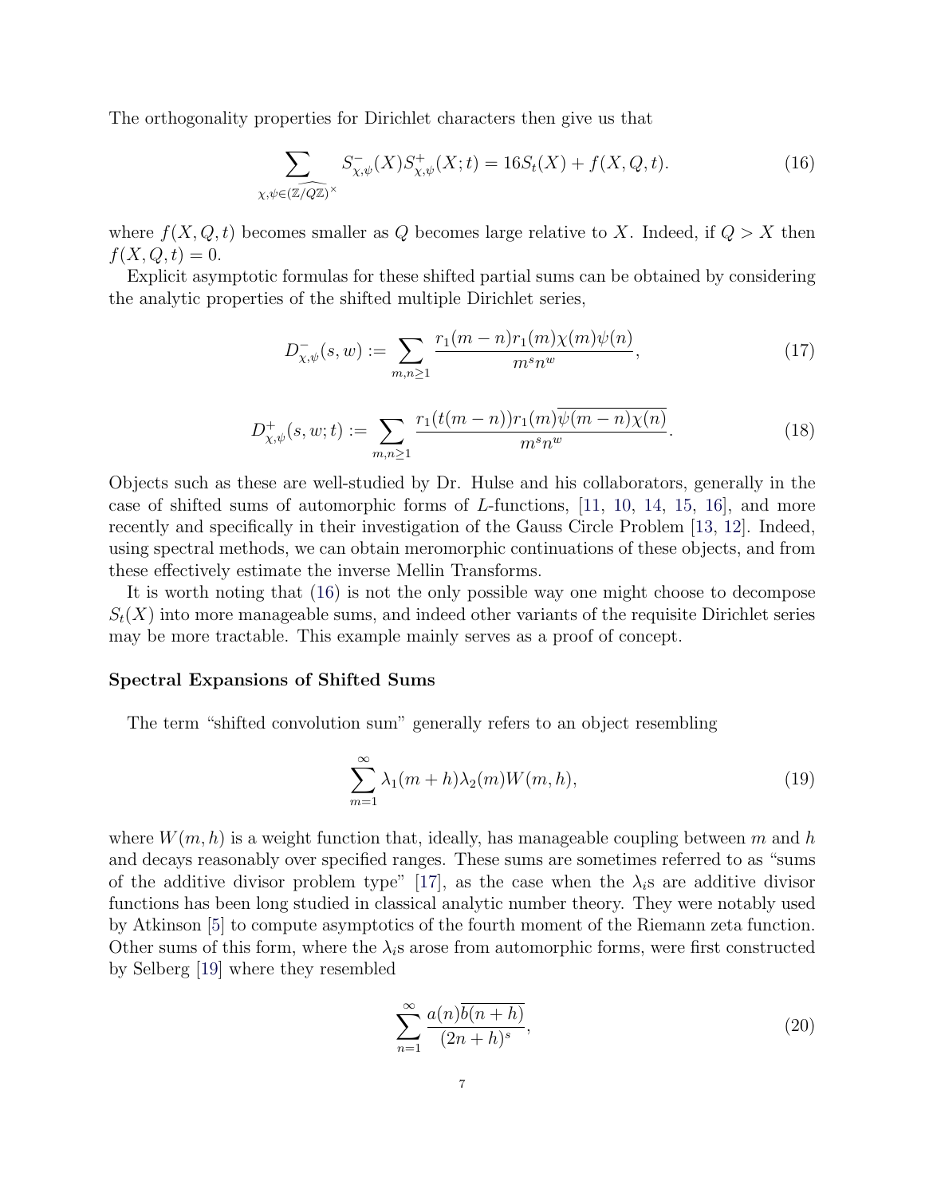The orthogonality properties for Dirichlet characters then give us that

$$\sum_{\chi,\psi \in \widehat{(\mathbb{Z}/Q\mathbb{Z})^\times}} S^-_{\chi,\psi}(X) S^+_{\chi,\psi}(X;t) = 16 S_t(X) + f(X,Q,t). \tag{16}$$

where $f(X,Q,t)$ becomes smaller as $Q$ becomes large relative to $X$. Indeed, if $Q > X$ then $f(X,Q,t) = 0$.

Explicit asymptotic formulas for these shifted partial sums can be obtained by considering the analytic properties of the shifted multiple Dirichlet series,

$$D^-_{\chi,\psi}(s,w) := \sum_{m,n\geq 1} \frac{r_1(m-n) r_1(m) \chi(m) \psi(n)}{m^s n^w}, \tag{17}$$

$$D^+_{\chi,\psi}(s,w;t) := \sum_{m,n\geq 1} \frac{r_1(t(m-n)) r_1(m) \overline{\psi(m-n)\chi(n)}}{m^s n^w}. \tag{18}$$

Objects such as these are well-studied by Dr. Hulse and his collaborators, generally in the case of shifted sums of automorphic forms of $L$-functions, [11, 10, 14, 15, 16], and more recently and specifically in their investigation of the Gauss Circle Problem [13, 12]. Indeed, using spectral methods, we can obtain meromorphic continuations of these objects, and from these effectively estimate the inverse Mellin Transforms.

It is worth noting that (16) is not the only possible way one might choose to decompose $S_t(X)$ into more manageable sums, and indeed other variants of the requisite Dirichlet series may be more tractable. This example mainly serves as a proof of concept.

**Spectral Expansions of Shifted Sums**

The term "shifted convolution sum" generally refers to an object resembling

$$\sum_{m=1}^{\infty} \lambda_1(m+h) \lambda_2(m) W(m,h), \tag{19}$$

where $W(m,h)$ is a weight function that, ideally, has manageable coupling between $m$ and $h$ and decays reasonably over specified ranges. These sums are sometimes referred to as "sums of the additive divisor problem type" [17], as the case when the $\lambda_i$s are additive divisor functions has been long studied in classical analytic number theory. They were notably used by Atkinson [5] to compute asymptotics of the fourth moment of the Riemann zeta function. Other sums of this form, where the $\lambda_i$s arose from automorphic forms, were first constructed by Selberg [19] where they resembled

$$\sum_{n=1}^{\infty} \frac{a(n)\overline{b(n+h)}}{(2n+h)^s}, \tag{20}$$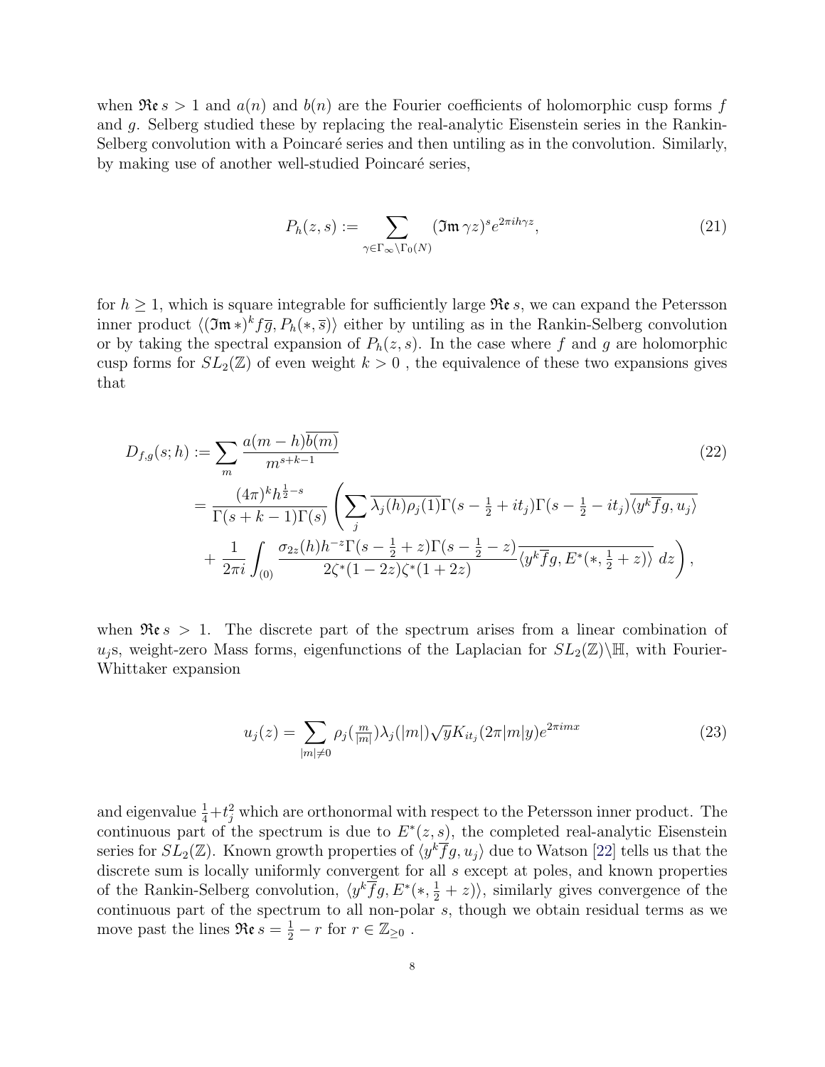when $\mathfrak{Re}\, s > 1$ and $a(n)$ and $b(n)$ are the Fourier coefficients of holomorphic cusp forms $f$ and $g$. Selberg studied these by replacing the real-analytic Eisenstein series in the Rankin-Selberg convolution with a Poincaré series and then untiling as in the convolution. Similarly, by making use of another well-studied Poincaré series,

$$P_h(z,s) := \sum_{\gamma \in \Gamma_\infty \backslash \Gamma_0(N)} (\mathfrak{Im}\, \gamma z)^s e^{2\pi i h \gamma z}, \tag{21}$$

for $h \geq 1$, which is square integrable for sufficiently large $\mathfrak{Re}\, s$, we can expand the Petersson inner product $\langle (\mathfrak{Im}\, *)^k f\overline{g}, P_h(*, \overline{s})\rangle$ either by untiling as in the Rankin-Selberg convolution or by taking the spectral expansion of $P_h(z,s)$. In the case where $f$ and $g$ are holomorphic cusp forms for $SL_2(\mathbb{Z})$ of even weight $k > 0$ , the equivalence of these two expansions gives that

$$\begin{aligned} D_{f,g}(s;h) &:= \sum_m \frac{a(m-h)\overline{b(m)}}{m^{s+k-1}} \\ &= \frac{(4\pi)^k h^{\frac{1}{2}-s}}{\Gamma(s+k-1)\Gamma(s)} \Bigg( \sum_j \overline{\lambda_j(h)\rho_j(1)} \Gamma(s - \tfrac{1}{2} + it_j)\Gamma(s - \tfrac{1}{2} - it_j) \overline{\langle y^k \overline{f} g, u_j\rangle} \\ &\quad + \frac{1}{2\pi i} \int_{(0)} \frac{\sigma_{2z}(h) h^{-z} \Gamma(s - \frac{1}{2} + z)\Gamma(s - \frac{1}{2} - z)}{2\zeta^*(1-2z)\zeta^*(1+2z)} \overline{\langle y^k \overline{f} g, E^*(*, \tfrac{1}{2} + z)\rangle}\, dz \Bigg), \end{aligned} \tag{22}$$

when $\mathfrak{Re}\, s > 1$. The discrete part of the spectrum arises from a linear combination of $u_j$s, weight-zero Mass forms, eigenfunctions of the Laplacian for $SL_2(\mathbb{Z})\backslash\mathbb{H}$, with Fourier-Whittaker expansion

$$u_j(z) = \sum_{|m| \neq 0} \rho_j(\tfrac{m}{|m|}) \lambda_j(|m|) \sqrt{y} K_{it_j}(2\pi |m| y) e^{2\pi i m x} \tag{23}$$

and eigenvalue $\frac{1}{4} + t_j^2$ which are orthonormal with respect to the Petersson inner product. The continuous part of the spectrum is due to $E^*(z,s)$, the completed real-analytic Eisenstein series for $SL_2(\mathbb{Z})$. Known growth properties of $\langle y^k \overline{f} g, u_j\rangle$ due to Watson [22] tells us that the discrete sum is locally uniformly convergent for all $s$ except at poles, and known properties of the Rankin-Selberg convolution, $\langle y^k \overline{f} g, E^*(*, \frac{1}{2} + z)\rangle$, similarly gives convergence of the continuous part of the spectrum to all non-polar $s$, though we obtain residual terms as we move past the lines $\mathfrak{Re}\, s = \frac{1}{2} - r$ for $r \in \mathbb{Z}_{\geq 0}$ .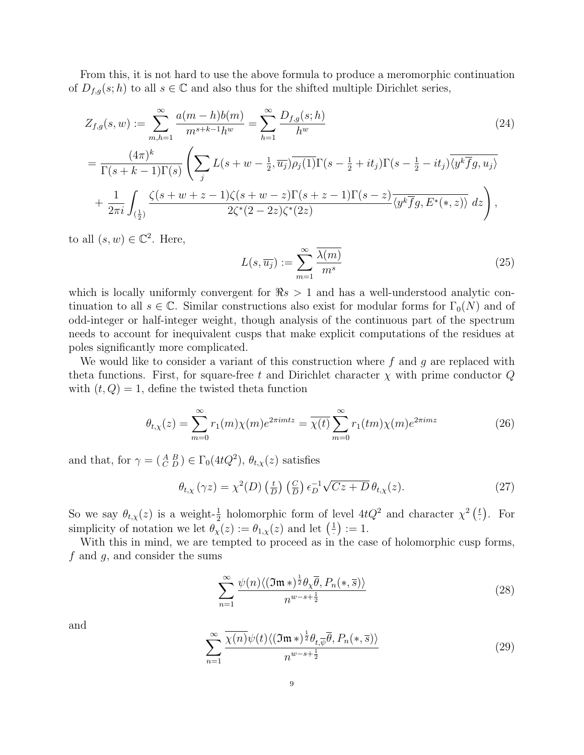From this, it is not hard to use the above formula to produce a meromorphic continuation of $D_{f,g}(s;h)$ to all $s \in \mathbb{C}$ and also thus for the shifted multiple Dirichlet series,

$$
\begin{aligned}
Z_{f,g}(s,w) &:= \sum_{m,h=1}^{\infty} \frac{a(m-h)b(m)}{m^{s+k-1}h^w} = \sum_{h=1}^{\infty} \frac{D_{f,g}(s;h)}{h^w} \qquad (24)\\
&= \frac{(4\pi)^k}{\Gamma(s+k-1)\Gamma(s)} \Bigg( \sum_j L(s+w-\tfrac{1}{2}, \overline{u_j}) \overline{\rho_j(1)} \Gamma(s-\tfrac{1}{2}+it_j)\Gamma(s-\tfrac{1}{2}-it_j) \overline{\langle y^k \overline{f} g, u_j \rangle} \\
&\quad + \frac{1}{2\pi i} \int_{(\frac{1}{2})} \frac{\zeta(s+w+z-1)\zeta(s+w-z)\Gamma(s+z-1)\Gamma(s-z)}{2\zeta^*(2-2z)\zeta^*(2z)} \overline{\langle y^k \overline{f} g, E^*(*,z) \rangle} \, dz \Bigg),
\end{aligned}
$$

to all $(s,w) \in \mathbb{C}^2$. Here,

$$
L(s, \overline{u_j}) := \sum_{m=1}^{\infty} \frac{\overline{\lambda(m)}}{m^s} \tag{25}
$$

which is locally uniformly convergent for $\Re s > 1$ and has a well-understood analytic continuation to all $s \in \mathbb{C}$. Similar constructions also exist for modular forms for $\Gamma_0(N)$ and of odd-integer or half-integer weight, though analysis of the continuous part of the spectrum needs to account for inequivalent cusps that make explicit computations of the residues at poles significantly more complicated.

We would like to consider a variant of this construction where $f$ and $g$ are replaced with theta functions. First, for square-free $t$ and Dirichlet character $\chi$ with prime conductor $Q$ with $(t,Q)=1$, define the twisted theta function

$$
\theta_{t,\chi}(z) = \sum_{m=0}^{\infty} r_1(m)\chi(m)e^{2\pi i m t z} = \overline{\chi(t)} \sum_{m=0}^{\infty} r_1(tm)\chi(m)e^{2\pi i m z} \tag{26}
$$

and that, for $\gamma = \left(\begin{smallmatrix} A & B \\ C & D \end{smallmatrix}\right) \in \Gamma_0(4tQ^2)$, $\theta_{t,\chi}(z)$ satisfies

$$
\theta_{t,\chi}(\gamma z) = \chi^2(D) \left(\tfrac{t}{D}\right) \left(\tfrac{C}{D}\right) \epsilon_D^{-1} \sqrt{Cz+D}\, \theta_{t,\chi}(z). \tag{27}
$$

So we say $\theta_{t,\chi}(z)$ is a weight-$\frac{1}{2}$ holomorphic form of level $4tQ^2$ and character $\chi^2\left(\frac{t}{\cdot}\right)$. For simplicity of notation we let $\theta_\chi(z) := \theta_{1,\chi}(z)$ and let $\left(\frac{1}{\cdot}\right) := 1$.

With this in mind, we are tempted to proceed as in the case of holomorphic cusp forms, $f$ and $g$, and consider the sums

$$
\sum_{n=1}^{\infty} \frac{\psi(n) \langle (\Im\mathfrak{m}\, *)^{\frac{1}{2}} \theta_\chi \overline{\theta}, P_n(*, \overline{s}) \rangle}{n^{w-s+\frac{1}{2}}} \tag{28}
$$

and

$$
\sum_{n=1}^{\infty} \frac{\overline{\chi(n)} \psi(t) \langle (\Im\mathfrak{m}\, *)^{\frac{1}{2}} \theta_{t,\overline{\psi}} \overline{\theta}, P_n(*, \overline{s}) \rangle}{n^{w-s+\frac{1}{2}}} \tag{29}
$$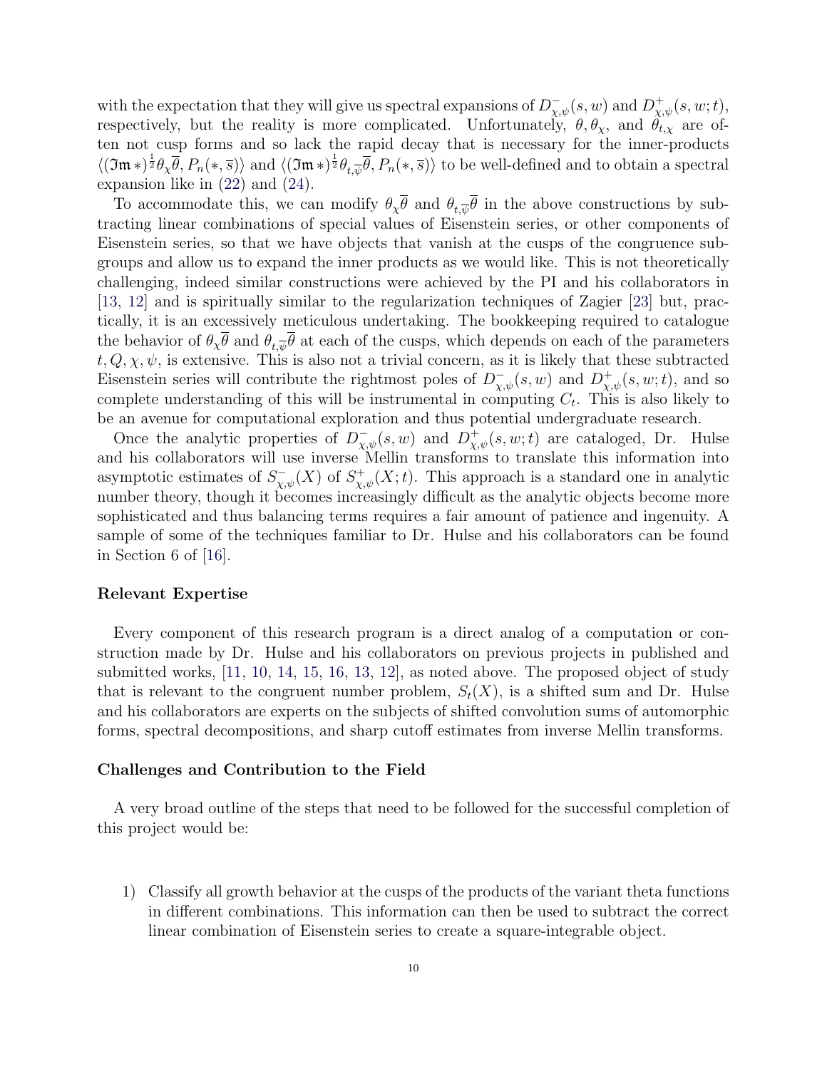with the expectation that they will give us spectral expansions of $D^-_{\chi,\psi}(s,w)$ and $D^+_{\chi,\psi}(s,w;t)$, respectively, but the reality is more complicated. Unfortunately, $\theta, \theta_\chi$, and $\theta_{t,\chi}$ are often not cusp forms and so lack the rapid decay that is necessary for the inner-products $\langle (\mathfrak{Im}\,*)^{\frac{1}{2}}\theta_\chi\overline{\theta}, P_n(*,\overline{s})\rangle$ and $\langle (\mathfrak{Im}\,*)^{\frac{1}{2}}\theta_{t,\overline{\psi}}\overline{\theta}, P_n(*,\overline{s})\rangle$ to be well-defined and to obtain a spectral expansion like in (22) and (24).

To accommodate this, we can modify $\theta_\chi\overline{\theta}$ and $\theta_{t,\overline{\psi}}\overline{\theta}$ in the above constructions by subtracting linear combinations of special values of Eisenstein series, or other components of Eisenstein series, so that we have objects that vanish at the cusps of the congruence subgroups and allow us to expand the inner products as we would like. This is not theoretically challenging, indeed similar constructions were achieved by the PI and his collaborators in [13, 12] and is spiritually similar to the regularization techniques of Zagier [23] but, practically, it is an excessively meticulous undertaking. The bookkeeping required to catalogue the behavior of $\theta_\chi\overline{\theta}$ and $\theta_{t,\overline{\psi}}\overline{\theta}$ at each of the cusps, which depends on each of the parameters $t, Q, \chi, \psi$, is extensive. This is also not a trivial concern, as it is likely that these subtracted Eisenstein series will contribute the rightmost poles of $D^-_{\chi,\psi}(s,w)$ and $D^+_{\chi,\psi}(s,w;t)$, and so complete understanding of this will be instrumental in computing $C_t$. This is also likely to be an avenue for computational exploration and thus potential undergraduate research.

Once the analytic properties of $D^-_{\chi,\psi}(s,w)$ and $D^+_{\chi,\psi}(s,w;t)$ are cataloged, Dr. Hulse and his collaborators will use inverse Mellin transforms to translate this information into asymptotic estimates of $S^-_{\chi,\psi}(X)$ of $S^+_{\chi,\psi}(X;t)$. This approach is a standard one in analytic number theory, though it becomes increasingly difficult as the analytic objects become more sophisticated and thus balancing terms requires a fair amount of patience and ingenuity. A sample of some of the techniques familiar to Dr. Hulse and his collaborators can be found in Section 6 of [16].

**Relevant Expertise**

Every component of this research program is a direct analog of a computation or construction made by Dr. Hulse and his collaborators on previous projects in published and submitted works, [11, 10, 14, 15, 16, 13, 12], as noted above. The proposed object of study that is relevant to the congruent number problem, $S_t(X)$, is a shifted sum and Dr. Hulse and his collaborators are experts on the subjects of shifted convolution sums of automorphic forms, spectral decompositions, and sharp cutoff estimates from inverse Mellin transforms.

**Challenges and Contribution to the Field**

A very broad outline of the steps that need to be followed for the successful completion of this project would be:

1) Classify all growth behavior at the cusps of the products of the variant theta functions in different combinations. This information can then be used to subtract the correct linear combination of Eisenstein series to create a square-integrable object.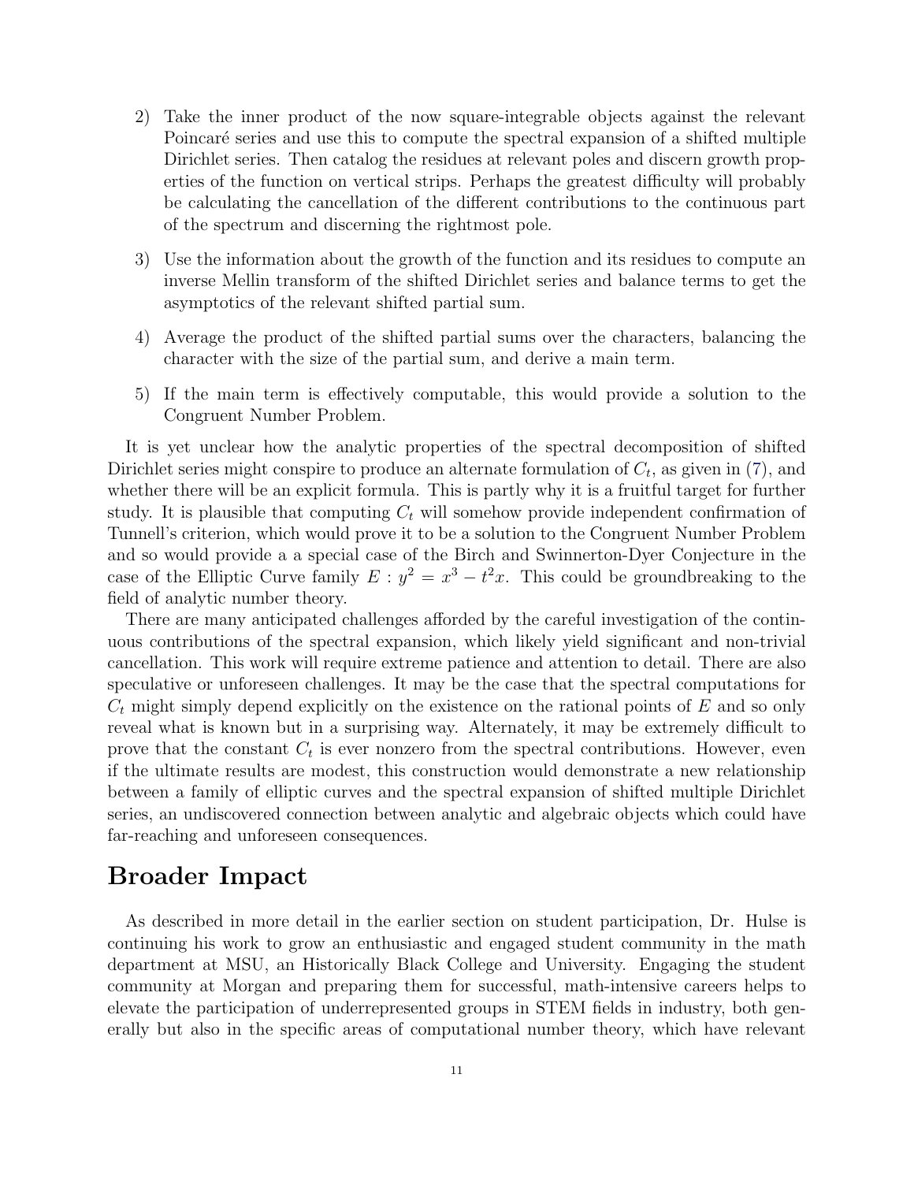2) Take the inner product of the now square-integrable objects against the relevant Poincaré series and use this to compute the spectral expansion of a shifted multiple Dirichlet series. Then catalog the residues at relevant poles and discern growth properties of the function on vertical strips. Perhaps the greatest difficulty will probably be calculating the cancellation of the different contributions to the continuous part of the spectrum and discerning the rightmost pole.

3) Use the information about the growth of the function and its residues to compute an inverse Mellin transform of the shifted Dirichlet series and balance terms to get the asymptotics of the relevant shifted partial sum.

4) Average the product of the shifted partial sums over the characters, balancing the character with the size of the partial sum, and derive a main term.

5) If the main term is effectively computable, this would provide a solution to the Congruent Number Problem.

It is yet unclear how the analytic properties of the spectral decomposition of shifted Dirichlet series might conspire to produce an alternate formulation of $C_t$, as given in (7), and whether there will be an explicit formula. This is partly why it is a fruitful target for further study. It is plausible that computing $C_t$ will somehow provide independent confirmation of Tunnell's criterion, which would prove it to be a solution to the Congruent Number Problem and so would provide a a special case of the Birch and Swinnerton-Dyer Conjecture in the case of the Elliptic Curve family $E : y^2 = x^3 - t^2 x$. This could be groundbreaking to the field of analytic number theory.

There are many anticipated challenges afforded by the careful investigation of the continuous contributions of the spectral expansion, which likely yield significant and non-trivial cancellation. This work will require extreme patience and attention to detail. There are also speculative or unforeseen challenges. It may be the case that the spectral computations for $C_t$ might simply depend explicitly on the existence on the rational points of $E$ and so only reveal what is known but in a surprising way. Alternately, it may be extremely difficult to prove that the constant $C_t$ is ever nonzero from the spectral contributions. However, even if the ultimate results are modest, this construction would demonstrate a new relationship between a family of elliptic curves and the spectral expansion of shifted multiple Dirichlet series, an undiscovered connection between analytic and algebraic objects which could have far-reaching and unforeseen consequences.

# Broader Impact

As described in more detail in the earlier section on student participation, Dr. Hulse is continuing his work to grow an enthusiastic and engaged student community in the math department at MSU, an Historically Black College and University. Engaging the student community at Morgan and preparing them for successful, math-intensive careers helps to elevate the participation of underrepresented groups in STEM fields in industry, both generally but also in the specific areas of computational number theory, which have relevant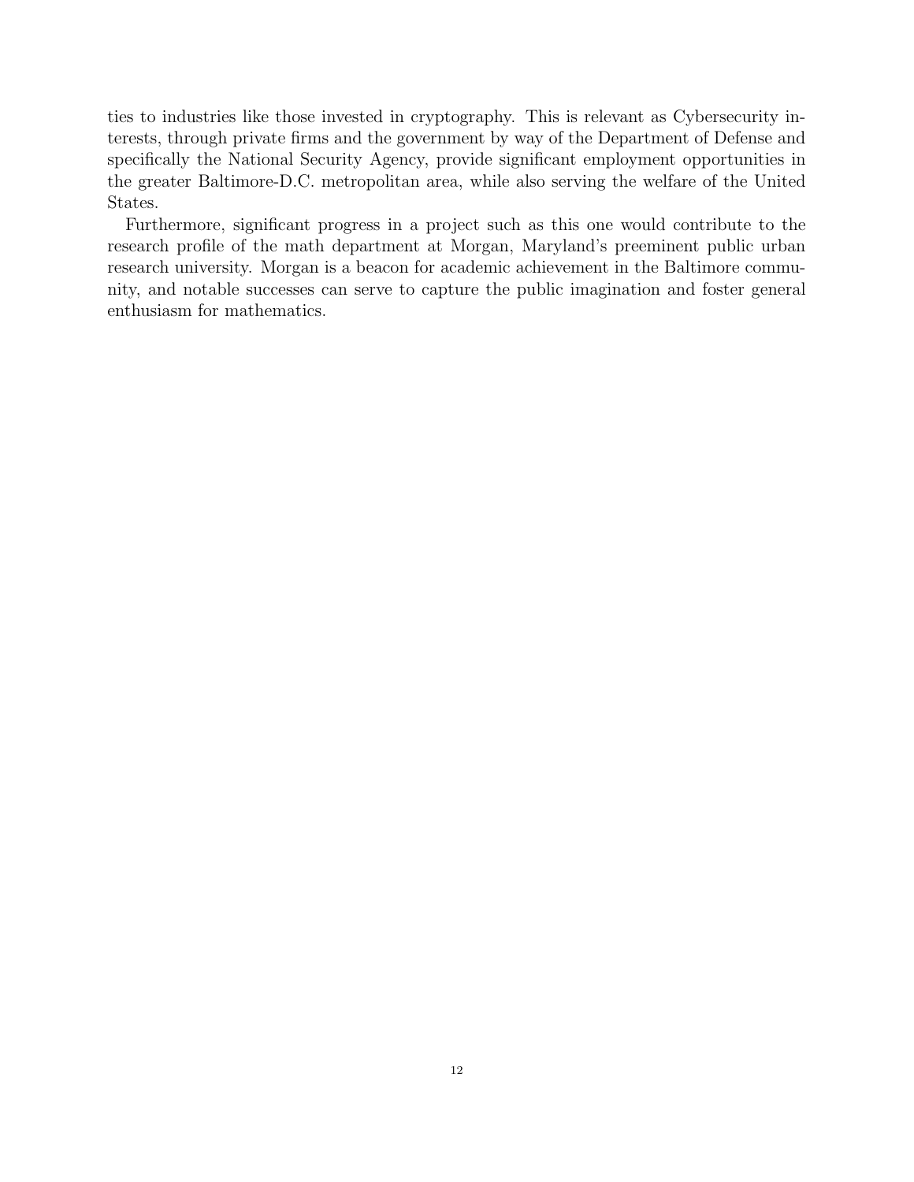ties to industries like those invested in cryptography. This is relevant as Cybersecurity interests, through private firms and the government by way of the Department of Defense and specifically the National Security Agency, provide significant employment opportunities in the greater Baltimore-D.C. metropolitan area, while also serving the welfare of the United States.

Furthermore, significant progress in a project such as this one would contribute to the research profile of the math department at Morgan, Maryland's preeminent public urban research university. Morgan is a beacon for academic achievement in the Baltimore community, and notable successes can serve to capture the public imagination and foster general enthusiasm for mathematics.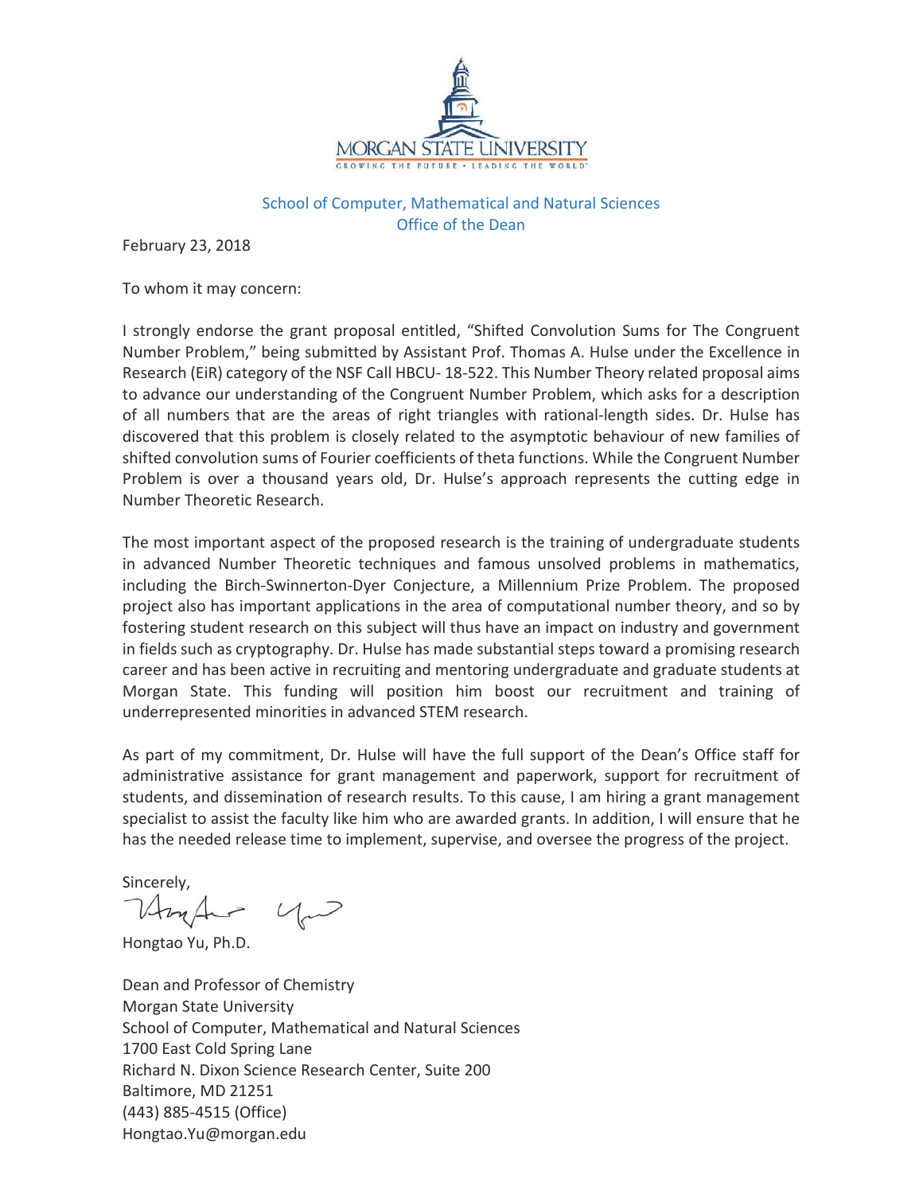MORGAN STATE UNIVERSITY

GROWING THE FUTURE • LEADING THE WORLD

School of Computer, Mathematical and Natural Sciences
Office of the Dean

February 23, 2018

To whom it may concern:

I strongly endorse the grant proposal entitled, "Shifted Convolution Sums for The Congruent Number Problem," being submitted by Assistant Prof. Thomas A. Hulse under the Excellence in Research (EiR) category of the NSF Call HBCU- 18-522. This Number Theory related proposal aims to advance our understanding of the Congruent Number Problem, which asks for a description of all numbers that are the areas of right triangles with rational-length sides. Dr. Hulse has discovered that this problem is closely related to the asymptotic behaviour of new families of shifted convolution sums of Fourier coefficients of theta functions. While the Congruent Number Problem is over a thousand years old, Dr. Hulse's approach represents the cutting edge in Number Theoretic Research.

The most important aspect of the proposed research is the training of undergraduate students in advanced Number Theoretic techniques and famous unsolved problems in mathematics, including the Birch-Swinnerton-Dyer Conjecture, a Millennium Prize Problem. The proposed project also has important applications in the area of computational number theory, and so by fostering student research on this subject will thus have an impact on industry and government in fields such as cryptography. Dr. Hulse has made substantial steps toward a promising research career and has been active in recruiting and mentoring undergraduate and graduate students at Morgan State. This funding will position him boost our recruitment and training of underrepresented minorities in advanced STEM research.

As part of my commitment, Dr. Hulse will have the full support of the Dean's Office staff for administrative assistance for grant management and paperwork, support for recruitment of students, and dissemination of research results. To this cause, I am hiring a grant management specialist to assist the faculty like him who are awarded grants. In addition, I will ensure that he has the needed release time to implement, supervise, and oversee the progress of the project.

Sincerely,

Hongtao Yu, Ph.D.

Dean and Professor of Chemistry
Morgan State University
School of Computer, Mathematical and Natural Sciences
1700 East Cold Spring Lane
Richard N. Dixon Science Research Center, Suite 200
Baltimore, MD 21251
(443) 885-4515 (Office)
Hongtao.Yu@morgan.edu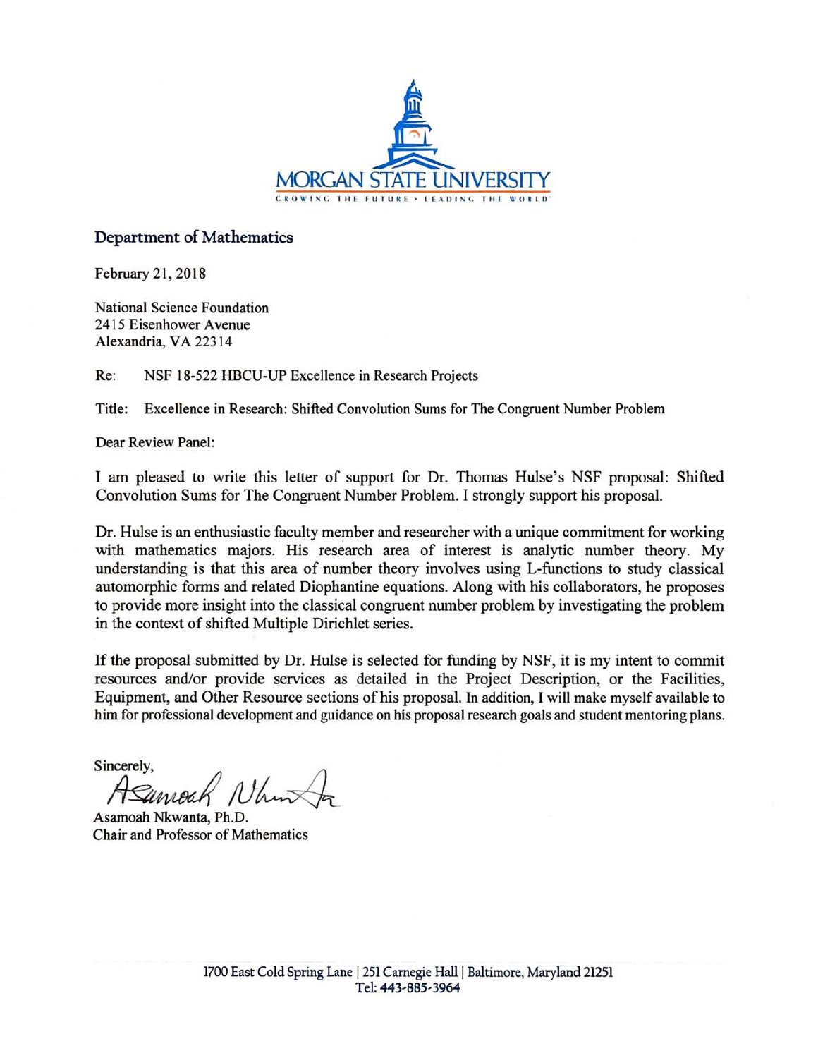MORGAN STATE UNIVERSITY

GROWING THE FUTURE • LEADING THE WORLD

**Department of Mathematics**

February 21, 2018

National Science Foundation
2415 Eisenhower Avenue
Alexandria, VA 22314

Re: NSF 18-522 HBCU-UP Excellence in Research Projects

Title: Excellence in Research: Shifted Convolution Sums for The Congruent Number Problem

Dear Review Panel:

I am pleased to write this letter of support for Dr. Thomas Hulse's NSF proposal: Shifted Convolution Sums for The Congruent Number Problem. I strongly support his proposal.

Dr. Hulse is an enthusiastic faculty member and researcher with a unique commitment for working with mathematics majors. His research area of interest is analytic number theory. My understanding is that this area of number theory involves using L-functions to study classical automorphic forms and related Diophantine equations. Along with his collaborators, he proposes to provide more insight into the classical congruent number problem by investigating the problem in the context of shifted Multiple Dirichlet series.

If the proposal submitted by Dr. Hulse is selected for funding by NSF, it is my intent to commit resources and/or provide services as detailed in the Project Description, or the Facilities, Equipment, and Other Resource sections of his proposal. In addition, I will make myself available to him for professional development and guidance on his proposal research goals and student mentoring plans.

Sincerely,

Asamoah Nkwanta, Ph.D.
Chair and Professor of Mathematics

1700 East Cold Spring Lane | 251 Carnegie Hall | Baltimore, Maryland 21251
Tel: 443-885-3964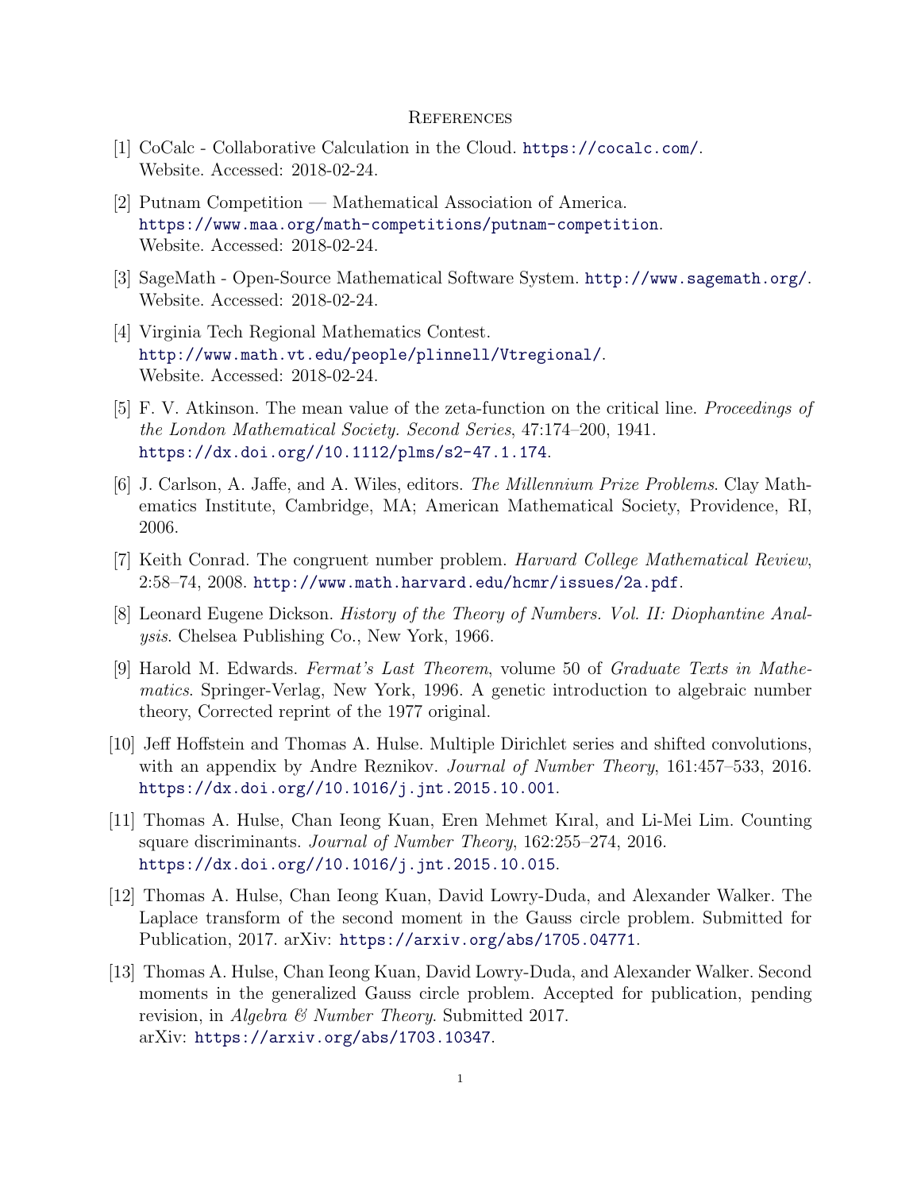## References

[1] CoCalc - Collaborative Calculation in the Cloud. https://cocalc.com/. Website. Accessed: 2018-02-24.

[2] Putnam Competition — Mathematical Association of America. https://www.maa.org/math-competitions/putnam-competition. Website. Accessed: 2018-02-24.

[3] SageMath - Open-Source Mathematical Software System. http://www.sagemath.org/. Website. Accessed: 2018-02-24.

[4] Virginia Tech Regional Mathematics Contest. http://www.math.vt.edu/people/plinnell/Vtregional/. Website. Accessed: 2018-02-24.

[5] F. V. Atkinson. The mean value of the zeta-function on the critical line. *Proceedings of the London Mathematical Society. Second Series*, 47:174–200, 1941. https://dx.doi.org//10.1112/plms/s2-47.1.174.

[6] J. Carlson, A. Jaffe, and A. Wiles, editors. *The Millennium Prize Problems*. Clay Mathematics Institute, Cambridge, MA; American Mathematical Society, Providence, RI, 2006.

[7] Keith Conrad. The congruent number problem. *Harvard College Mathematical Review*, 2:58–74, 2008. http://www.math.harvard.edu/hcmr/issues/2a.pdf.

[8] Leonard Eugene Dickson. *History of the Theory of Numbers. Vol. II: Diophantine Analysis*. Chelsea Publishing Co., New York, 1966.

[9] Harold M. Edwards. *Fermat's Last Theorem*, volume 50 of *Graduate Texts in Mathematics*. Springer-Verlag, New York, 1996. A genetic introduction to algebraic number theory, Corrected reprint of the 1977 original.

[10] Jeff Hoffstein and Thomas A. Hulse. Multiple Dirichlet series and shifted convolutions, with an appendix by Andre Reznikov. *Journal of Number Theory*, 161:457–533, 2016. https://dx.doi.org//10.1016/j.jnt.2015.10.001.

[11] Thomas A. Hulse, Chan Ieong Kuan, Eren Mehmet Kıral, and Li-Mei Lim. Counting square discriminants. *Journal of Number Theory*, 162:255–274, 2016. https://dx.doi.org//10.1016/j.jnt.2015.10.015.

[12] Thomas A. Hulse, Chan Ieong Kuan, David Lowry-Duda, and Alexander Walker. The Laplace transform of the second moment in the Gauss circle problem. Submitted for Publication, 2017. arXiv: https://arxiv.org/abs/1705.04771.

[13] Thomas A. Hulse, Chan Ieong Kuan, David Lowry-Duda, and Alexander Walker. Second moments in the generalized Gauss circle problem. Accepted for publication, pending revision, in *Algebra & Number Theory*. Submitted 2017. arXiv: https://arxiv.org/abs/1703.10347.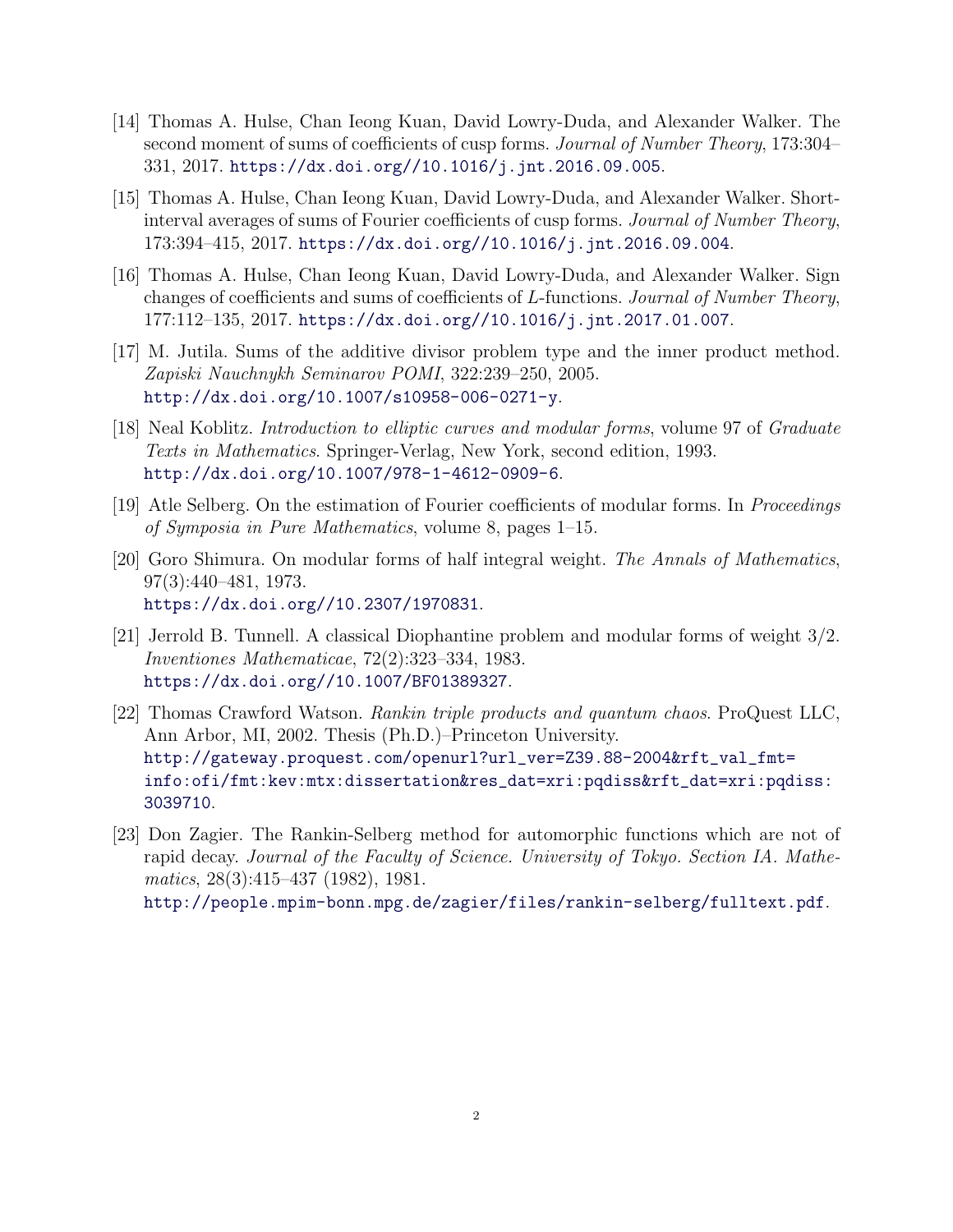[14] Thomas A. Hulse, Chan Ieong Kuan, David Lowry-Duda, and Alexander Walker. The second moment of sums of coefficients of cusp forms. *Journal of Number Theory*, 173:304–331, 2017. https://dx.doi.org//10.1016/j.jnt.2016.09.005.

[15] Thomas A. Hulse, Chan Ieong Kuan, David Lowry-Duda, and Alexander Walker. Short-interval averages of sums of Fourier coefficients of cusp forms. *Journal of Number Theory*, 173:394–415, 2017. https://dx.doi.org//10.1016/j.jnt.2016.09.004.

[16] Thomas A. Hulse, Chan Ieong Kuan, David Lowry-Duda, and Alexander Walker. Sign changes of coefficients and sums of coefficients of $L$-functions. *Journal of Number Theory*, 177:112–135, 2017. https://dx.doi.org//10.1016/j.jnt.2017.01.007.

[17] M. Jutila. Sums of the additive divisor problem type and the inner product method. *Zapiski Nauchnykh Seminarov POMI*, 322:239–250, 2005. http://dx.doi.org/10.1007/s10958-006-0271-y.

[18] Neal Koblitz. *Introduction to elliptic curves and modular forms*, volume 97 of *Graduate Texts in Mathematics*. Springer-Verlag, New York, second edition, 1993. http://dx.doi.org/10.1007/978-1-4612-0909-6.

[19] Atle Selberg. On the estimation of Fourier coefficients of modular forms. In *Proceedings of Symposia in Pure Mathematics*, volume 8, pages 1–15.

[20] Goro Shimura. On modular forms of half integral weight. *The Annals of Mathematics*, 97(3):440–481, 1973. https://dx.doi.org//10.2307/1970831.

[21] Jerrold B. Tunnell. A classical Diophantine problem and modular forms of weight 3/2. *Inventiones Mathematicae*, 72(2):323–334, 1983. https://dx.doi.org//10.1007/BF01389327.

[22] Thomas Crawford Watson. *Rankin triple products and quantum chaos*. ProQuest LLC, Ann Arbor, MI, 2002. Thesis (Ph.D.)–Princeton University. http://gateway.proquest.com/openurl?url_ver=Z39.88-2004&rft_val_fmt=info:ofi/fmt:kev:mtx:dissertation&res_dat=xri:pqdiss&rft_dat=xri:pqdiss:3039710.

[23] Don Zagier. The Rankin-Selberg method for automorphic functions which are not of rapid decay. *Journal of the Faculty of Science. University of Tokyo. Section IA. Mathematics*, 28(3):415–437 (1982), 1981. http://people.mpim-bonn.mpg.de/zagier/files/rankin-selberg/fulltext.pdf.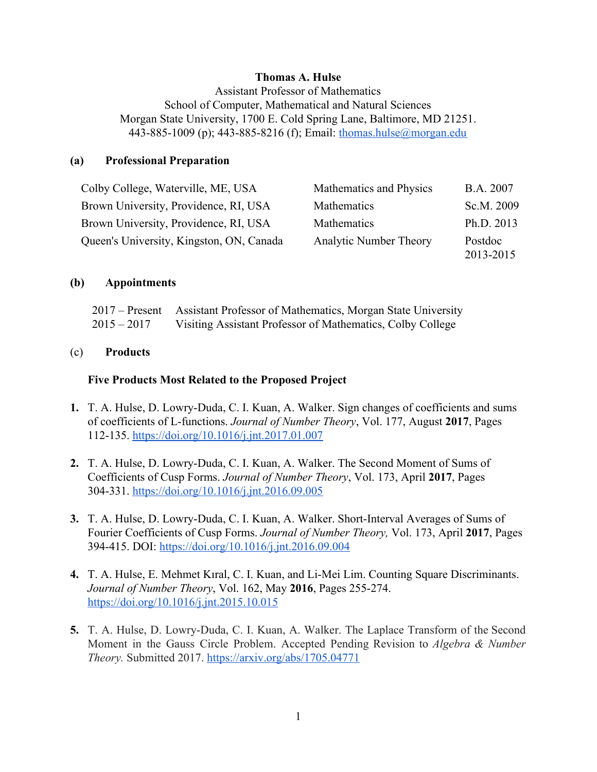**Thomas A. Hulse**
Assistant Professor of Mathematics
School of Computer, Mathematical and Natural Sciences
Morgan State University, 1700 E. Cold Spring Lane, Baltimore, MD 21251.
443-885-1009 (p); 443-885-8216 (f); Email: [thomas.hulse@morgan.edu](mailto:thomas.hulse@morgan.edu)

## (a) Professional Preparation

| | | |
|---|---|---|
| Colby College, Waterville, ME, USA | Mathematics and Physics | B.A. 2007 |
| Brown University, Providence, RI, USA | Mathematics | Sc.M. 2009 |
| Brown University, Providence, RI, USA | Mathematics | Ph.D. 2013 |
| Queen's University, Kingston, ON, Canada | Analytic Number Theory | Postdoc 2013-2015 |

## (b) Appointments

| | |
|---|---|
| 2017 – Present | Assistant Professor of Mathematics, Morgan State University |
| 2015 – 2017 | Visiting Assistant Professor of Mathematics, Colby College |

## (c) Products

### Five Products Most Related to the Proposed Project

1. T. A. Hulse, D. Lowry-Duda, C. I. Kuan, A. Walker. Sign changes of coefficients and sums of coefficients of L-functions. *Journal of Number Theory*, Vol. 177, August **2017**, Pages 112-135. https://doi.org/10.1016/j.jnt.2017.01.007

2. T. A. Hulse, D. Lowry-Duda, C. I. Kuan, A. Walker. The Second Moment of Sums of Coefficients of Cusp Forms. *Journal of Number Theory*, Vol. 173, April **2017**, Pages 304-331. https://doi.org/10.1016/j.jnt.2016.09.005

3. T. A. Hulse, D. Lowry-Duda, C. I. Kuan, A. Walker. Short-Interval Averages of Sums of Fourier Coefficients of Cusp Forms. *Journal of Number Theory,* Vol. 173, April **2017**, Pages 394-415. DOI: https://doi.org/10.1016/j.jnt.2016.09.004

4. T. A. Hulse, E. Mehmet Kıral, C. I. Kuan, and Li-Mei Lim. Counting Square Discriminants. *Journal of Number Theory*, Vol. 162, May **2016**, Pages 255-274. https://doi.org/10.1016/j.jnt.2015.10.015

5. T. A. Hulse, D. Lowry-Duda, C. I. Kuan, A. Walker. The Laplace Transform of the Second Moment in the Gauss Circle Problem. Accepted Pending Revision to *Algebra & Number Theory.* Submitted 2017. https://arxiv.org/abs/1705.04771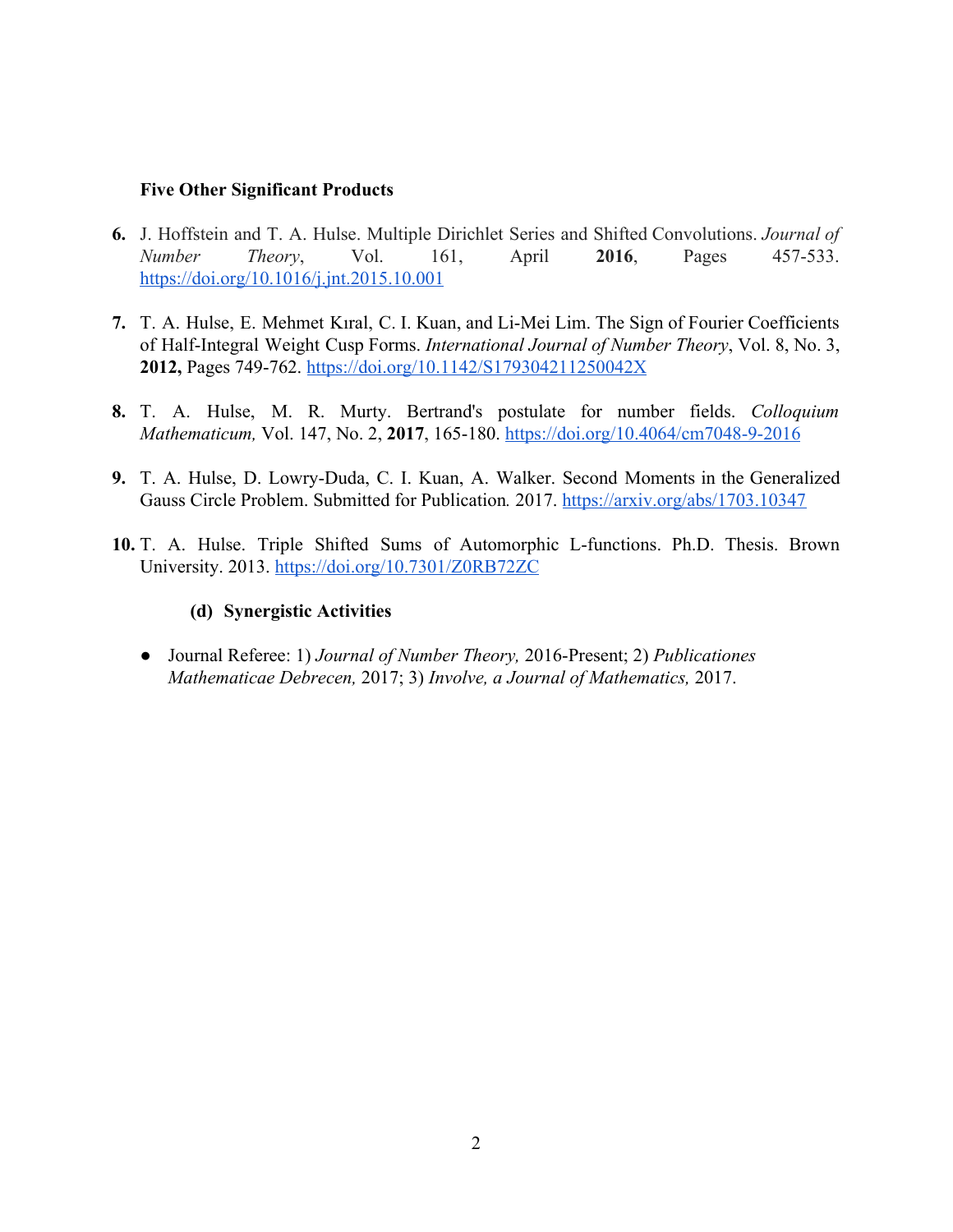**Five Other Significant Products**

6. J. Hoffstein and T. A. Hulse. Multiple Dirichlet Series and Shifted Convolutions. *Journal of Number Theory*, Vol. 161, April **2016**, Pages 457-533. https://doi.org/10.1016/j.jnt.2015.10.001

7. T. A. Hulse, E. Mehmet Kıral, C. I. Kuan, and Li-Mei Lim. The Sign of Fourier Coefficients of Half-Integral Weight Cusp Forms. *International Journal of Number Theory*, Vol. 8, No. 3, **2012,** Pages 749-762. https://doi.org/10.1142/S179304211250042X

8. T. A. Hulse, M. R. Murty. Bertrand's postulate for number fields. *Colloquium Mathematicum,* Vol. 147, No. 2, **2017**, 165-180. https://doi.org/10.4064/cm7048-9-2016

9. T. A. Hulse, D. Lowry-Duda, C. I. Kuan, A. Walker. Second Moments in the Generalized Gauss Circle Problem. Submitted for Publication*.* 2017. https://arxiv.org/abs/1703.10347

10. T. A. Hulse. Triple Shifted Sums of Automorphic L-functions. Ph.D. Thesis. Brown University. 2013. https://doi.org/10.7301/Z0RB72ZC

**(d) Synergistic Activities**

- Journal Referee: 1) *Journal of Number Theory,* 2016-Present; 2) *Publicationes Mathematicae Debrecen,* 2017; 3) *Involve, a Journal of Mathematics,* 2017.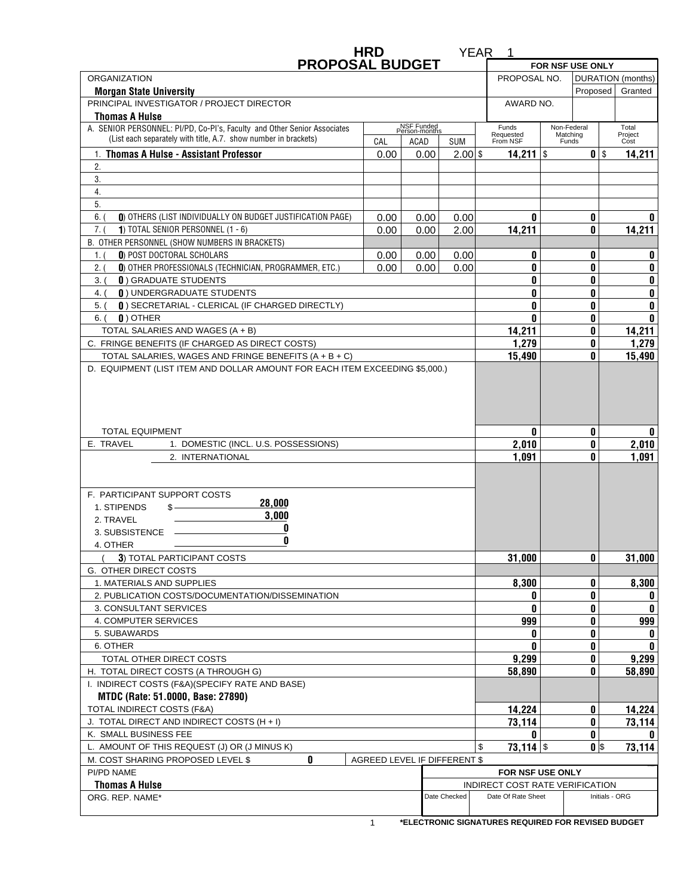**HRD** YEAR 1

# PROPOSAL BUDGET

| | | | | FOR NSF USE ONLY | | |
|---|---|---|---|---|---|---|
| ORGANIZATION | | | | PROPOSAL NO. | DURATION (months) | |
| **Morgan State University** | | | | | Proposed | Granted |
| PRINCIPAL INVESTIGATOR / PROJECT DIRECTOR | | | | AWARD NO. | | |
| **Thomas A Hulse** | | | | | | |

| A. SENIOR PERSONNEL: PI/PD, Co-PI's, Faculty and Other Senior Associates (List each separately with title, A.7. show number in brackets) | NSF Funded Person-months CAL | ACAD | SUM | Funds Requested From NSF | Non-Federal Matching Funds | Total Project Cost |
|---|---|---|---|---|---|---|
| 1. **Thomas A Hulse - Assistant Professor** | 0.00 | 0.00 | 2.00 | $ 14,211 | $ 0 | $ 14,211 |
| 2. | | | | | | |
| 3. | | | | | | |
| 4. | | | | | | |
| 5. | | | | | | |
| 6. ( 0) OTHERS (LIST INDIVIDUALLY ON BUDGET JUSTIFICATION PAGE) | 0.00 | 0.00 | 0.00 | 0 | 0 | 0 |
| 7. ( 1) TOTAL SENIOR PERSONNEL (1 - 6) | 0.00 | 0.00 | 2.00 | 14,211 | 0 | 14,211 |
| B. OTHER PERSONNEL (SHOW NUMBERS IN BRACKETS) | | | | | | |
| 1. ( 0) POST DOCTORAL SCHOLARS | 0.00 | 0.00 | 0.00 | 0 | 0 | 0 |
| 2. ( 0) OTHER PROFESSIONALS (TECHNICIAN, PROGRAMMER, ETC.) | 0.00 | 0.00 | 0.00 | 0 | 0 | 0 |
| 3. ( 0 ) GRADUATE STUDENTS | | | | 0 | 0 | 0 |
| 4. ( 0 ) UNDERGRADUATE STUDENTS | | | | 0 | 0 | 0 |
| 5. ( 0 ) SECRETARIAL - CLERICAL (IF CHARGED DIRECTLY) | | | | 0 | 0 | 0 |
| 6. ( 0 ) OTHER | | | | 0 | 0 | 0 |
| TOTAL SALARIES AND WAGES (A + B) | | | | 14,211 | 0 | 14,211 |
| C. FRINGE BENEFITS (IF CHARGED AS DIRECT COSTS) | | | | 1,279 | 0 | 1,279 |
| TOTAL SALARIES, WAGES AND FRINGE BENEFITS (A + B + C) | | | | 15,490 | 0 | 15,490 |
| D. EQUIPMENT (LIST ITEM AND DOLLAR AMOUNT FOR EACH ITEM EXCEEDING $5,000.) | | | | | | |
| TOTAL EQUIPMENT | | | | 0 | 0 | 0 |
| E. TRAVEL 1. DOMESTIC (INCL. U.S. POSSESSIONS) | | | | 2,010 | 0 | 2,010 |
| 2. INTERNATIONAL | | | | 1,091 | 0 | 1,091 |
| F. PARTICIPANT SUPPORT COSTS | | | | | | |
| 1. STIPENDS $ 28,000 | | | | | | |
| 2. TRAVEL 3,000 | | | | | | |
| 3. SUBSISTENCE 0 | | | | | | |
| 4. OTHER 0 | | | | | | |
| ( 3) TOTAL PARTICIPANT COSTS | | | | 31,000 | 0 | 31,000 |
| G. OTHER DIRECT COSTS | | | | | | |
| 1. MATERIALS AND SUPPLIES | | | | 8,300 | 0 | 8,300 |
| 2. PUBLICATION COSTS/DOCUMENTATION/DISSEMINATION | | | | 0 | 0 | 0 |
| 3. CONSULTANT SERVICES | | | | 0 | 0 | 0 |
| 4. COMPUTER SERVICES | | | | 999 | 0 | 999 |
| 5. SUBAWARDS | | | | 0 | 0 | 0 |
| 6. OTHER | | | | 0 | 0 | 0 |
| TOTAL OTHER DIRECT COSTS | | | | 9,299 | 0 | 9,299 |
| H. TOTAL DIRECT COSTS (A THROUGH G) | | | | 58,890 | 0 | 58,890 |
| I. INDIRECT COSTS (F&A)(SPECIFY RATE AND BASE) **MTDC (Rate: 51.0000, Base: 27890)** | | | | | | |
| TOTAL INDIRECT COSTS (F&A) | | | | 14,224 | 0 | 14,224 |
| J. TOTAL DIRECT AND INDIRECT COSTS (H + I) | | | | 73,114 | 0 | 73,114 |
| K. SMALL BUSINESS FEE | | | | 0 | 0 | 0 |
| L. AMOUNT OF THIS REQUEST (J) OR (J MINUS K) | | | | $ 73,114 | $ 0 | $ 73,114 |

| M. COST SHARING PROPOSED LEVEL $ 0 | AGREED LEVEL IF DIFFERENT $ | | |
|---|---|---|---|
| PI/PD NAME | FOR NSF USE ONLY | | |
| **Thomas A Hulse** | INDIRECT COST RATE VERIFICATION | | |
| ORG. REP. NAME* | Date Checked | Date Of Rate Sheet | Initials - ORG |

*ELECTRONIC SIGNATURES REQUIRED FOR REVISED BUDGET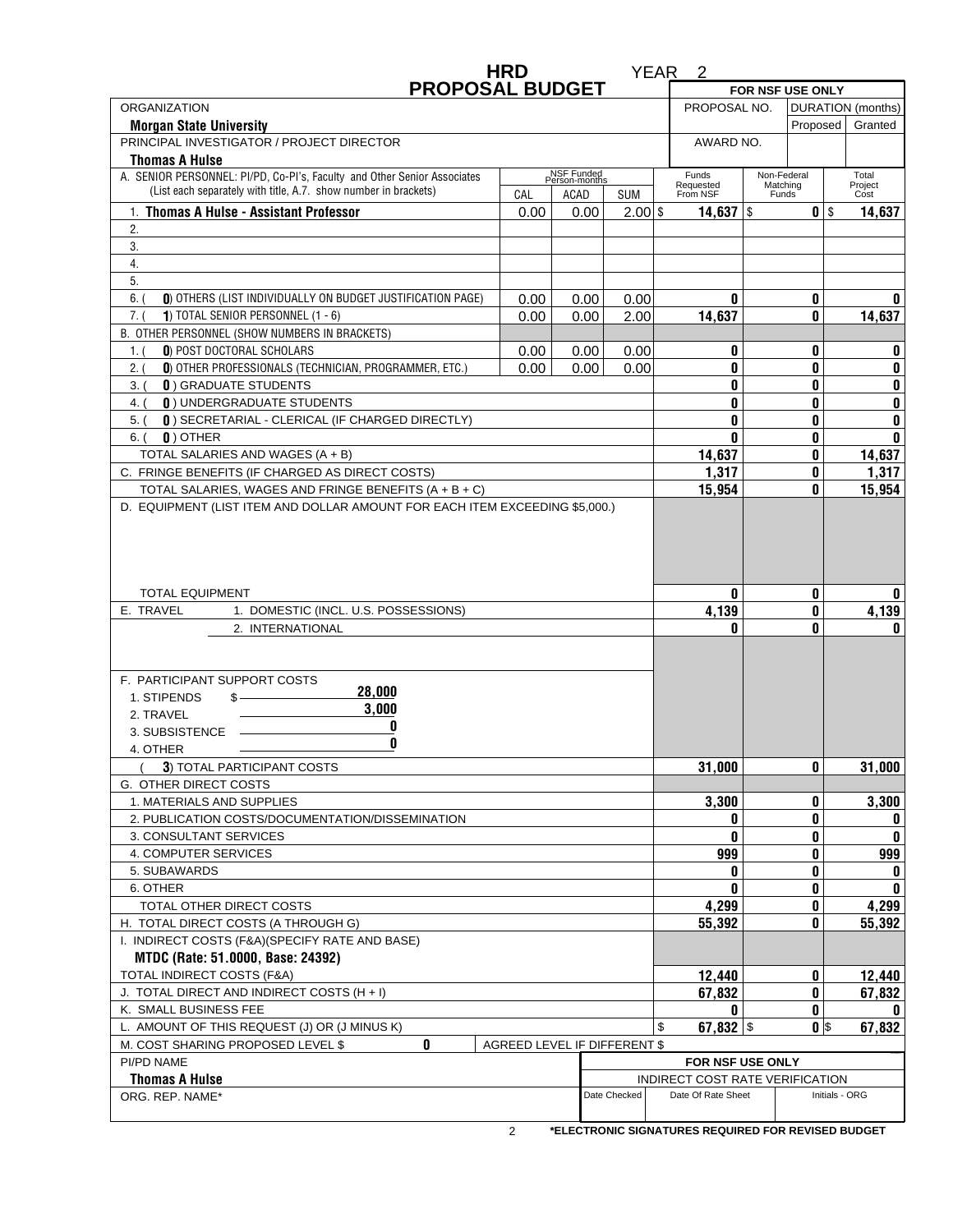# HRD PROPOSAL BUDGET

YEAR 2

| | | | | FOR NSF USE ONLY | | |
|---|---|---|---|---|---|---|
| ORGANIZATION | | | | PROPOSAL NO. | DURATION (months) | |
| **Morgan State University** | | | | | Proposed | Granted |
| PRINCIPAL INVESTIGATOR / PROJECT DIRECTOR | | | | AWARD NO. | | |
| **Thomas A Hulse** | | | | | | |

| A. SENIOR PERSONNEL: PI/PD, Co-PI's, Faculty and Other Senior Associates (List each separately with title, A.7. show number in brackets) | NSF Funded Person-months CAL | ACAD | SUM | Funds Requested From NSF | Non-Federal Matching Funds | Total Project Cost |
|---|---|---|---|---|---|---|
| 1. **Thomas A Hulse - Assistant Professor** | 0.00 | 0.00 | 2.00 | $ 14,637 | $ 0 | $ 14,637 |
| 2. | | | | | | |
| 3. | | | | | | |
| 4. | | | | | | |
| 5. | | | | | | |
| 6. ( 0) OTHERS (LIST INDIVIDUALLY ON BUDGET JUSTIFICATION PAGE) | 0.00 | 0.00 | 0.00 | 0 | 0 | 0 |
| 7. ( 1) TOTAL SENIOR PERSONNEL (1 - 6) | 0.00 | 0.00 | 2.00 | 14,637 | 0 | 14,637 |
| B. OTHER PERSONNEL (SHOW NUMBERS IN BRACKETS) | | | | | | |
| 1. ( 0) POST DOCTORAL SCHOLARS | 0.00 | 0.00 | 0.00 | 0 | 0 | 0 |
| 2. ( 0) OTHER PROFESSIONALS (TECHNICIAN, PROGRAMMER, ETC.) | 0.00 | 0.00 | 0.00 | 0 | 0 | 0 |
| 3. ( 0 ) GRADUATE STUDENTS | | | | 0 | 0 | 0 |
| 4. ( 0 ) UNDERGRADUATE STUDENTS | | | | 0 | 0 | 0 |
| 5. ( 0 ) SECRETARIAL - CLERICAL (IF CHARGED DIRECTLY) | | | | 0 | 0 | 0 |
| 6. ( 0 ) OTHER | | | | 0 | 0 | 0 |
| TOTAL SALARIES AND WAGES (A + B) | | | | 14,637 | 0 | 14,637 |
| C. FRINGE BENEFITS (IF CHARGED AS DIRECT COSTS) | | | | 1,317 | 0 | 1,317 |
| TOTAL SALARIES, WAGES AND FRINGE BENEFITS (A + B + C) | | | | 15,954 | 0 | 15,954 |
| D. EQUIPMENT (LIST ITEM AND DOLLAR AMOUNT FOR EACH ITEM EXCEEDING $5,000.) | | | | | | |
| TOTAL EQUIPMENT | | | | 0 | 0 | 0 |
| E. TRAVEL 1. DOMESTIC (INCL. U.S. POSSESSIONS) | | | | 4,139 | 0 | 4,139 |
| 2. INTERNATIONAL | | | | 0 | 0 | 0 |
| F. PARTICIPANT SUPPORT COSTS<br>1. STIPENDS $ 28,000<br>2. TRAVEL 3,000<br>3. SUBSISTENCE 0<br>4. OTHER 0 | | | | | | |
| ( 3) TOTAL PARTICIPANT COSTS | | | | 31,000 | 0 | 31,000 |
| G. OTHER DIRECT COSTS | | | | | | |
| 1. MATERIALS AND SUPPLIES | | | | 3,300 | 0 | 3,300 |
| 2. PUBLICATION COSTS/DOCUMENTATION/DISSEMINATION | | | | 0 | 0 | 0 |
| 3. CONSULTANT SERVICES | | | | 0 | 0 | 0 |
| 4. COMPUTER SERVICES | | | | 999 | 0 | 999 |
| 5. SUBAWARDS | | | | 0 | 0 | 0 |
| 6. OTHER | | | | 0 | 0 | 0 |
| TOTAL OTHER DIRECT COSTS | | | | 4,299 | 0 | 4,299 |
| H. TOTAL DIRECT COSTS (A THROUGH G) | | | | 55,392 | 0 | 55,392 |
| I. INDIRECT COSTS (F&A)(SPECIFY RATE AND BASE)<br>**MTDC (Rate: 51.0000, Base: 24392)** | | | | | | |
| TOTAL INDIRECT COSTS (F&A) | | | | 12,440 | 0 | 12,440 |
| J. TOTAL DIRECT AND INDIRECT COSTS (H + I) | | | | 67,832 | 0 | 67,832 |
| K. SMALL BUSINESS FEE | | | | 0 | 0 | 0 |
| L. AMOUNT OF THIS REQUEST (J) OR (J MINUS K) | | | | $ 67,832 | $ 0 | $ 67,832 |
| M. COST SHARING PROPOSED LEVEL $ 0 | AGREED LEVEL IF DIFFERENT $ | | | | | |

| PI/PD NAME | FOR NSF USE ONLY | | |
|---|---|---|---|
| **Thomas A Hulse** | INDIRECT COST RATE VERIFICATION | | |
| ORG. REP. NAME* | Date Checked | Date Of Rate Sheet | Initials - ORG |

**\*ELECTRONIC SIGNATURES REQUIRED FOR REVISED BUDGET**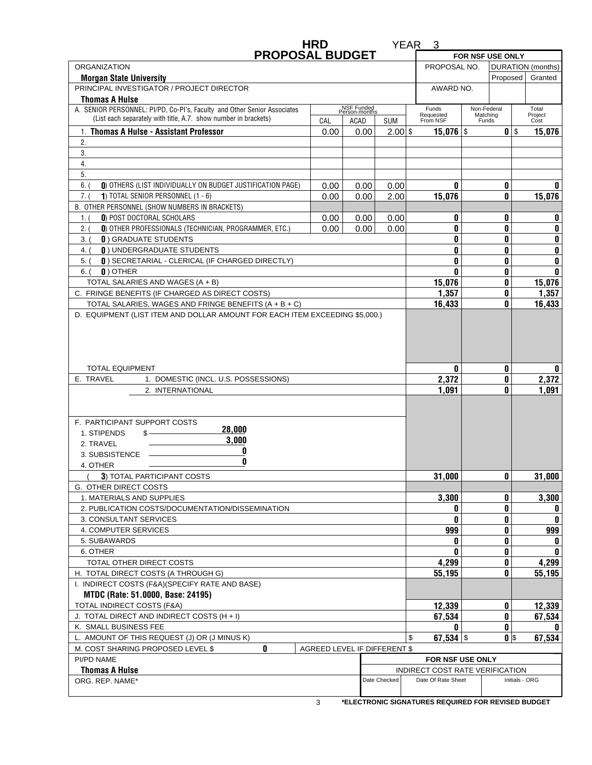# HRD PROPOSAL BUDGET

YEAR 3

| ORGANIZATION | | | | FOR NSF USE ONLY | | |
|---|---|---|---|---|---|---|
| **Morgan State University** | | | | PROPOSAL NO. | DURATION (months) Proposed | Granted |
| PRINCIPAL INVESTIGATOR / PROJECT DIRECTOR | | | | AWARD NO. | | |
| **Thomas A Hulse** | | | | | | |

| A. SENIOR PERSONNEL: PI/PD, Co-PI's, Faculty and Other Senior Associates (List each separately with title, A.7. show number in brackets) | NSF Funded Person-months CAL | ACAD | SUM | Funds Requested From NSF | Non-Federal Matching Funds | Total Project Cost |
|---|---|---|---|---|---|---|
| 1. **Thomas A Hulse - Assistant Professor** | 0.00 | 0.00 | 2.00 | $ 15,076 | $ 0 | $ 15,076 |
| 2. | | | | | | |
| 3. | | | | | | |
| 4. | | | | | | |
| 5. | | | | | | |
| 6. ( 0) OTHERS (LIST INDIVIDUALLY ON BUDGET JUSTIFICATION PAGE) | 0.00 | 0.00 | 0.00 | 0 | 0 | 0 |
| 7. ( 1) TOTAL SENIOR PERSONNEL (1 - 6) | 0.00 | 0.00 | 2.00 | 15,076 | 0 | 15,076 |
| B. OTHER PERSONNEL (SHOW NUMBERS IN BRACKETS) | | | | | | |
| 1. ( 0) POST DOCTORAL SCHOLARS | 0.00 | 0.00 | 0.00 | 0 | 0 | 0 |
| 2. ( 0) OTHER PROFESSIONALS (TECHNICIAN, PROGRAMMER, ETC.) | 0.00 | 0.00 | 0.00 | 0 | 0 | 0 |
| 3. ( 0 ) GRADUATE STUDENTS | | | | 0 | 0 | 0 |
| 4. ( 0 ) UNDERGRADUATE STUDENTS | | | | 0 | 0 | 0 |
| 5. ( 0 ) SECRETARIAL - CLERICAL (IF CHARGED DIRECTLY) | | | | 0 | 0 | 0 |
| 6. ( 0 ) OTHER | | | | 0 | 0 | 0 |
| TOTAL SALARIES AND WAGES (A + B) | | | | 15,076 | 0 | 15,076 |
| C. FRINGE BENEFITS (IF CHARGED AS DIRECT COSTS) | | | | 1,357 | 0 | 1,357 |
| TOTAL SALARIES, WAGES AND FRINGE BENEFITS (A + B + C) | | | | 16,433 | 0 | 16,433 |
| D. EQUIPMENT (LIST ITEM AND DOLLAR AMOUNT FOR EACH ITEM EXCEEDING $5,000.) | | | | | | |
| TOTAL EQUIPMENT | | | | 0 | 0 | 0 |
| E. TRAVEL 1. DOMESTIC (INCL. U.S. POSSESSIONS) | | | | 2,372 | 0 | 2,372 |
| 2. INTERNATIONAL | | | | 1,091 | 0 | 1,091 |
| F. PARTICIPANT SUPPORT COSTS<br>1. STIPENDS $ 28,000<br>2. TRAVEL 3,000<br>3. SUBSISTENCE 0<br>4. OTHER 0 | | | | | | |
| ( 3) TOTAL PARTICIPANT COSTS | | | | 31,000 | 0 | 31,000 |
| G. OTHER DIRECT COSTS | | | | | | |
| 1. MATERIALS AND SUPPLIES | | | | 3,300 | 0 | 3,300 |
| 2. PUBLICATION COSTS/DOCUMENTATION/DISSEMINATION | | | | 0 | 0 | 0 |
| 3. CONSULTANT SERVICES | | | | 0 | 0 | 0 |
| 4. COMPUTER SERVICES | | | | 999 | 0 | 999 |
| 5. SUBAWARDS | | | | 0 | 0 | 0 |
| 6. OTHER | | | | 0 | 0 | 0 |
| TOTAL OTHER DIRECT COSTS | | | | 4,299 | 0 | 4,299 |
| H. TOTAL DIRECT COSTS (A THROUGH G) | | | | 55,195 | 0 | 55,195 |
| I. INDIRECT COSTS (F&A)(SPECIFY RATE AND BASE)<br>**MTDC (Rate: 51.0000, Base: 24195)** | | | | | | |
| TOTAL INDIRECT COSTS (F&A) | | | | 12,339 | 0 | 12,339 |
| J. TOTAL DIRECT AND INDIRECT COSTS (H + I) | | | | 67,534 | 0 | 67,534 |
| K. SMALL BUSINESS FEE | | | | 0 | 0 | 0 |
| L. AMOUNT OF THIS REQUEST (J) OR (J MINUS K) | | | | $ 67,534 | $ 0 | $ 67,534 |
| M. COST SHARING PROPOSED LEVEL $ 0 | AGREED LEVEL IF DIFFERENT $ | | | | | |

| PI/PD NAME | FOR NSF USE ONLY | | |
|---|---|---|---|
| **Thomas A Hulse** | INDIRECT COST RATE VERIFICATION | | |
| ORG. REP. NAME* | Date Checked | Date Of Rate Sheet | Initials - ORG |

*ELECTRONIC SIGNATURES REQUIRED FOR REVISED BUDGET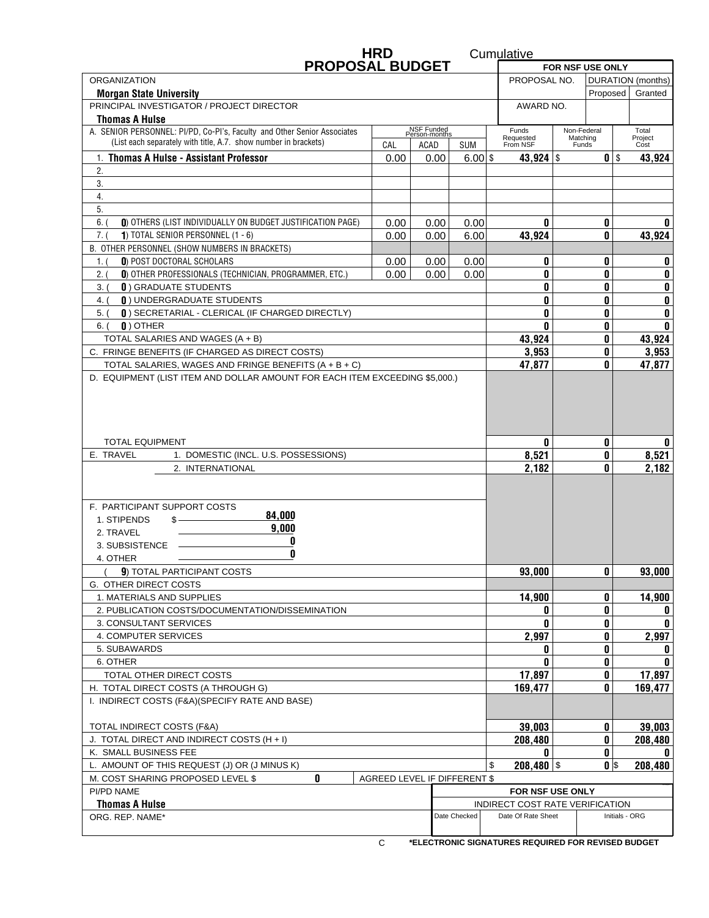**HRD** Cumulative

# PROPOSAL BUDGET

| | | FOR NSF USE ONLY | | |
|---|---|---|---|---|
| ORGANIZATION | | PROPOSAL NO. | DURATION (months) | |
| **Morgan State University** | | | Proposed | Granted |
| PRINCIPAL INVESTIGATOR / PROJECT DIRECTOR | | AWARD NO. | | |
| **Thomas A Hulse** | | | | |

| A. SENIOR PERSONNEL: PI/PD, Co-PI's, Faculty and Other Senior Associates (List each separately with title, A.7. show number in brackets) | NSF Funded Person-months CAL | ACAD | SUM | Funds Requested From NSF | Non-Federal Matching Funds | Total Project Cost |
|---|---|---|---|---|---|---|
| 1. **Thomas A Hulse - Assistant Professor** | 0.00 | 0.00 | 6.00 | $ 43,924 | $ 0 | $ 43,924 |
| 2. | | | | | | |
| 3. | | | | | | |
| 4. | | | | | | |
| 5. | | | | | | |
| 6. ( 0) OTHERS (LIST INDIVIDUALLY ON BUDGET JUSTIFICATION PAGE) | 0.00 | 0.00 | 0.00 | 0 | 0 | 0 |
| 7. ( 1) TOTAL SENIOR PERSONNEL (1 - 6) | 0.00 | 0.00 | 6.00 | 43,924 | 0 | 43,924 |
| B. OTHER PERSONNEL (SHOW NUMBERS IN BRACKETS) | | | | | | |
| 1. ( 0) POST DOCTORAL SCHOLARS | 0.00 | 0.00 | 0.00 | 0 | 0 | 0 |
| 2. ( 0) OTHER PROFESSIONALS (TECHNICIAN, PROGRAMMER, ETC.) | 0.00 | 0.00 | 0.00 | 0 | 0 | 0 |
| 3. ( 0 ) GRADUATE STUDENTS | | | | 0 | 0 | 0 |
| 4. ( 0 ) UNDERGRADUATE STUDENTS | | | | 0 | 0 | 0 |
| 5. ( 0 ) SECRETARIAL - CLERICAL (IF CHARGED DIRECTLY) | | | | 0 | 0 | 0 |
| 6. ( 0 ) OTHER | | | | 0 | 0 | 0 |
| TOTAL SALARIES AND WAGES (A + B) | | | | 43,924 | 0 | 43,924 |
| C. FRINGE BENEFITS (IF CHARGED AS DIRECT COSTS) | | | | 3,953 | 0 | 3,953 |
| TOTAL SALARIES, WAGES AND FRINGE BENEFITS (A + B + C) | | | | 47,877 | 0 | 47,877 |
| D. EQUIPMENT (LIST ITEM AND DOLLAR AMOUNT FOR EACH ITEM EXCEEDING $5,000.) | | | | | | |
| TOTAL EQUIPMENT | | | | 0 | 0 | 0 |
| E. TRAVEL 1. DOMESTIC (INCL. U.S. POSSESSIONS) | | | | 8,521 | 0 | 8,521 |
| 2. INTERNATIONAL | | | | 2,182 | 0 | 2,182 |
| F. PARTICIPANT SUPPORT COSTS<br>1. STIPENDS $ 84,000<br>2. TRAVEL 9,000<br>3. SUBSISTENCE 0<br>4. OTHER 0 | | | | | | |
| ( 9) TOTAL PARTICIPANT COSTS | | | | 93,000 | 0 | 93,000 |
| G. OTHER DIRECT COSTS | | | | | | |
| 1. MATERIALS AND SUPPLIES | | | | 14,900 | 0 | 14,900 |
| 2. PUBLICATION COSTS/DOCUMENTATION/DISSEMINATION | | | | 0 | 0 | 0 |
| 3. CONSULTANT SERVICES | | | | 0 | 0 | 0 |
| 4. COMPUTER SERVICES | | | | 2,997 | 0 | 2,997 |
| 5. SUBAWARDS | | | | 0 | 0 | 0 |
| 6. OTHER | | | | 0 | 0 | 0 |
| TOTAL OTHER DIRECT COSTS | | | | 17,897 | 0 | 17,897 |
| H. TOTAL DIRECT COSTS (A THROUGH G) | | | | 169,477 | 0 | 169,477 |
| I. INDIRECT COSTS (F&A)(SPECIFY RATE AND BASE) | | | | | | |
| TOTAL INDIRECT COSTS (F&A) | | | | 39,003 | 0 | 39,003 |
| J. TOTAL DIRECT AND INDIRECT COSTS (H + I) | | | | 208,480 | 0 | 208,480 |
| K. SMALL BUSINESS FEE | | | | 0 | 0 | 0 |
| L. AMOUNT OF THIS REQUEST (J) OR (J MINUS K) | | | | $ 208,480 | $ 0 | $ 208,480 |
| M. COST SHARING PROPOSED LEVEL $ 0 | AGREED LEVEL IF DIFFERENT $ | | | | | |

| PI/PD NAME | FOR NSF USE ONLY | | |
|---|---|---|---|
| **Thomas A Hulse** | INDIRECT COST RATE VERIFICATION | | |
| ORG. REP. NAME* | Date Checked | Date Of Rate Sheet | Initials - ORG |

C **\*ELECTRONIC SIGNATURES REQUIRED FOR REVISED BUDGET**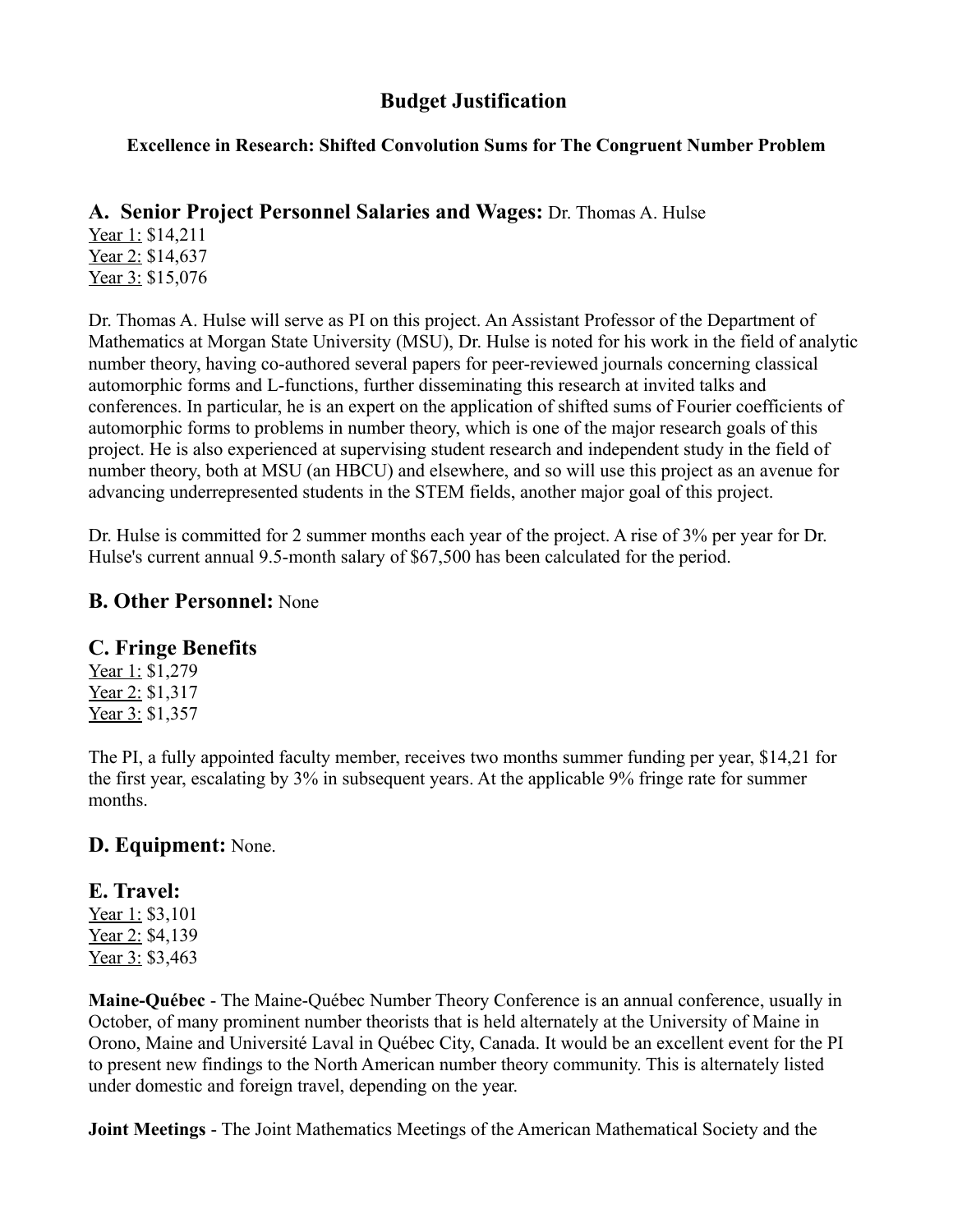# Budget Justification

### Excellence in Research: Shifted Convolution Sums for The Congruent Number Problem

## A. Senior Project Personnel Salaries and Wages: Dr. Thomas A. Hulse

Year 1: $14,211
Year 2: $14,637
Year 3: $15,076

Dr. Thomas A. Hulse will serve as PI on this project. An Assistant Professor of the Department of Mathematics at Morgan State University (MSU), Dr. Hulse is noted for his work in the field of analytic number theory, having co-authored several papers for peer-reviewed journals concerning classical automorphic forms and L-functions, further disseminating this research at invited talks and conferences. In particular, he is an expert on the application of shifted sums of Fourier coefficients of automorphic forms to problems in number theory, which is one of the major research goals of this project. He is also experienced at supervising student research and independent study in the field of number theory, both at MSU (an HBCU) and elsewhere, and so will use this project as an avenue for advancing underrepresented students in the STEM fields, another major goal of this project.

Dr. Hulse is committed for 2 summer months each year of the project. A rise of 3% per year for Dr. Hulse's current annual 9.5-month salary of $67,500 has been calculated for the period.

## B. Other Personnel: None

## C. Fringe Benefits

Year 1: $1,279
Year 2: $1,317
Year 3: $1,357

The PI, a fully appointed faculty member, receives two months summer funding per year, $14,21 for the first year, escalating by 3% in subsequent years. At the applicable 9% fringe rate for summer months.

## D. Equipment: None.

## E. Travel:

Year 1: $3,101
Year 2: $4,139
Year 3: $3,463

**Maine-Québec** - The Maine-Québec Number Theory Conference is an annual conference, usually in October, of many prominent number theorists that is held alternately at the University of Maine in Orono, Maine and Université Laval in Québec City, Canada. It would be an excellent event for the PI to present new findings to the North American number theory community. This is alternately listed under domestic and foreign travel, depending on the year.

**Joint Meetings** - The Joint Mathematics Meetings of the American Mathematical Society and the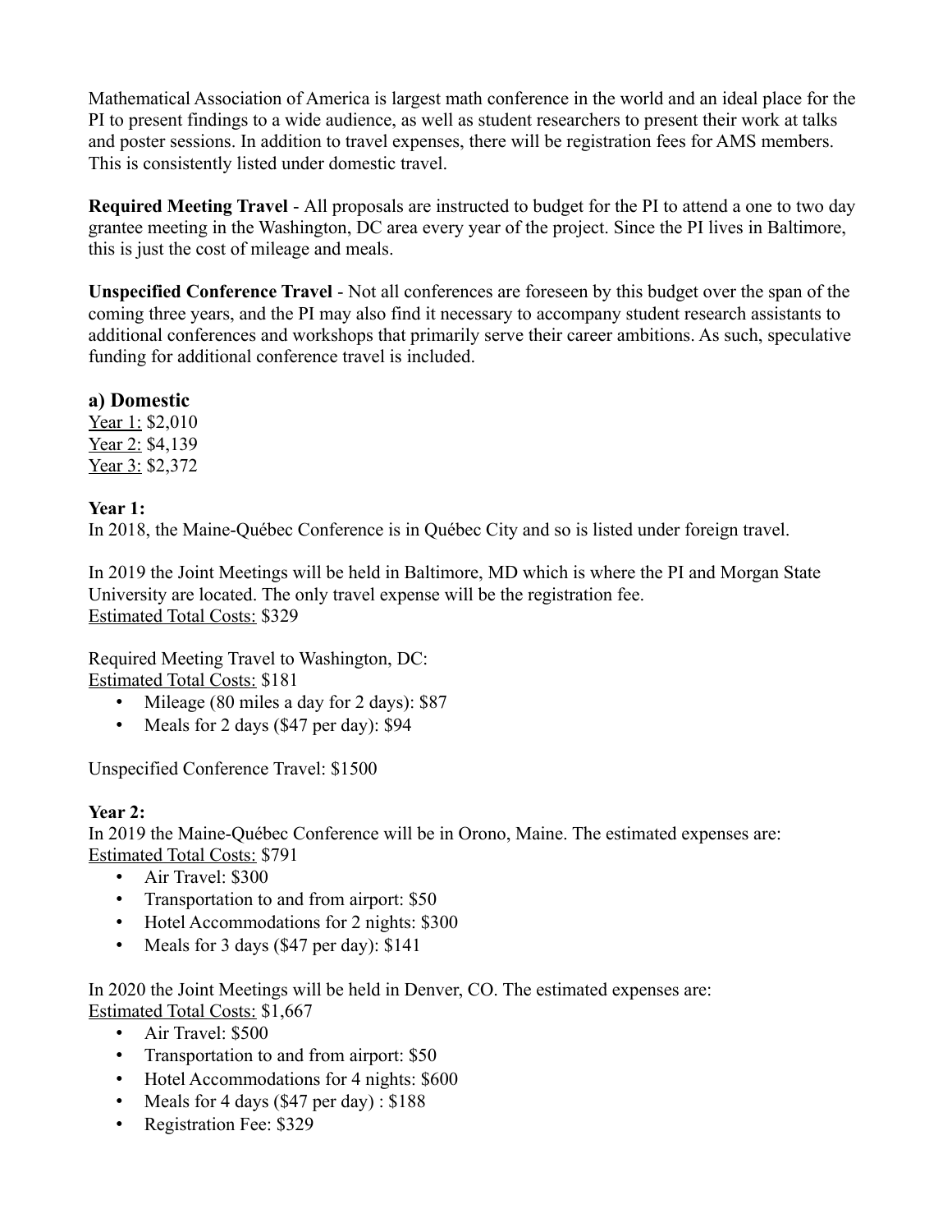Mathematical Association of America is largest math conference in the world and an ideal place for the PI to present findings to a wide audience, as well as student researchers to present their work at talks and poster sessions. In addition to travel expenses, there will be registration fees for AMS members. This is consistently listed under domestic travel.

**Required Meeting Travel** - All proposals are instructed to budget for the PI to attend a one to two day grantee meeting in the Washington, DC area every year of the project. Since the PI lives in Baltimore, this is just the cost of mileage and meals.

**Unspecified Conference Travel** - Not all conferences are foreseen by this budget over the span of the coming three years, and the PI may also find it necessary to accompany student research assistants to additional conferences and workshops that primarily serve their career ambitions. As such, speculative funding for additional conference travel is included.

### a) Domestic

Year 1: $2,010
Year 2: $4,139
Year 3: $2,372

**Year 1:**

In 2018, the Maine-Québec Conference is in Québec City and so is listed under foreign travel.

In 2019 the Joint Meetings will be held in Baltimore, MD which is where the PI and Morgan State University are located. The only travel expense will be the registration fee.
Estimated Total Costs: $329

Required Meeting Travel to Washington, DC:
Estimated Total Costs: $181

- Mileage (80 miles a day for 2 days): $87
- Meals for 2 days ($47 per day): $94

Unspecified Conference Travel: $1500

**Year 2:**

In 2019 the Maine-Québec Conference will be in Orono, Maine. The estimated expenses are:
Estimated Total Costs: $791

- Air Travel: $300
- Transportation to and from airport: $50
- Hotel Accommodations for 2 nights: $300
- Meals for 3 days ($47 per day): $141

In 2020 the Joint Meetings will be held in Denver, CO. The estimated expenses are:
Estimated Total Costs: $1,667

- Air Travel: $500
- Transportation to and from airport: $50
- Hotel Accommodations for 4 nights: $600
- Meals for 4 days ($47 per day) : $188
- Registration Fee: $329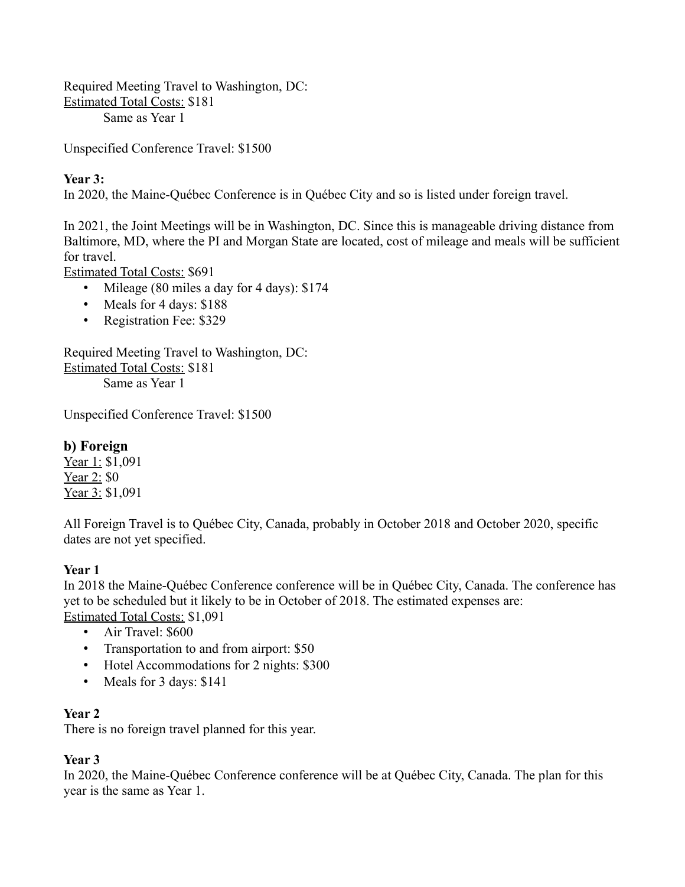Required Meeting Travel to Washington, DC:
<u>Estimated Total Costs:</u> $181

Same as Year 1

Unspecified Conference Travel: $1500

**Year 3:**
In 2020, the Maine-Québec Conference is in Québec City and so is listed under foreign travel.

In 2021, the Joint Meetings will be in Washington, DC. Since this is manageable driving distance from Baltimore, MD, where the PI and Morgan State are located, cost of mileage and meals will be sufficient for travel.
<u>Estimated Total Costs:</u> $691

- Mileage (80 miles a day for 4 days): $174
- Meals for 4 days: $188
- Registration Fee: $329

Required Meeting Travel to Washington, DC:
<u>Estimated Total Costs:</u> $181

Same as Year 1

Unspecified Conference Travel: $1500

## b) Foreign

<u>Year 1:</u> $1,091
<u>Year 2:</u> $0
<u>Year 3:</u> $1,091

All Foreign Travel is to Québec City, Canada, probably in October 2018 and October 2020, specific dates are not yet specified.

**Year 1**
In 2018 the Maine-Québec Conference conference will be in Québec City, Canada. The conference has yet to be scheduled but it likely to be in October of 2018. The estimated expenses are:
<u>Estimated Total Costs:</u> $1,091

- Air Travel: $600
- Transportation to and from airport: $50
- Hotel Accommodations for 2 nights: $300
- Meals for 3 days: $141

**Year 2**
There is no foreign travel planned for this year.

**Year 3**
In 2020, the Maine-Québec Conference conference will be at Québec City, Canada. The plan for this year is the same as Year 1.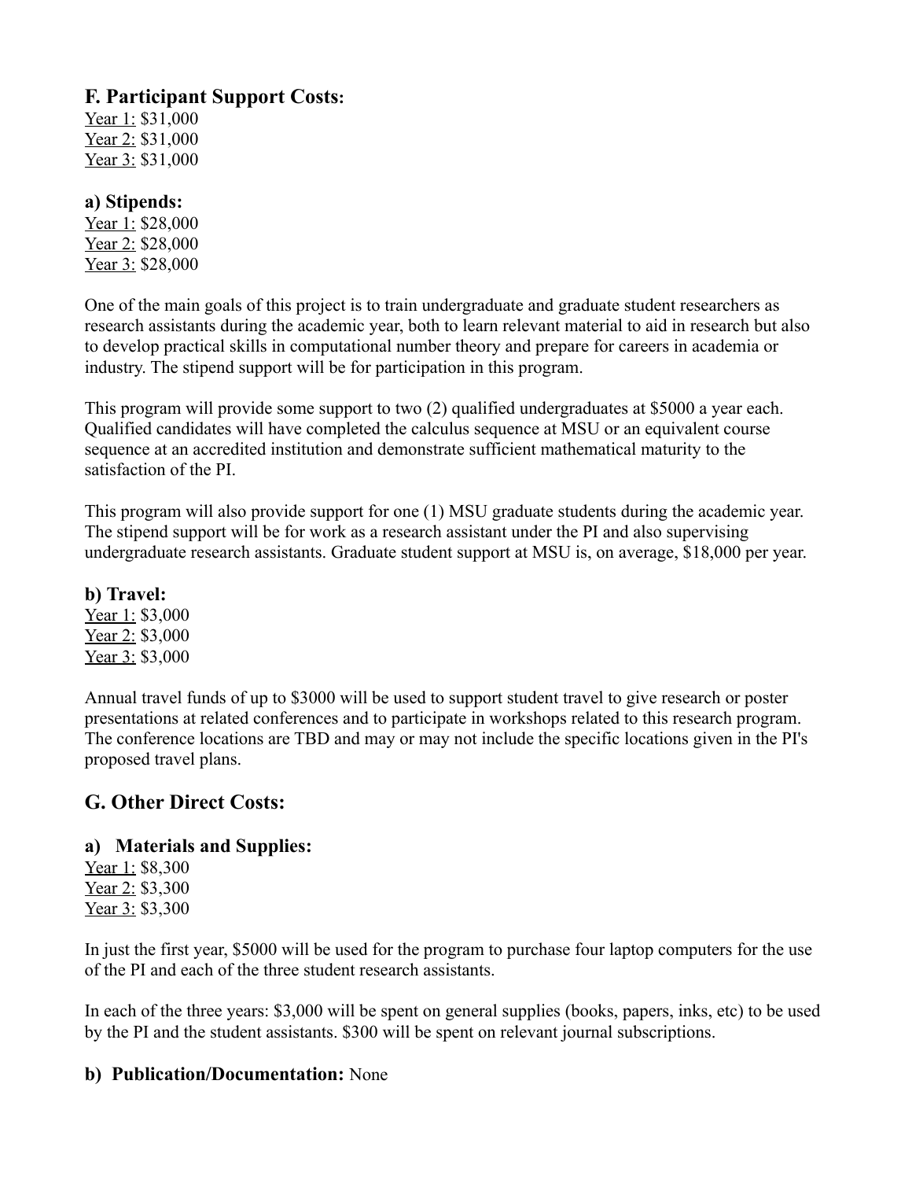## F. Participant Support Costs:

Year 1: $31,000
Year 2: $31,000
Year 3: $31,000

### a) Stipends:

Year 1: $28,000
Year 2: $28,000
Year 3: $28,000

One of the main goals of this project is to train undergraduate and graduate student researchers as research assistants during the academic year, both to learn relevant material to aid in research but also to develop practical skills in computational number theory and prepare for careers in academia or industry. The stipend support will be for participation in this program.

This program will provide some support to two (2) qualified undergraduates at $5000 a year each. Qualified candidates will have completed the calculus sequence at MSU or an equivalent course sequence at an accredited institution and demonstrate sufficient mathematical maturity to the satisfaction of the PI.

This program will also provide support for one (1) MSU graduate students during the academic year. The stipend support will be for work as a research assistant under the PI and also supervising undergraduate research assistants. Graduate student support at MSU is, on average, $18,000 per year.

### b) Travel:

Year 1: $3,000
Year 2: $3,000
Year 3: $3,000

Annual travel funds of up to $3000 will be used to support student travel to give research or poster presentations at related conferences and to participate in workshops related to this research program. The conference locations are TBD and may or may not include the specific locations given in the PI's proposed travel plans.

## G. Other Direct Costs:

### a) Materials and Supplies:

Year 1: $8,300
Year 2: $3,300
Year 3: $3,300

In just the first year, $5000 will be used for the program to purchase four laptop computers for the use of the PI and each of the three student research assistants.

In each of the three years: $3,000 will be spent on general supplies (books, papers, inks, etc) to be used by the PI and the student assistants. $300 will be spent on relevant journal subscriptions.

### b) Publication/Documentation: None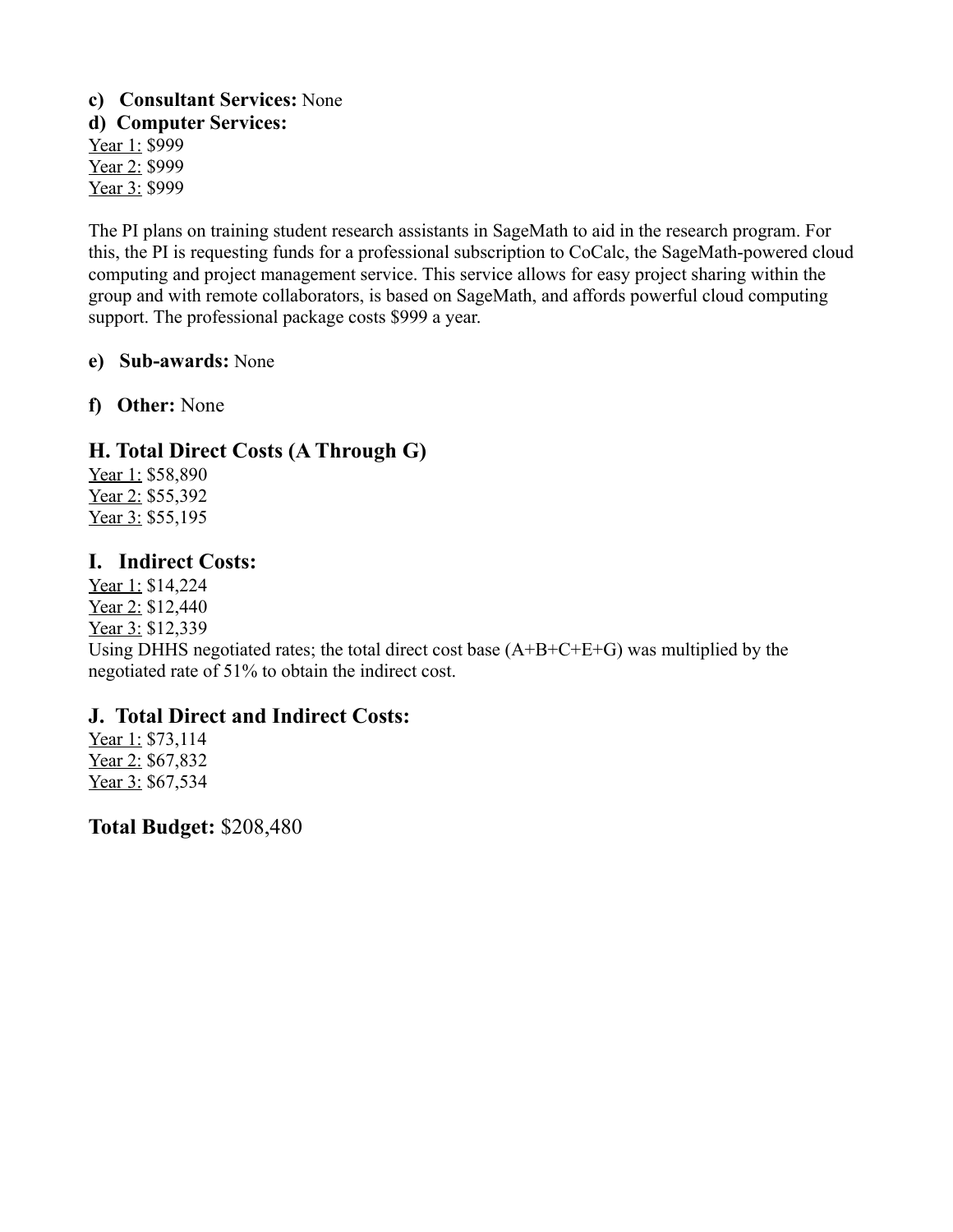**c) Consultant Services:** None

**d) Computer Services:**

Year 1: $999
Year 2: $999
Year 3: $999

The PI plans on training student research assistants in SageMath to aid in the research program. For this, the PI is requesting funds for a professional subscription to CoCalc, the SageMath-powered cloud computing and project management service. This service allows for easy project sharing within the group and with remote collaborators, is based on SageMath, and affords powerful cloud computing support. The professional package costs $999 a year.

**e) Sub-awards:** None

**f) Other:** None

## H. Total Direct Costs (A Through G)

Year 1: $58,890
Year 2: $55,392
Year 3: $55,195

## I. Indirect Costs:

Year 1: $14,224
Year 2: $12,440
Year 3: $12,339
Using DHHS negotiated rates; the total direct cost base (A+B+C+E+G) was multiplied by the negotiated rate of 51% to obtain the indirect cost.

## J. Total Direct and Indirect Costs:

Year 1: $73,114
Year 2: $67,832
Year 3: $67,534

**Total Budget:** $208,480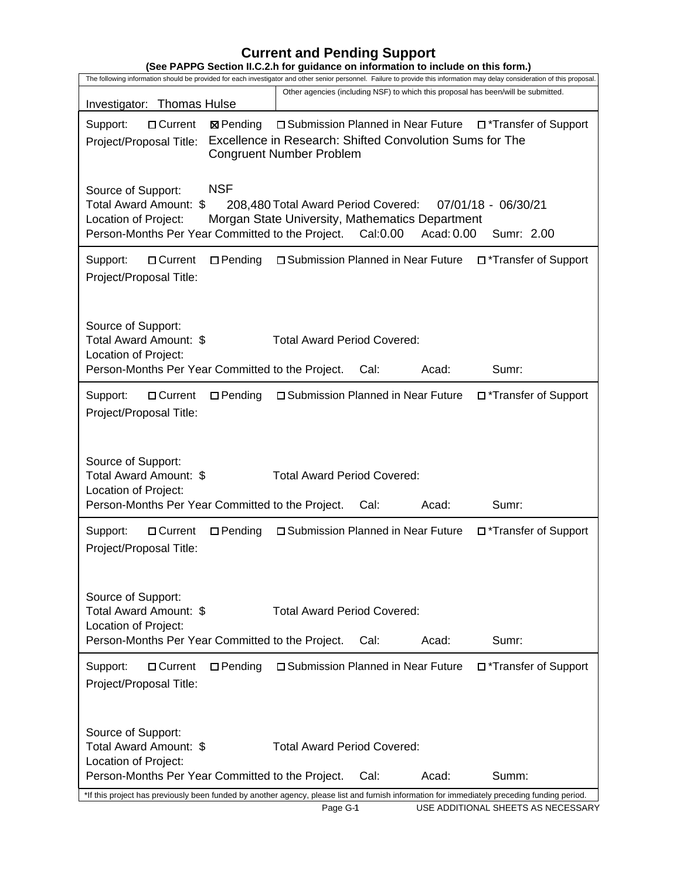# Current and Pending Support

**(See PAPPG Section II.C.2.h for guidance on information to include on this form.)**

The following information should be provided for each investigator and other senior personnel. Failure to provide this information may delay consideration of this proposal.

Investigator: Thomas Hulse

Other agencies (including NSF) to which this proposal has been/will be submitted.

---

Support: ☐ Current ☒ Pending ☐ Submission Planned in Near Future ☐ *Transfer of Support

Project/Proposal Title: Excellence in Research: Shifted Convolution Sums for The Congruent Number Problem

Source of Support: NSF

Total Award Amount: $ 208,480 Total Award Period Covered: 07/01/18 - 06/30/21

Location of Project: Morgan State University, Mathematics Department

Person-Months Per Year Committed to the Project. Cal: 0.00 Acad: 0.00 Sumr: 2.00

---

Support: ☐ Current ☐ Pending ☐ Submission Planned in Near Future ☐ *Transfer of Support

Project/Proposal Title:

Source of Support:

Total Award Amount: $ Total Award Period Covered:

Location of Project:

Person-Months Per Year Committed to the Project. Cal: Acad: Sumr:

---

Support: ☐ Current ☐ Pending ☐ Submission Planned in Near Future ☐ *Transfer of Support

Project/Proposal Title:

Source of Support:

Total Award Amount: $ Total Award Period Covered:

Location of Project:

Person-Months Per Year Committed to the Project. Cal: Acad: Sumr:

---

Support: ☐ Current ☐ Pending ☐ Submission Planned in Near Future ☐ *Transfer of Support

Project/Proposal Title:

Source of Support:

Total Award Amount: $ Total Award Period Covered:

Location of Project:

Person-Months Per Year Committed to the Project. Cal: Acad: Sumr:

---

Support: ☐ Current ☐ Pending ☐ Submission Planned in Near Future ☐ *Transfer of Support

Project/Proposal Title:

Source of Support:

Total Award Amount: $ Total Award Period Covered:

Location of Project:

Person-Months Per Year Committed to the Project. Cal: Acad: Summ:

---

*If this project has previously been funded by another agency, please list and furnish information for immediately preceding funding period.

Page G-1 USE ADDITIONAL SHEETS AS NECESSARY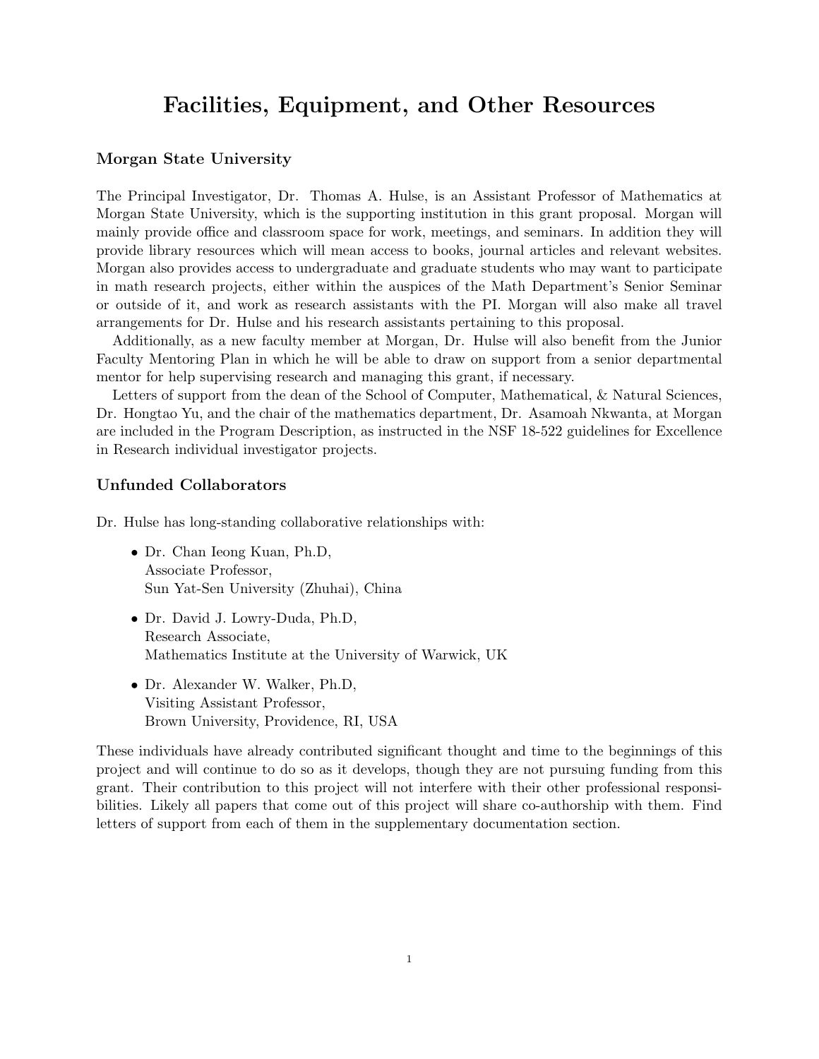# Facilities, Equipment, and Other Resources

## Morgan State University

The Principal Investigator, Dr. Thomas A. Hulse, is an Assistant Professor of Mathematics at Morgan State University, which is the supporting institution in this grant proposal. Morgan will mainly provide office and classroom space for work, meetings, and seminars. In addition they will provide library resources which will mean access to books, journal articles and relevant websites. Morgan also provides access to undergraduate and graduate students who may want to participate in math research projects, either within the auspices of the Math Department's Senior Seminar or outside of it, and work as research assistants with the PI. Morgan will also make all travel arrangements for Dr. Hulse and his research assistants pertaining to this proposal.

Additionally, as a new faculty member at Morgan, Dr. Hulse will also benefit from the Junior Faculty Mentoring Plan in which he will be able to draw on support from a senior departmental mentor for help supervising research and managing this grant, if necessary.

Letters of support from the dean of the School of Computer, Mathematical, & Natural Sciences, Dr. Hongtao Yu, and the chair of the mathematics department, Dr. Asamoah Nkwanta, at Morgan are included in the Program Description, as instructed in the NSF 18-522 guidelines for Excellence in Research individual investigator projects.

## Unfunded Collaborators

Dr. Hulse has long-standing collaborative relationships with:

- Dr. Chan Ieong Kuan, Ph.D,  
  Associate Professor,  
  Sun Yat-Sen University (Zhuhai), China

- Dr. David J. Lowry-Duda, Ph.D,  
  Research Associate,  
  Mathematics Institute at the University of Warwick, UK

- Dr. Alexander W. Walker, Ph.D,  
  Visiting Assistant Professor,  
  Brown University, Providence, RI, USA

These individuals have already contributed significant thought and time to the beginnings of this project and will continue to do so as it develops, though they are not pursuing funding from this grant. Their contribution to this project will not interfere with their other professional responsibilities. Likely all papers that come out of this project will share co-authorship with them. Find letters of support from each of them in the supplementary documentation section.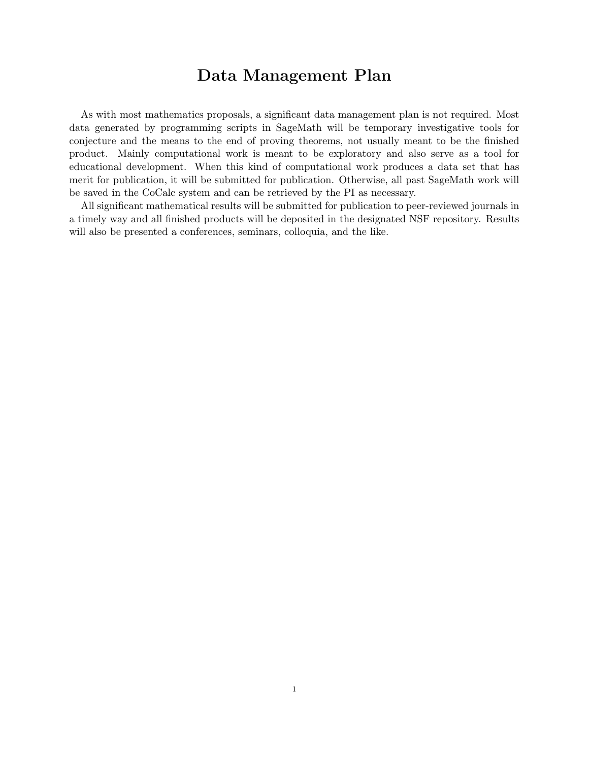# Data Management Plan

As with most mathematics proposals, a significant data management plan is not required. Most data generated by programming scripts in SageMath will be temporary investigative tools for conjecture and the means to the end of proving theorems, not usually meant to be the finished product. Mainly computational work is meant to be exploratory and also serve as a tool for educational development. When this kind of computational work produces a data set that has merit for publication, it will be submitted for publication. Otherwise, all past SageMath work will be saved in the CoCalc system and can be retrieved by the PI as necessary.

All significant mathematical results will be submitted for publication to peer-reviewed journals in a timely way and all finished products will be deposited in the designated NSF repository. Results will also be presented a conferences, seminars, colloquia, and the like.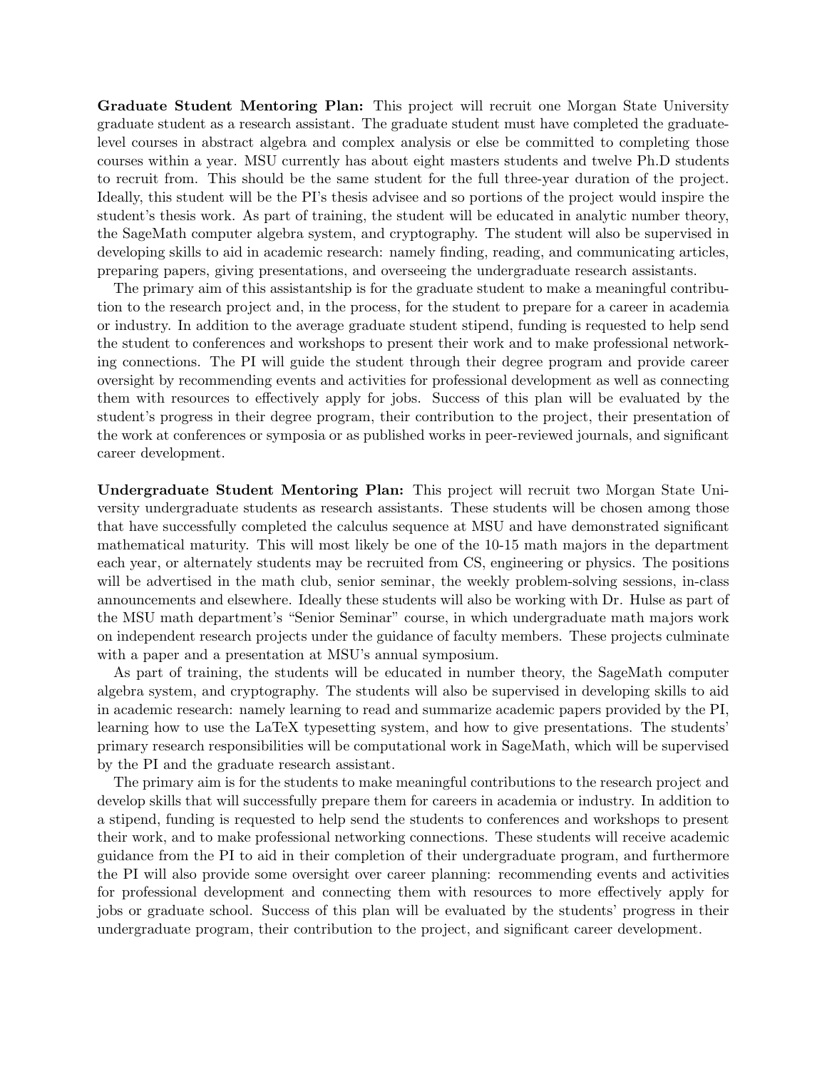**Graduate Student Mentoring Plan:** This project will recruit one Morgan State University graduate student as a research assistant. The graduate student must have completed the graduate-level courses in abstract algebra and complex analysis or else be committed to completing those courses within a year. MSU currently has about eight masters students and twelve Ph.D students to recruit from. This should be the same student for the full three-year duration of the project. Ideally, this student will be the PI's thesis advisee and so portions of the project would inspire the student's thesis work. As part of training, the student will be educated in analytic number theory, the SageMath computer algebra system, and cryptography. The student will also be supervised in developing skills to aid in academic research: namely finding, reading, and communicating articles, preparing papers, giving presentations, and overseeing the undergraduate research assistants.

The primary aim of this assistantship is for the graduate student to make a meaningful contribution to the research project and, in the process, for the student to prepare for a career in academia or industry. In addition to the average graduate student stipend, funding is requested to help send the student to conferences and workshops to present their work and to make professional networking connections. The PI will guide the student through their degree program and provide career oversight by recommending events and activities for professional development as well as connecting them with resources to effectively apply for jobs. Success of this plan will be evaluated by the student's progress in their degree program, their contribution to the project, their presentation of the work at conferences or symposia or as published works in peer-reviewed journals, and significant career development.

**Undergraduate Student Mentoring Plan:** This project will recruit two Morgan State University undergraduate students as research assistants. These students will be chosen among those that have successfully completed the calculus sequence at MSU and have demonstrated significant mathematical maturity. This will most likely be one of the 10-15 math majors in the department each year, or alternately students may be recruited from CS, engineering or physics. The positions will be advertised in the math club, senior seminar, the weekly problem-solving sessions, in-class announcements and elsewhere. Ideally these students will also be working with Dr. Hulse as part of the MSU math department's "Senior Seminar" course, in which undergraduate math majors work on independent research projects under the guidance of faculty members. These projects culminate with a paper and a presentation at MSU's annual symposium.

As part of training, the students will be educated in number theory, the SageMath computer algebra system, and cryptography. The students will also be supervised in developing skills to aid in academic research: namely learning to read and summarize academic papers provided by the PI, learning how to use the LaTeX typesetting system, and how to give presentations. The students' primary research responsibilities will be computational work in SageMath, which will be supervised by the PI and the graduate research assistant.

The primary aim is for the students to make meaningful contributions to the research project and develop skills that will successfully prepare them for careers in academia or industry. In addition to a stipend, funding is requested to help send the students to conferences and workshops to present their work, and to make professional networking connections. These students will receive academic guidance from the PI to aid in their completion of their undergraduate program, and furthermore the PI will also provide some oversight over career planning: recommending events and activities for professional development and connecting them with resources to more effectively apply for jobs or graduate school. Success of this plan will be evaluated by the students' progress in their undergraduate program, their contribution to the project, and significant career development.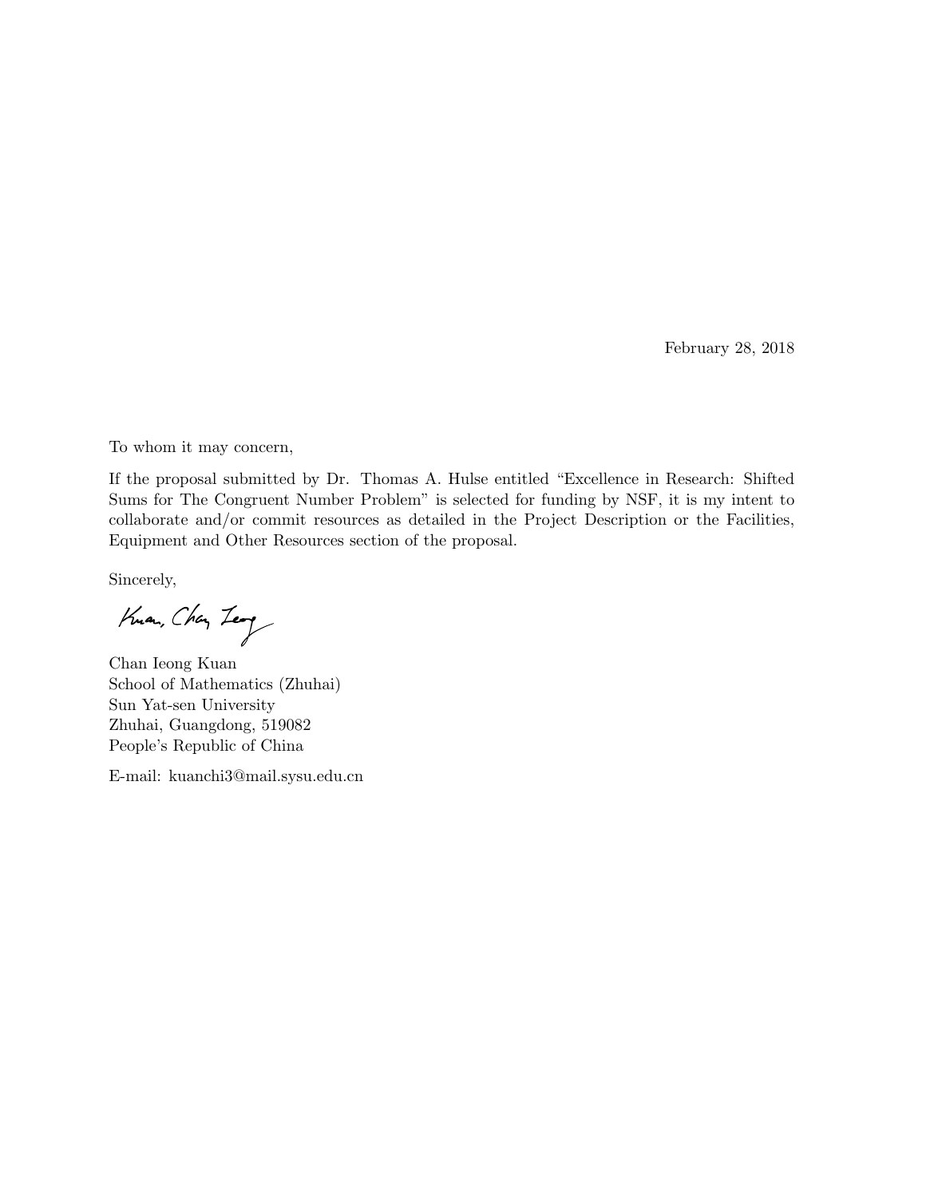February 28, 2018

To whom it may concern,

If the proposal submitted by Dr. Thomas A. Hulse entitled "Excellence in Research: Shifted Sums for The Congruent Number Problem" is selected for funding by NSF, it is my intent to collaborate and/or commit resources as detailed in the Project Description or the Facilities, Equipment and Other Resources section of the proposal.

Sincerely,

Kuan, Chan Ieong

Chan Ieong Kuan
School of Mathematics (Zhuhai)
Sun Yat-sen University
Zhuhai, Guangdong, 519082
People's Republic of China

E-mail: kuanchi3@mail.sysu.edu.cn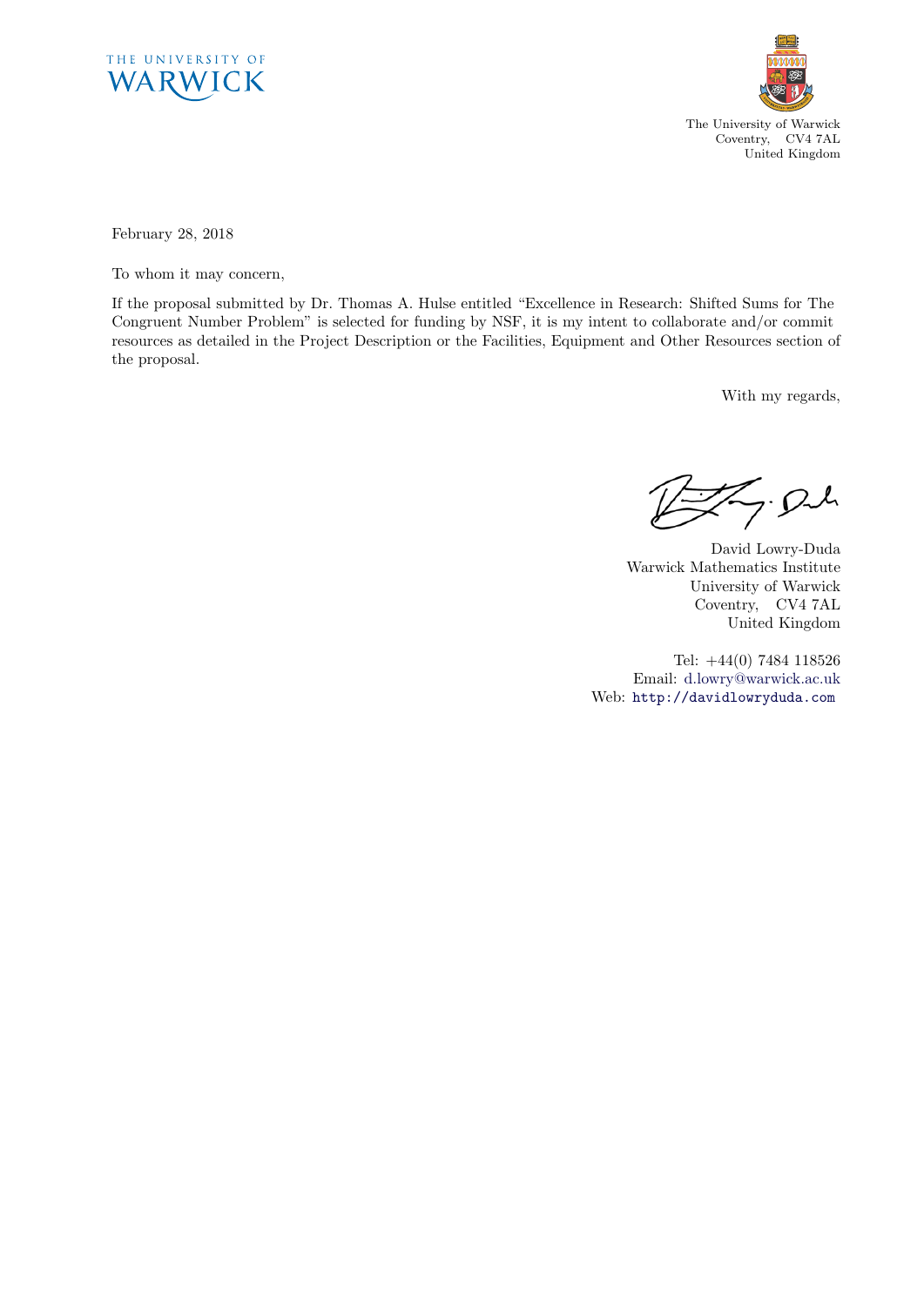THE UNIVERSITY OF WARWICK

The University of Warwick
Coventry, CV4 7AL
United Kingdom

February 28, 2018

To whom it may concern,

If the proposal submitted by Dr. Thomas A. Hulse entitled "Excellence in Research: Shifted Sums for The Congruent Number Problem" is selected for funding by NSF, it is my intent to collaborate and/or commit resources as detailed in the Project Description or the Facilities, Equipment and Other Resources section of the proposal.

With my regards,

David Lowry-Duda
Warwick Mathematics Institute
University of Warwick
Coventry, CV4 7AL
United Kingdom

Tel: +44(0) 7484 118526
Email: d.lowry@warwick.ac.uk
Web: http://davidlowryduda.com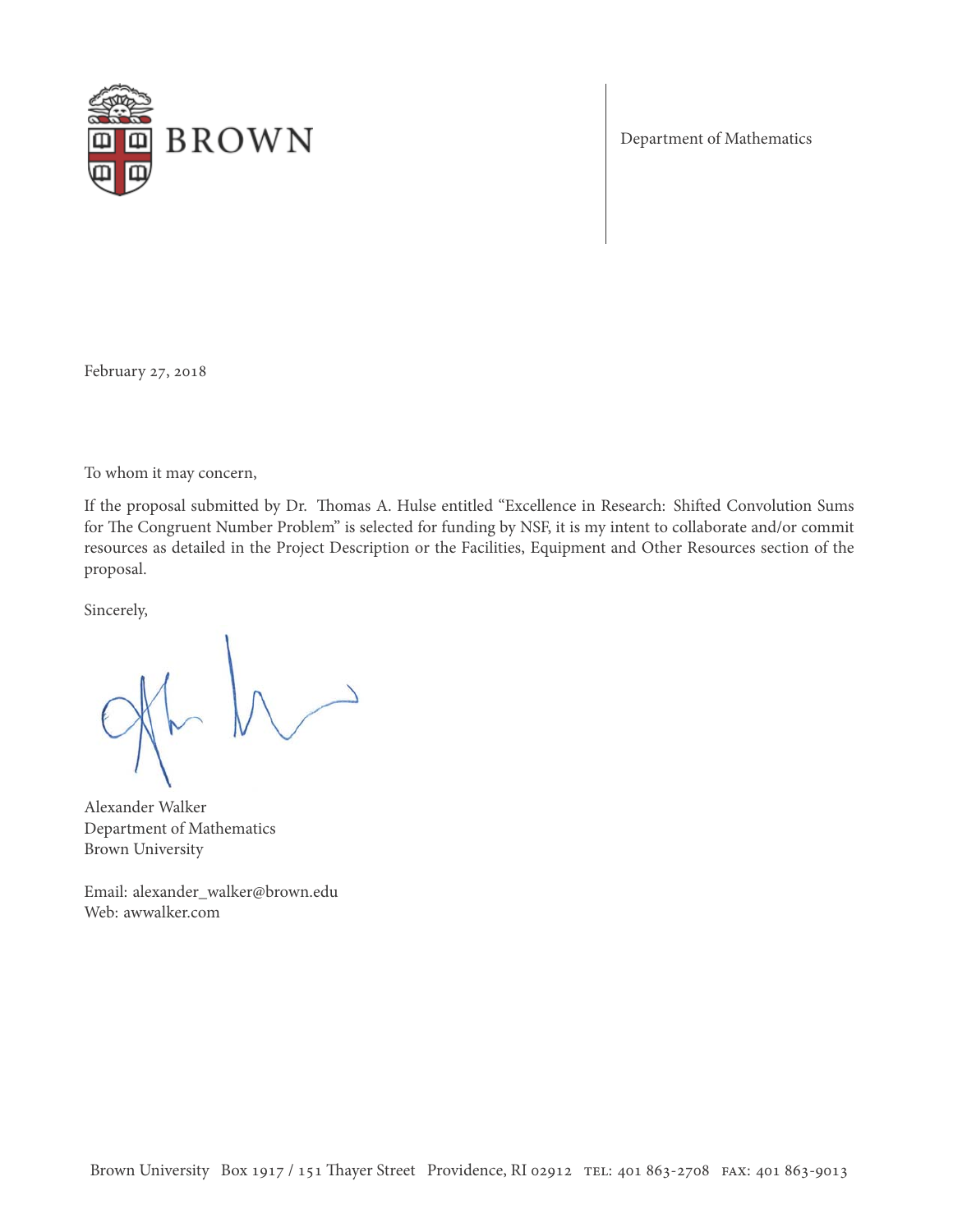BROWN

Department of Mathematics

February 27, 2018

To whom it may concern,

If the proposal submitted by Dr. Thomas A. Hulse entitled "Excellence in Research: Shifted Convolution Sums for The Congruent Number Problem" is selected for funding by NSF, it is my intent to collaborate and/or commit resources as detailed in the Project Description or the Facilities, Equipment and Other Resources section of the proposal.

Sincerely,

Alexander Walker
Department of Mathematics
Brown University

Email: alexander_walker@brown.edu
Web: awwalker.com

Brown University Box 1917 / 151 Thayer Street Providence, RI 02912 TEL: 401 863-2708 FAX: 401 863-9013